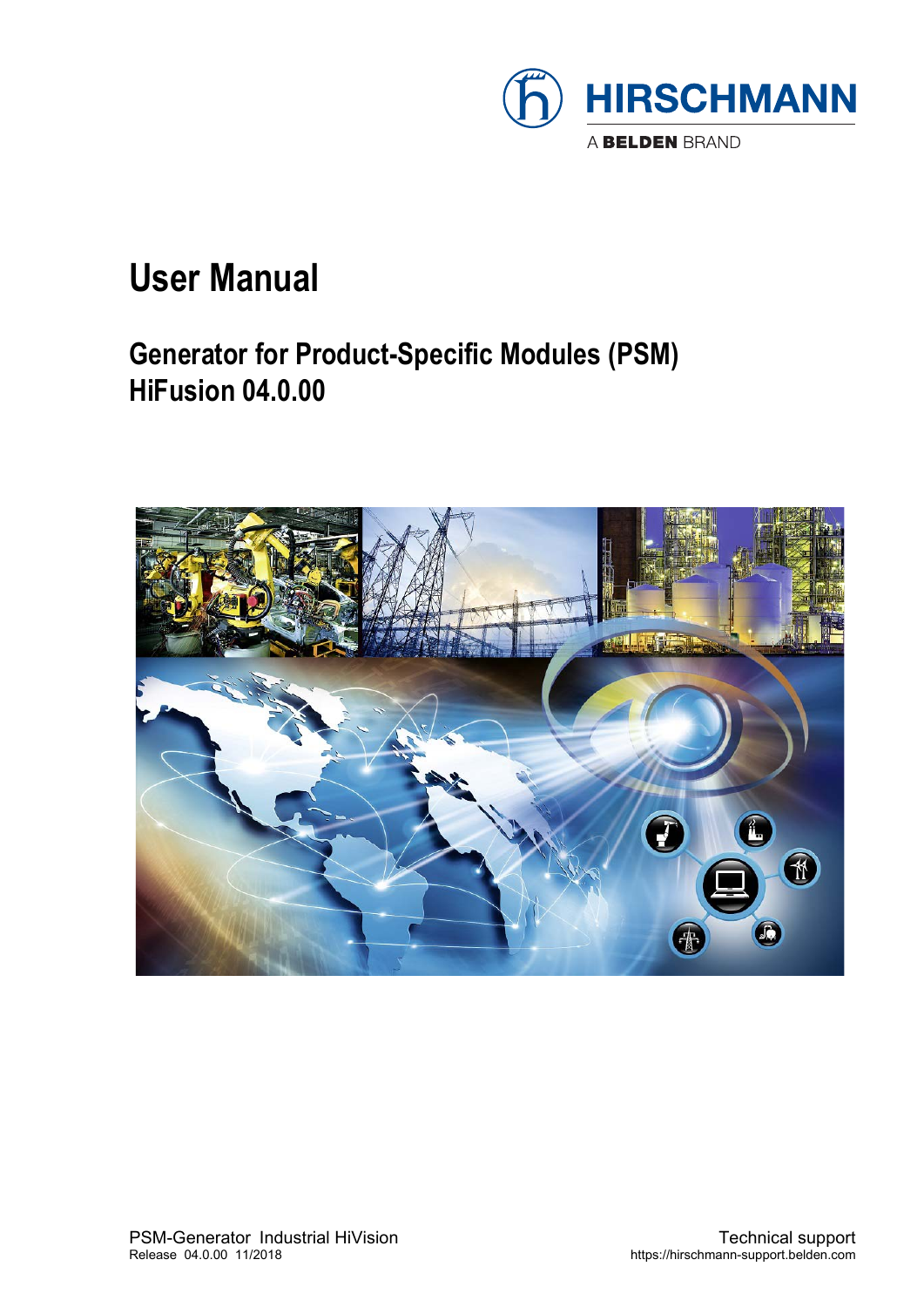HIRSCHMANN

A BELDEN BRAND

# User Manual

## Generator for Product-Specific Modules (PSM)
## HiFusion 04.0.00

PSM-Generator Industrial HiVision
Release 04.0.00 11/2018

Technical support
https://hirschmann-support.belden.com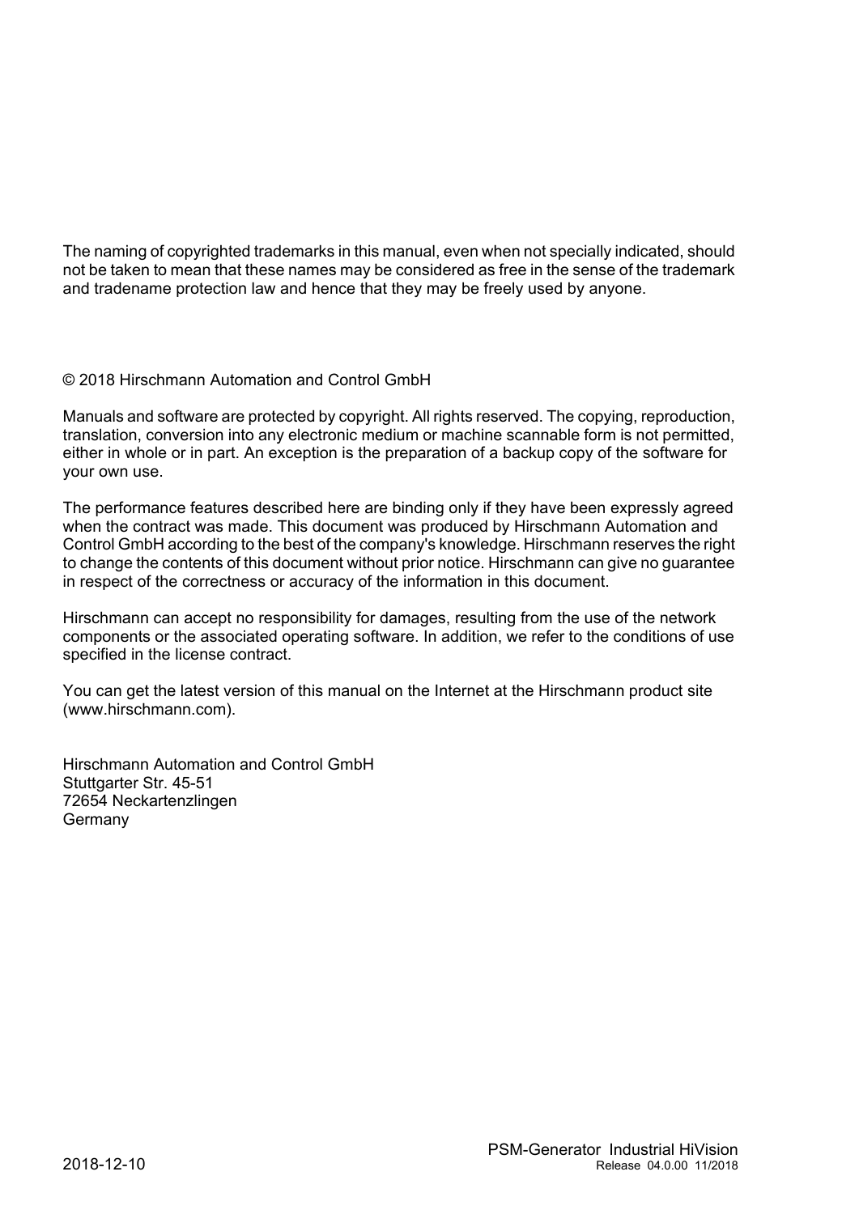The naming of copyrighted trademarks in this manual, even when not specially indicated, should not be taken to mean that these names may be considered as free in the sense of the trademark and tradename protection law and hence that they may be freely used by anyone.

© 2018 Hirschmann Automation and Control GmbH

Manuals and software are protected by copyright. All rights reserved. The copying, reproduction, translation, conversion into any electronic medium or machine scannable form is not permitted, either in whole or in part. An exception is the preparation of a backup copy of the software for your own use.

The performance features described here are binding only if they have been expressly agreed when the contract was made. This document was produced by Hirschmann Automation and Control GmbH according to the best of the company's knowledge. Hirschmann reserves the right to change the contents of this document without prior notice. Hirschmann can give no guarantee in respect of the correctness or accuracy of the information in this document.

Hirschmann can accept no responsibility for damages, resulting from the use of the network components or the associated operating software. In addition, we refer to the conditions of use specified in the license contract.

You can get the latest version of this manual on the Internet at the Hirschmann product site (www.hirschmann.com).

Hirschmann Automation and Control GmbH
Stuttgarter Str. 45-51
72654 Neckartenzlingen
Germany

2018-12-10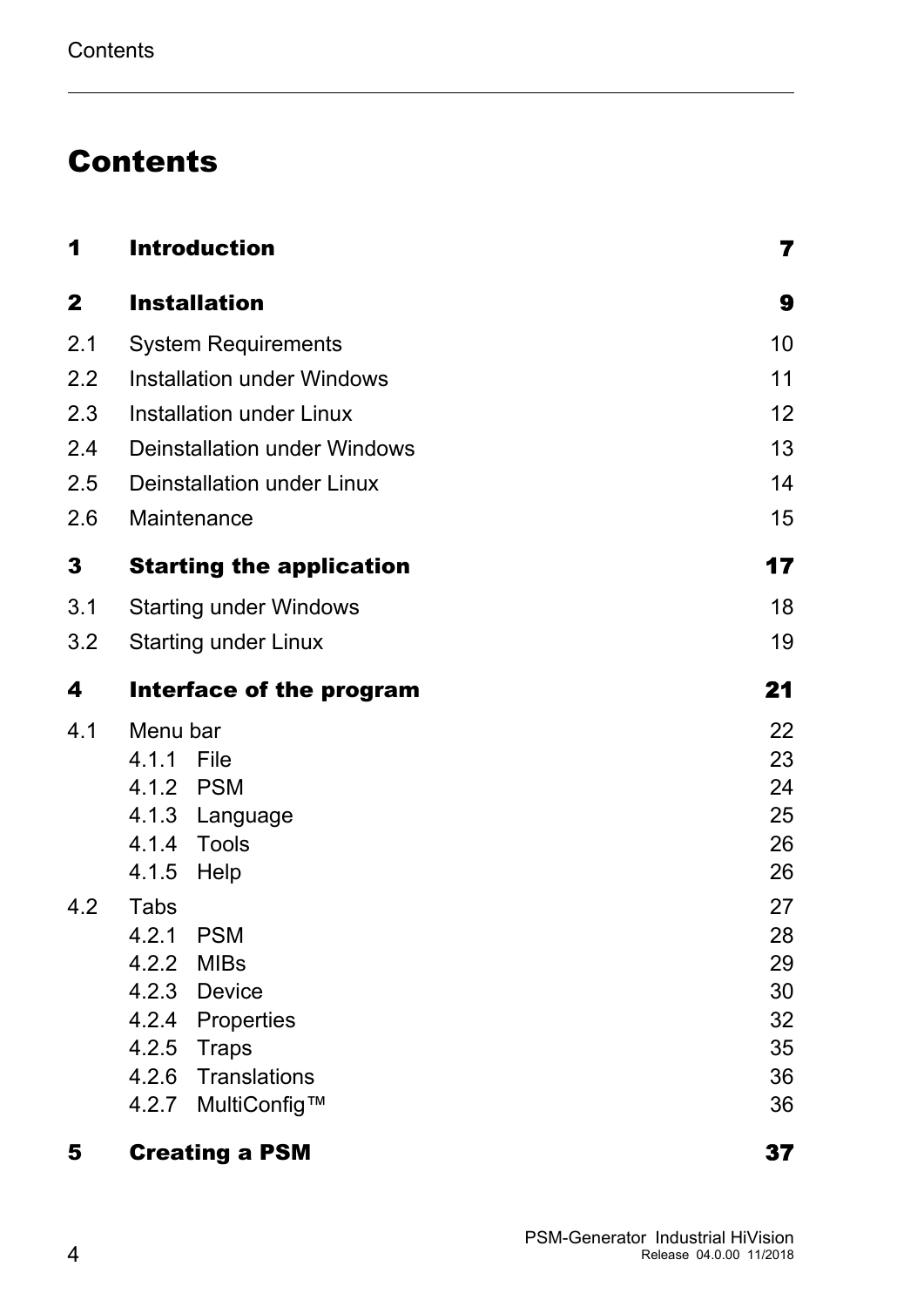# Contents

| | | |
|---|---|---|
| **1** | **Introduction** | **7** |
| **2** | **Installation** | **9** |
| 2.1 | System Requirements | 10 |
| 2.2 | Installation under Windows | 11 |
| 2.3 | Installation under Linux | 12 |
| 2.4 | Deinstallation under Windows | 13 |
| 2.5 | Deinstallation under Linux | 14 |
| 2.6 | Maintenance | 15 |
| **3** | **Starting the application** | **17** |
| 3.1 | Starting under Windows | 18 |
| 3.2 | Starting under Linux | 19 |
| **4** | **Interface of the program** | **21** |
| 4.1 | Menu bar | 22 |
| | 4.1.1 File | 23 |
| | 4.1.2 PSM | 24 |
| | 4.1.3 Language | 25 |
| | 4.1.4 Tools | 26 |
| | 4.1.5 Help | 26 |
| 4.2 | Tabs | 27 |
| | 4.2.1 PSM | 28 |
| | 4.2.2 MIBs | 29 |
| | 4.2.3 Device | 30 |
| | 4.2.4 Properties | 32 |
| | 4.2.5 Traps | 35 |
| | 4.2.6 Translations | 36 |
| | 4.2.7 MultiConfig™ | 36 |
| **5** | **Creating a PSM** | **37** |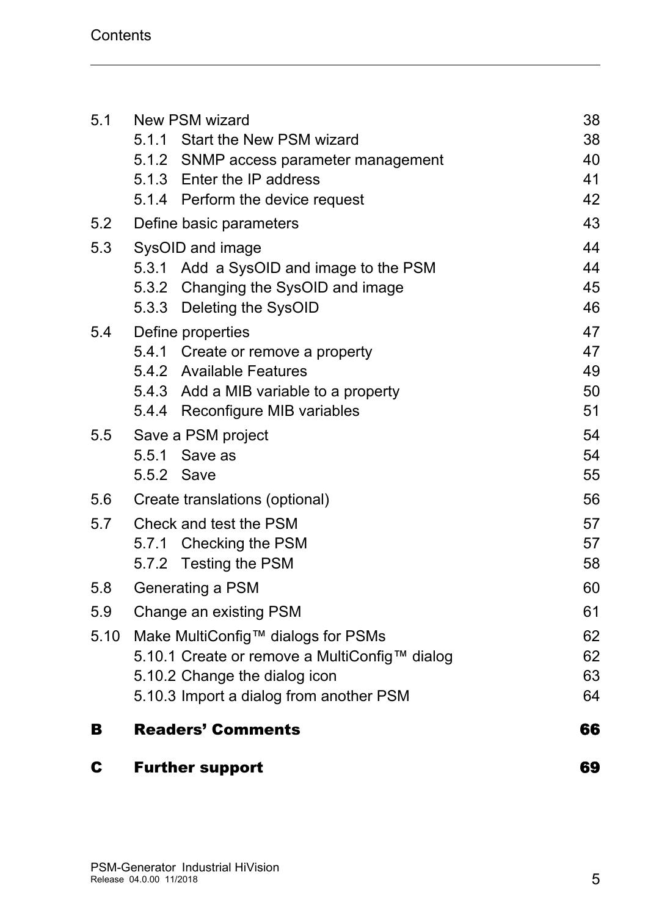| | | |
|---|---|---|
| 5.1 | New PSM wizard | 38 |
| | 5.1.1 Start the New PSM wizard | 38 |
| | 5.1.2 SNMP access parameter management | 40 |
| | 5.1.3 Enter the IP address | 41 |
| | 5.1.4 Perform the device request | 42 |
| 5.2 | Define basic parameters | 43 |
| 5.3 | SysOID and image | 44 |
| | 5.3.1 Add a SysOID and image to the PSM | 44 |
| | 5.3.2 Changing the SysOID and image | 45 |
| | 5.3.3 Deleting the SysOID | 46 |
| 5.4 | Define properties | 47 |
| | 5.4.1 Create or remove a property | 47 |
| | 5.4.2 Available Features | 49 |
| | 5.4.3 Add a MIB variable to a property | 50 |
| | 5.4.4 Reconfigure MIB variables | 51 |
| 5.5 | Save a PSM project | 54 |
| | 5.5.1 Save as | 54 |
| | 5.5.2 Save | 55 |
| 5.6 | Create translations (optional) | 56 |
| 5.7 | Check and test the PSM | 57 |
| | 5.7.1 Checking the PSM | 57 |
| | 5.7.2 Testing the PSM | 58 |
| 5.8 | Generating a PSM | 60 |
| 5.9 | Change an existing PSM | 61 |
| 5.10 | Make MultiConfig™ dialogs for PSMs | 62 |
| | 5.10.1 Create or remove a MultiConfig™ dialog | 62 |
| | 5.10.2 Change the dialog icon | 63 |
| | 5.10.3 Import a dialog from another PSM | 64 |
| **B** | **Readers’ Comments** | **66** |
| **C** | **Further support** | **69** |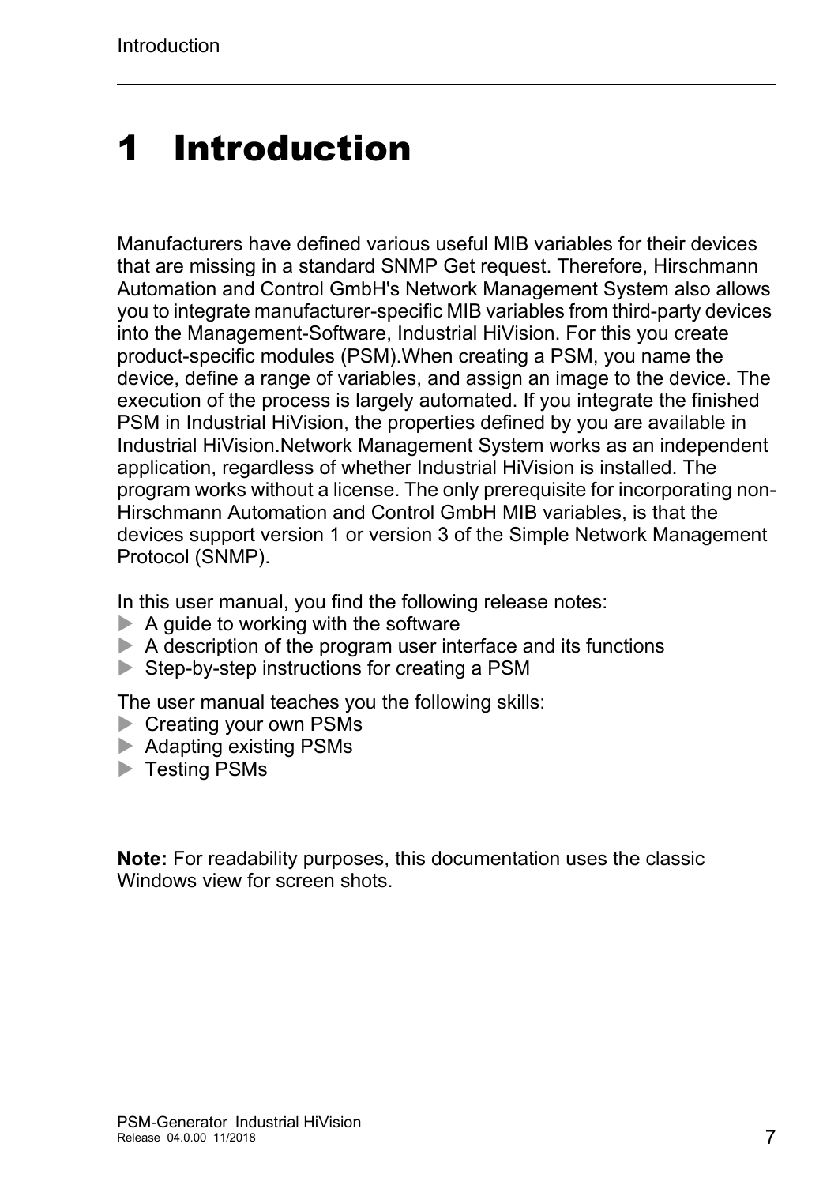# 1 Introduction

Manufacturers have defined various useful MIB variables for their devices that are missing in a standard SNMP Get request. Therefore, Hirschmann Automation and Control GmbH's Network Management System also allows you to integrate manufacturer-specific MIB variables from third-party devices into the Management-Software, Industrial HiVision. For this you create product-specific modules (PSM).When creating a PSM, you name the device, define a range of variables, and assign an image to the device. The execution of the process is largely automated. If you integrate the finished PSM in Industrial HiVision, the properties defined by you are available in Industrial HiVision.Network Management System works as an independent application, regardless of whether Industrial HiVision is installed. The program works without a license. The only prerequisite for incorporating non-Hirschmann Automation and Control GmbH MIB variables, is that the devices support version 1 or version 3 of the Simple Network Management Protocol (SNMP).

In this user manual, you find the following release notes:

- A guide to working with the software
- A description of the program user interface and its functions
- Step-by-step instructions for creating a PSM

The user manual teaches you the following skills:

- Creating your own PSMs
- Adapting existing PSMs
- Testing PSMs

**Note:** For readability purposes, this documentation uses the classic Windows view for screen shots.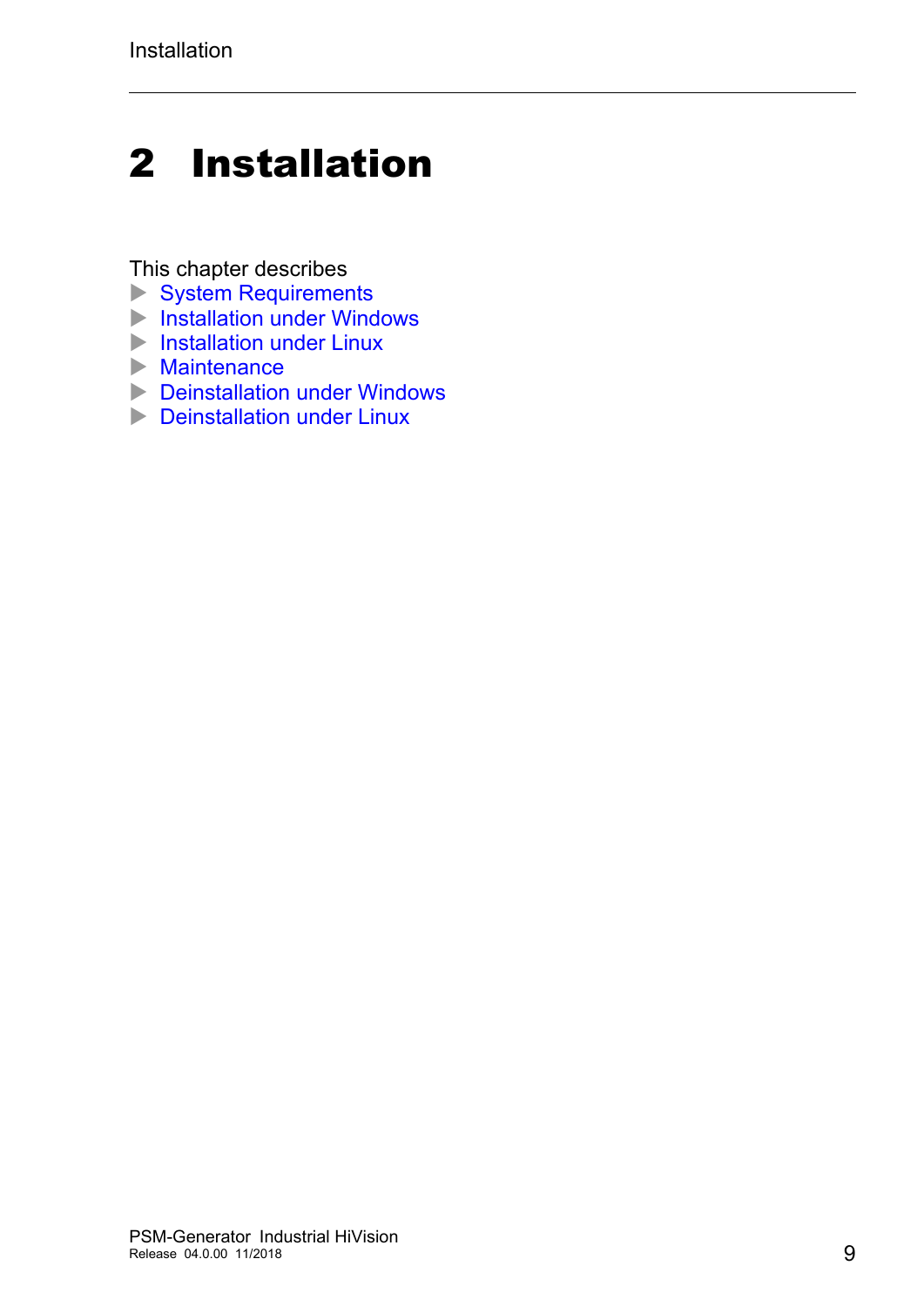# 2 Installation

This chapter describes

- System Requirements
- Installation under Windows
- Installation under Linux
- Maintenance
- Deinstallation under Windows
- Deinstallation under Linux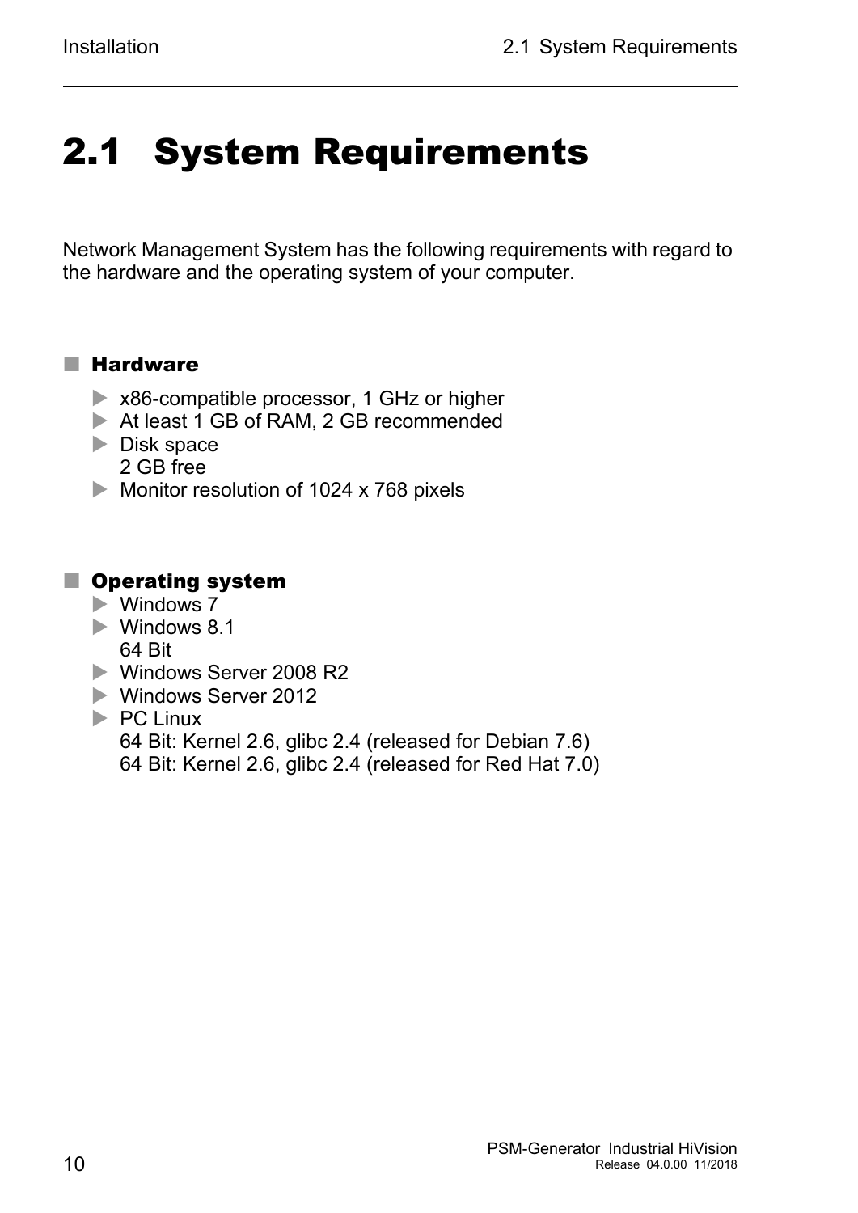# 2.1 System Requirements

Network Management System has the following requirements with regard to the hardware and the operating system of your computer.

## Hardware

- x86-compatible processor, 1 GHz or higher
- At least 1 GB of RAM, 2 GB recommended
- Disk space  
  2 GB free
- Monitor resolution of 1024 x 768 pixels

## Operating system

- Windows 7
- Windows 8.1  
  64 Bit
- Windows Server 2008 R2
- Windows Server 2012
- PC Linux  
  64 Bit: Kernel 2.6, glibc 2.4 (released for Debian 7.6)  
  64 Bit: Kernel 2.6, glibc 2.4 (released for Red Hat 7.0)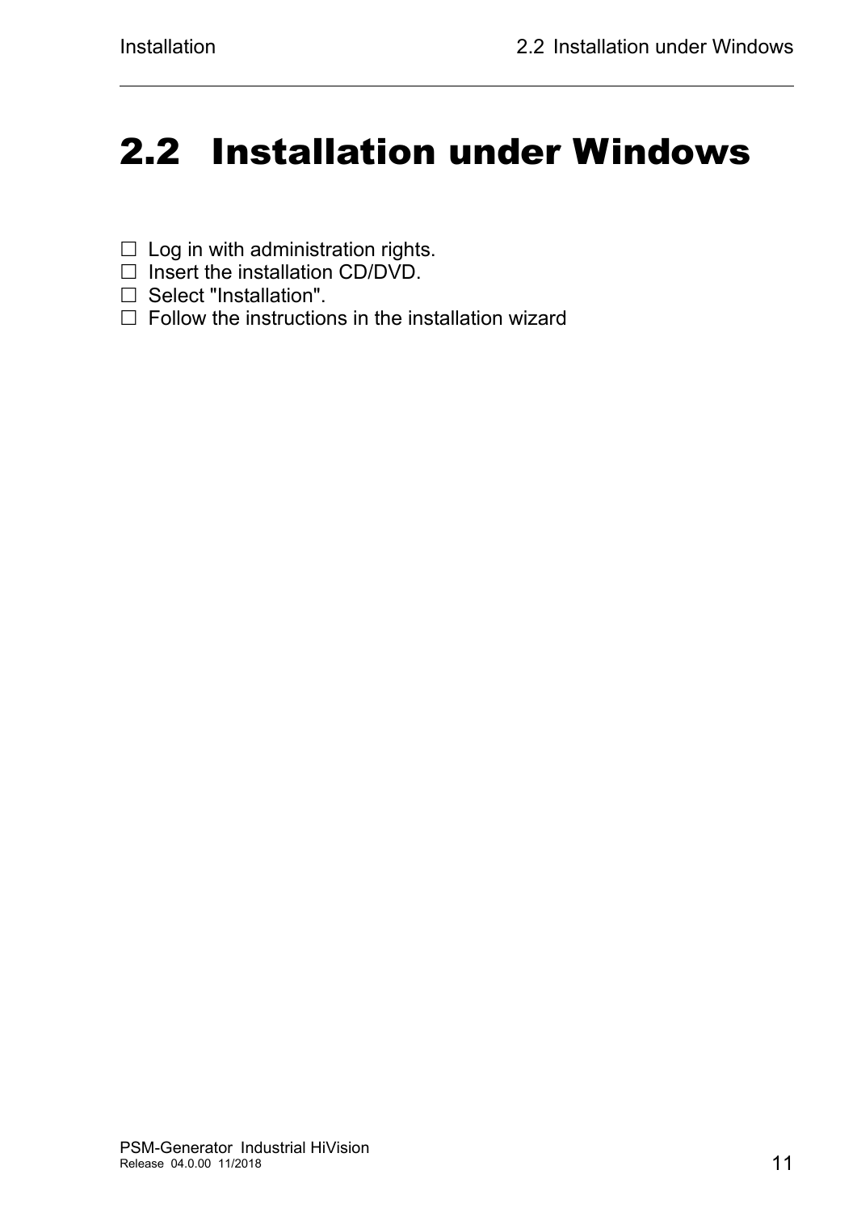## 2.2 Installation under Windows

☐ Log in with administration rights.
☐ Insert the installation CD/DVD.
☐ Select "Installation".
☐ Follow the instructions in the installation wizard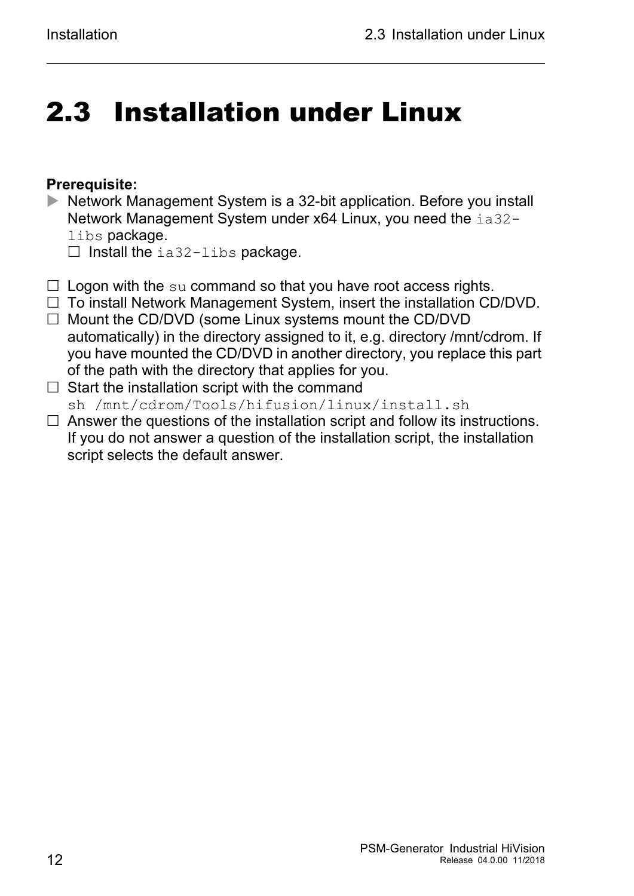# 2.3 Installation under Linux

**Prerequisite:**

- ▶ Network Management System is a 32-bit application. Before you install Network Management System under x64 Linux, you need the `ia32-libs` package.
  - ☐ Install the `ia32-libs` package.

- ☐ Logon with the `su` command so that you have root access rights.
- ☐ To install Network Management System, insert the installation CD/DVD.
- ☐ Mount the CD/DVD (some Linux systems mount the CD/DVD automatically) in the directory assigned to it, e.g. directory /mnt/cdrom. If you have mounted the CD/DVD in another directory, you replace this part of the path with the directory that applies for you.
- ☐ Start the installation script with the command
  `sh /mnt/cdrom/Tools/hifusion/linux/install.sh`
- ☐ Answer the questions of the installation script and follow its instructions. If you do not answer a question of the installation script, the installation script selects the default answer.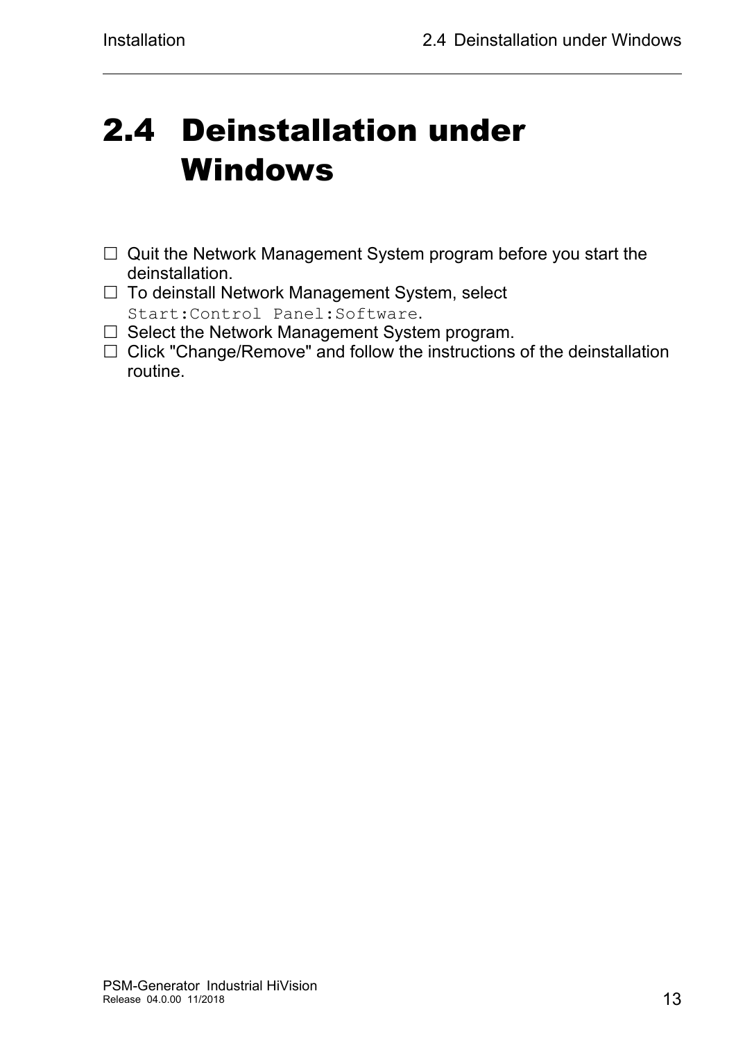# 2.4 Deinstallation under Windows

☐ Quit the Network Management System program before you start the deinstallation.

☐ To deinstall Network Management System, select `Start:Control Panel:Software`.

☐ Select the Network Management System program.

☐ Click "Change/Remove" and follow the instructions of the deinstallation routine.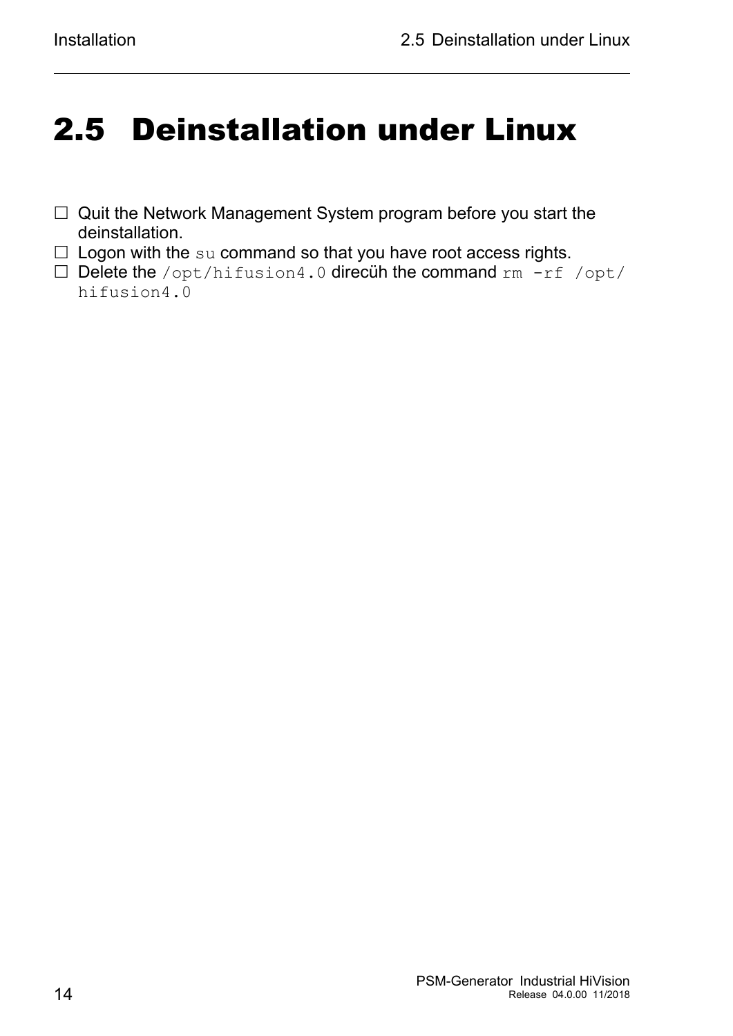# 2.5 Deinstallation under Linux

- ☐ Quit the Network Management System program before you start the deinstallation.
- ☐ Logon with the `su` command so that you have root access rights.
- ☐ Delete the `/opt/hifusion4.0` direcüh the command `rm -rf /opt/hifusion4.0`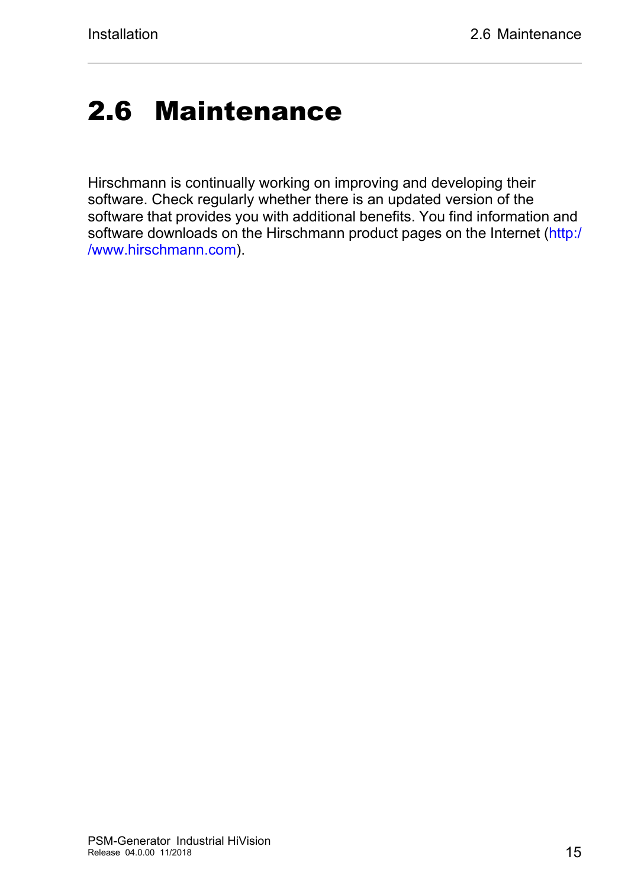## 2.6 Maintenance

Hirschmann is continually working on improving and developing their software. Check regularly whether there is an updated version of the software that provides you with additional benefits. You find information and software downloads on the Hirschmann product pages on the Internet (http://www.hirschmann.com).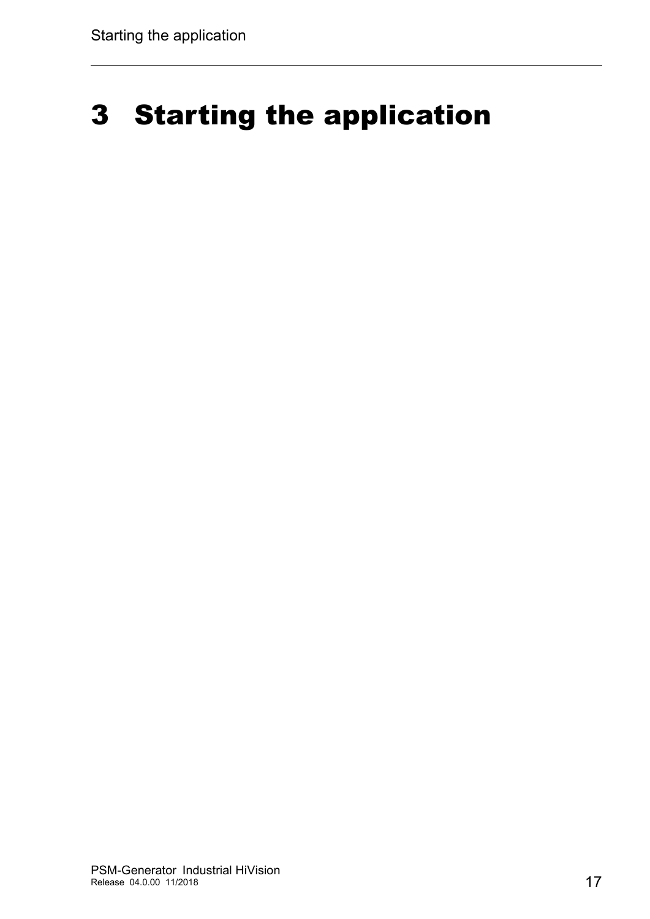# 3 Starting the application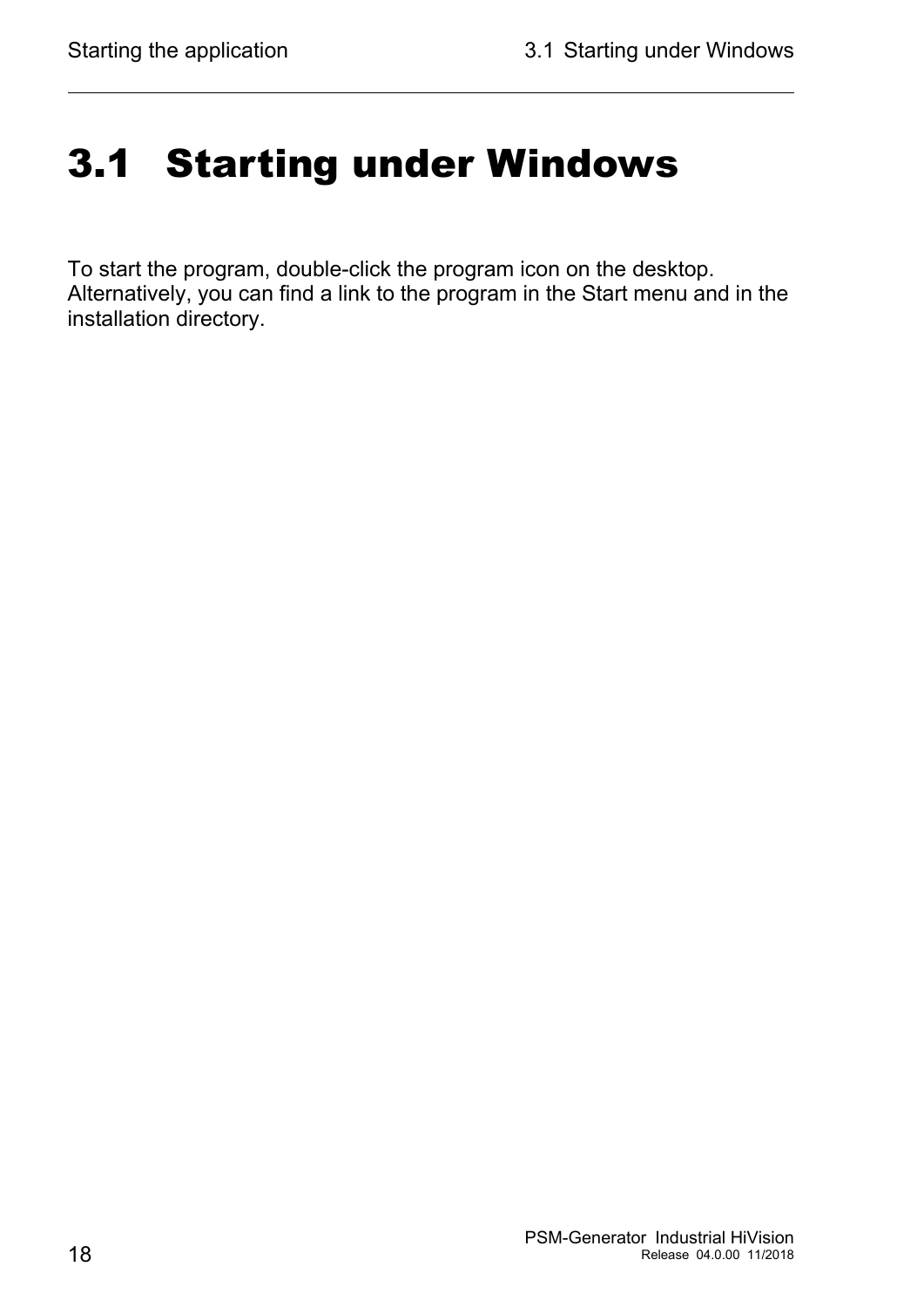# 3.1 Starting under Windows

To start the program, double-click the program icon on the desktop. Alternatively, you can find a link to the program in the Start menu and in the installation directory.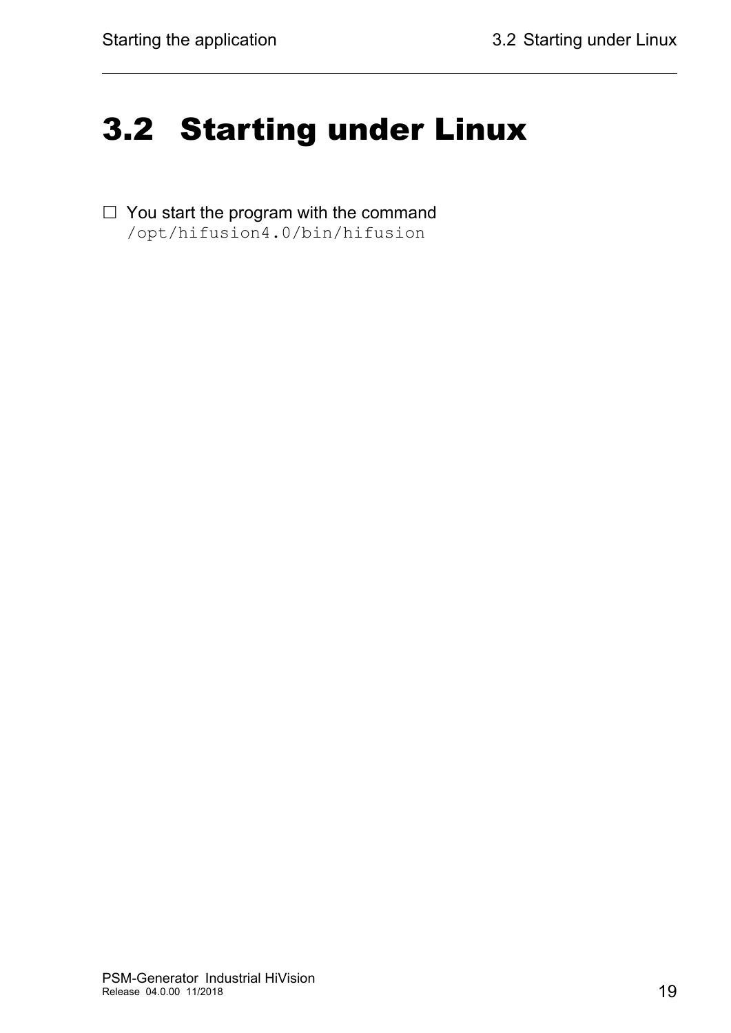# 3.2 Starting under Linux

☐ You start the program with the command
`/opt/hifusion4.0/bin/hifusion`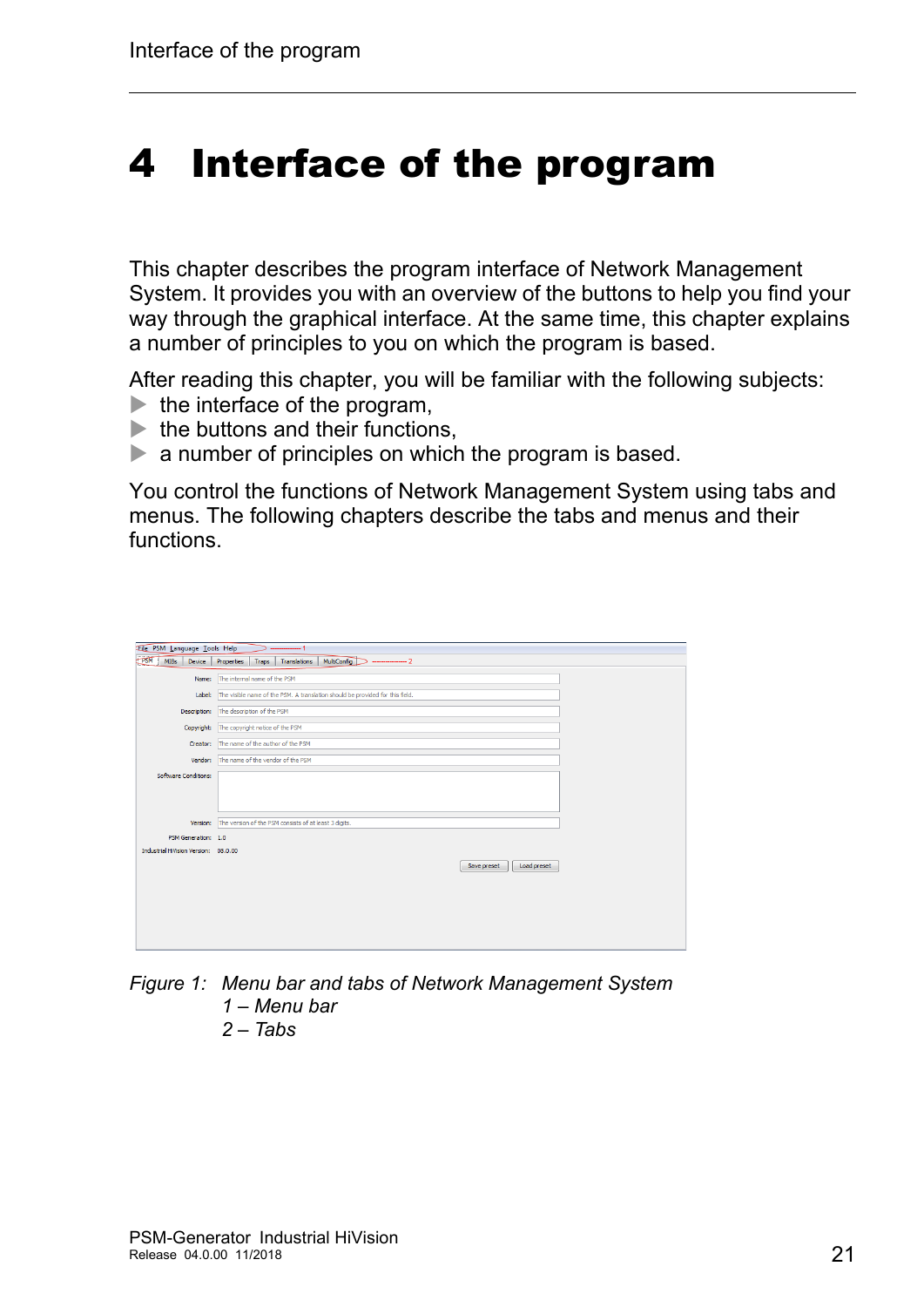# 4 Interface of the program

This chapter describes the program interface of Network Management System. It provides you with an overview of the buttons to help you find your way through the graphical interface. At the same time, this chapter explains a number of principles to you on which the program is based.

After reading this chapter, you will be familiar with the following subjects:

- the interface of the program,
- the buttons and their functions,
- a number of principles on which the program is based.

You control the functions of Network Management System using tabs and menus. The following chapters describe the tabs and menus and their functions.

*Figure 1: Menu bar and tabs of Network Management System*
*1 – Menu bar*
*2 – Tabs*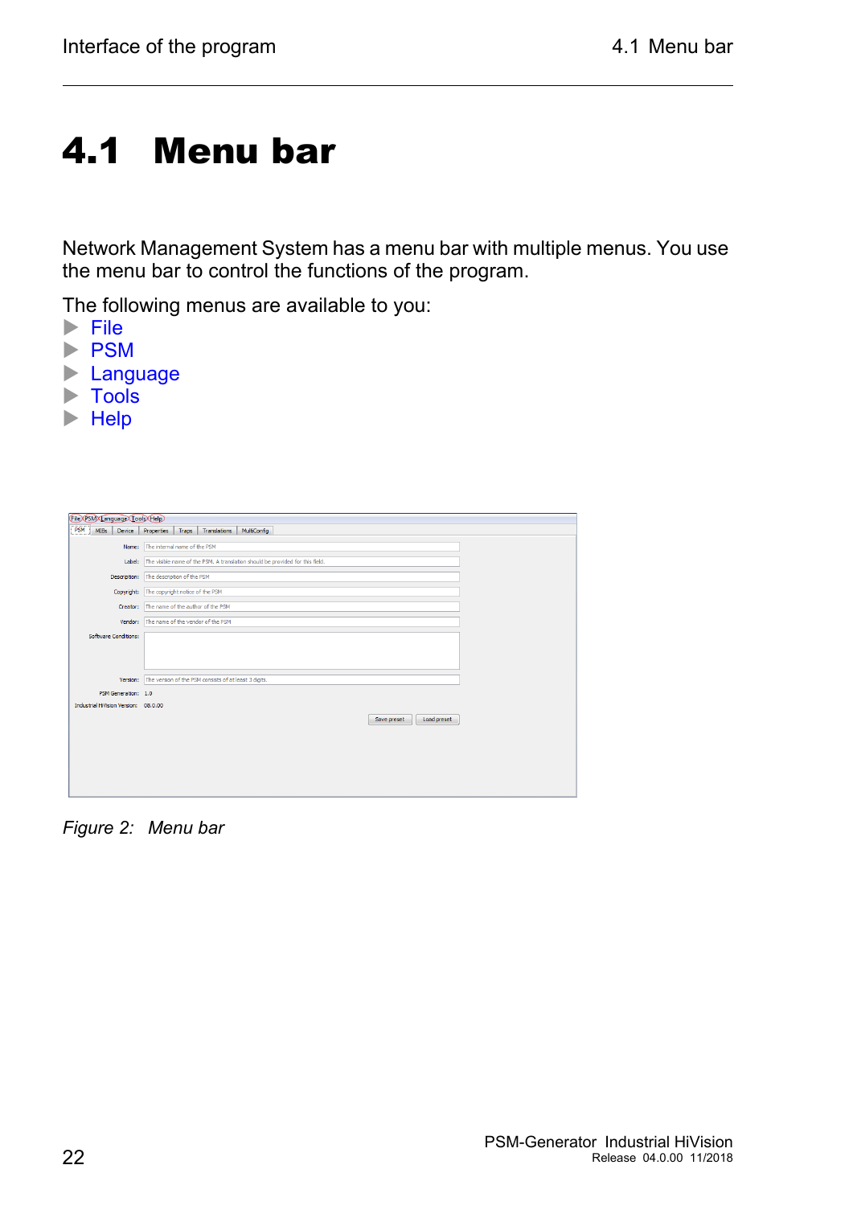# 4.1 Menu bar

Network Management System has a menu bar with multiple menus. You use the menu bar to control the functions of the program.

The following menus are available to you:

- File
- PSM
- Language
- Tools
- Help

*Figure 2: Menu bar*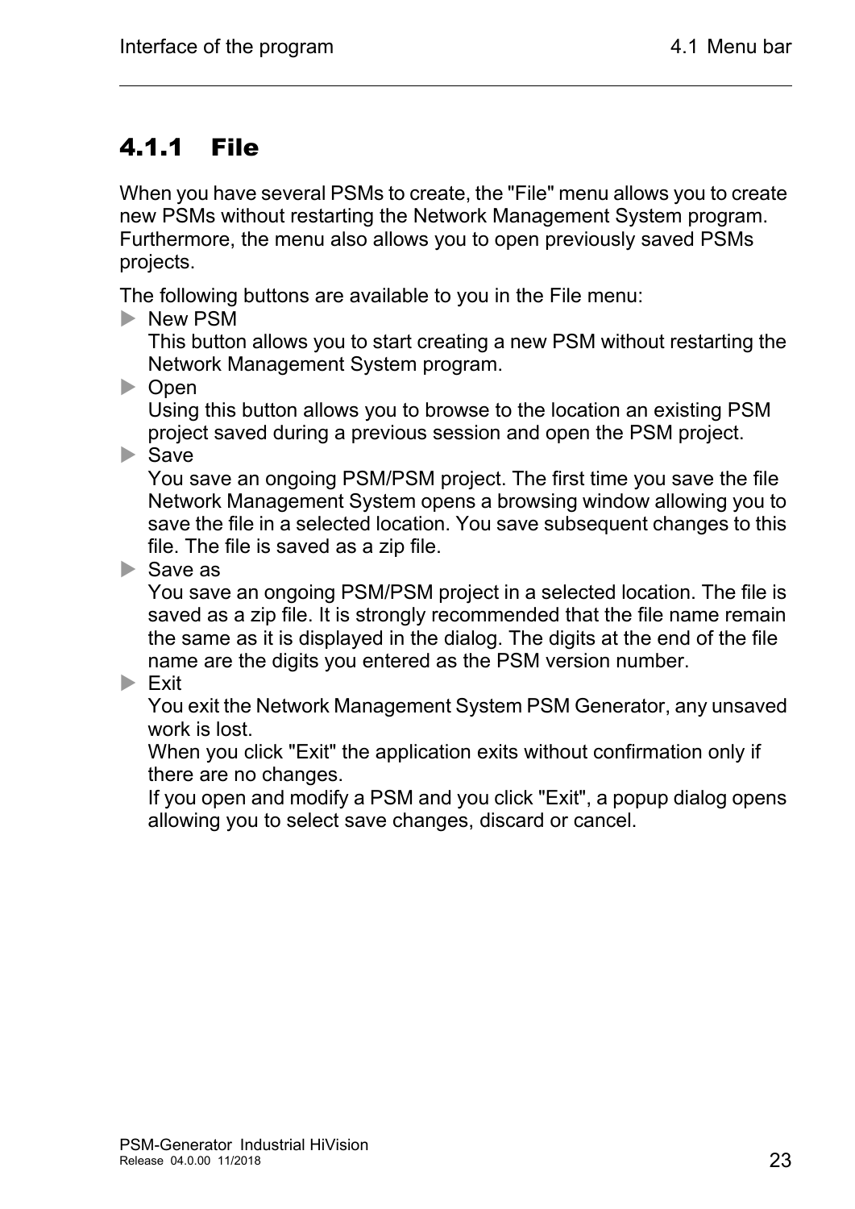### 4.1.1 File

When you have several PSMs to create, the "File" menu allows you to create new PSMs without restarting the Network Management System program. Furthermore, the menu also allows you to open previously saved PSMs projects.

The following buttons are available to you in the File menu:

- New PSM
  This button allows you to start creating a new PSM without restarting the Network Management System program.
- Open
  Using this button allows you to browse to the location an existing PSM project saved during a previous session and open the PSM project.
- Save
  You save an ongoing PSM/PSM project. The first time you save the file Network Management System opens a browsing window allowing you to save the file in a selected location. You save subsequent changes to this file. The file is saved as a zip file.
- Save as
  You save an ongoing PSM/PSM project in a selected location. The file is saved as a zip file. It is strongly recommended that the file name remain the same as it is displayed in the dialog. The digits at the end of the file name are the digits you entered as the PSM version number.
- Exit
  You exit the Network Management System PSM Generator, any unsaved work is lost.
  When you click "Exit" the application exits without confirmation only if there are no changes.
  If you open and modify a PSM and you click "Exit", a popup dialog opens allowing you to select save changes, discard or cancel.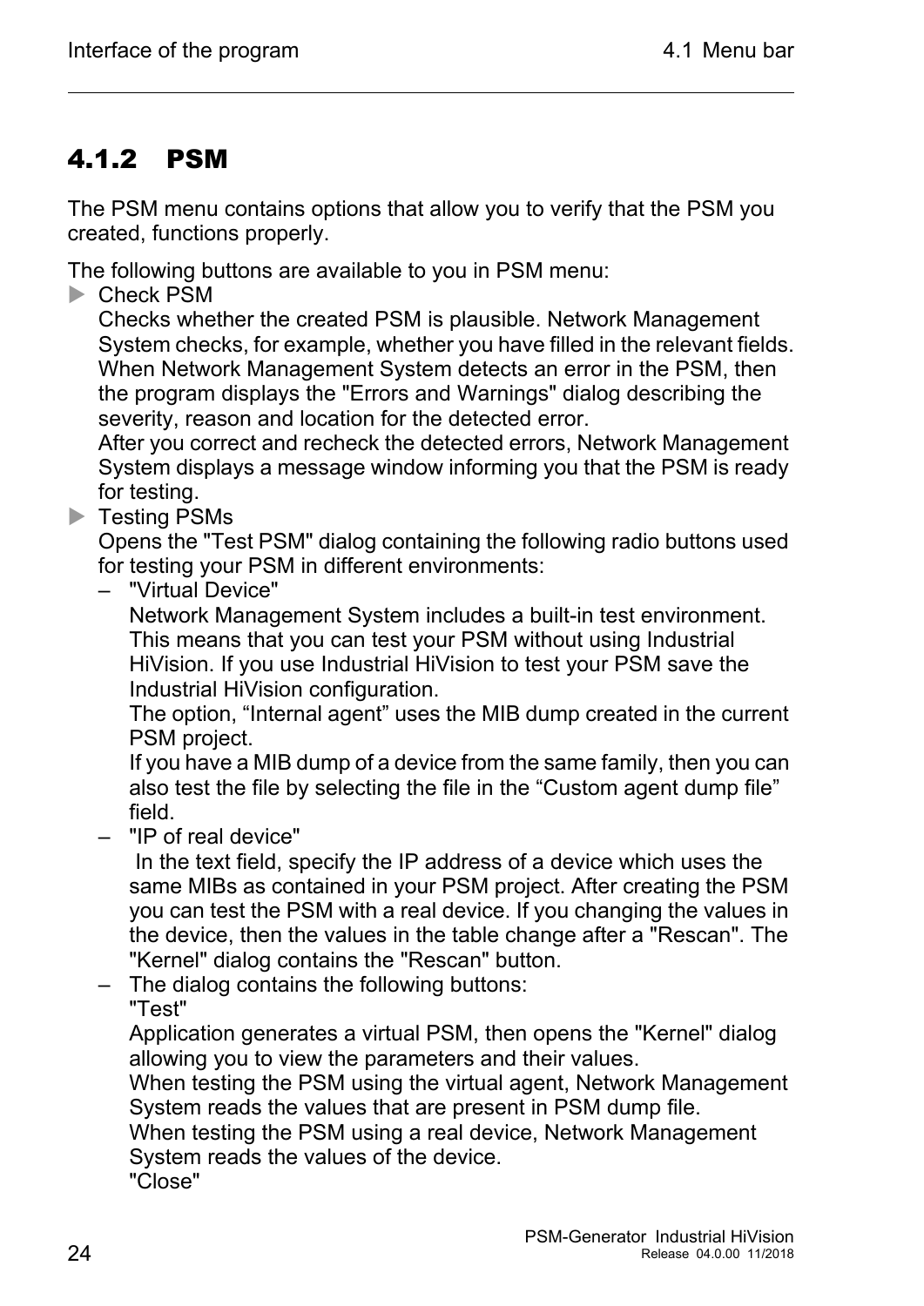### 4.1.2 PSM

The PSM menu contains options that allow you to verify that the PSM you created, functions properly.

The following buttons are available to you in PSM menu:

- Check PSM
  Checks whether the created PSM is plausible. Network Management System checks, for example, whether you have filled in the relevant fields. When Network Management System detects an error in the PSM, then the program displays the "Errors and Warnings" dialog describing the severity, reason and location for the detected error.
  After you correct and recheck the detected errors, Network Management System displays a message window informing you that the PSM is ready for testing.
- Testing PSMs
  Opens the "Test PSM" dialog containing the following radio buttons used for testing your PSM in different environments:
  - "Virtual Device"
    Network Management System includes a built-in test environment. This means that you can test your PSM without using Industrial HiVision. If you use Industrial HiVision to test your PSM save the Industrial HiVision configuration.
    The option, “Internal agent” uses the MIB dump created in the current PSM project.
    If you have a MIB dump of a device from the same family, then you can also test the file by selecting the file in the “Custom agent dump file” field.
  - "IP of real device"
    In the text field, specify the IP address of a device which uses the same MIBs as contained in your PSM project. After creating the PSM you can test the PSM with a real device. If you changing the values in the device, then the values in the table change after a "Rescan". The "Kernel" dialog contains the "Rescan" button.
  - The dialog contains the following buttons:
    "Test"
    Application generates a virtual PSM, then opens the "Kernel" dialog allowing you to view the parameters and their values.
    When testing the PSM using the virtual agent, Network Management System reads the values that are present in PSM dump file.
    When testing the PSM using a real device, Network Management System reads the values of the device.
    "Close"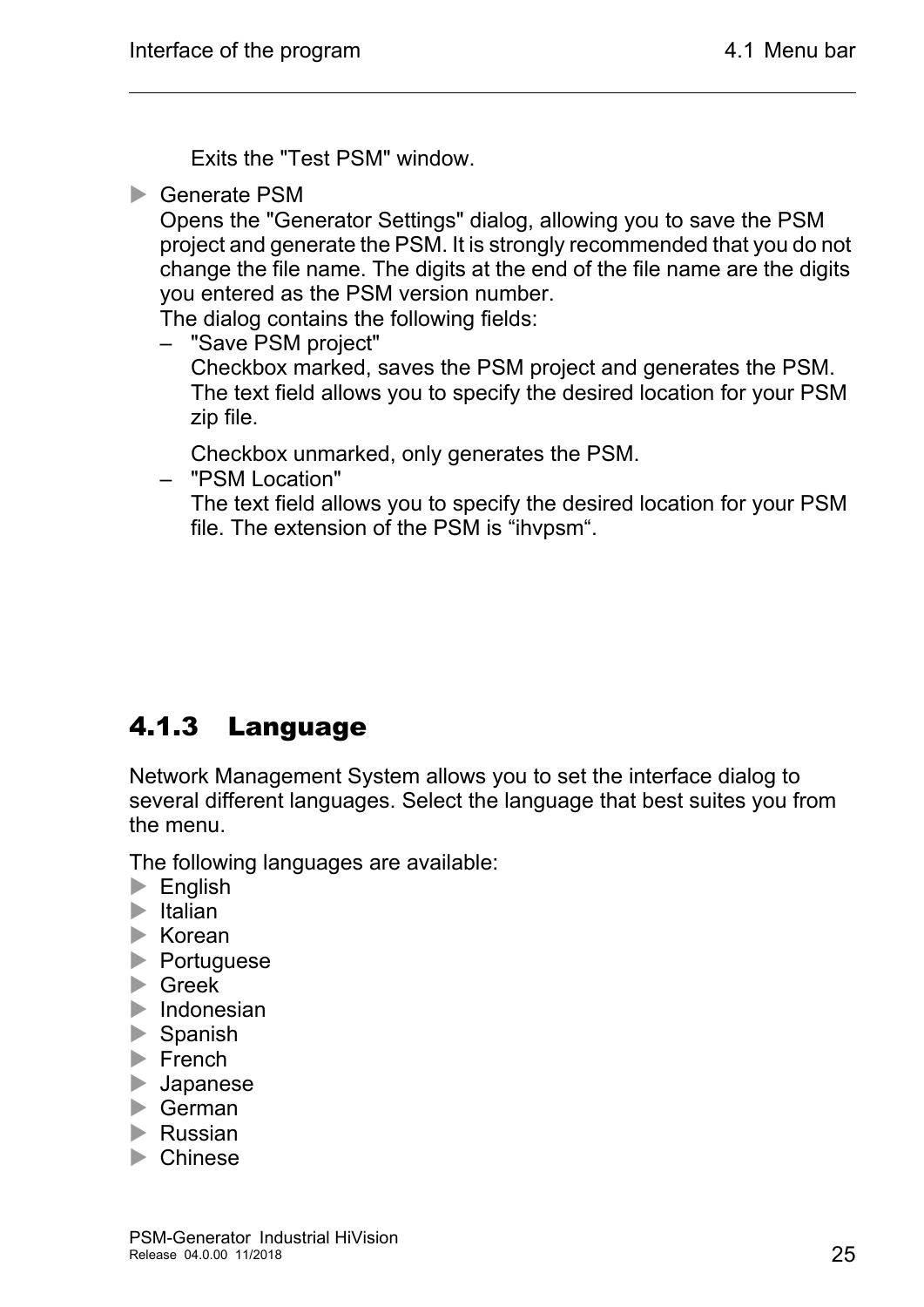Exits the "Test PSM" window.

- Generate PSM
  Opens the "Generator Settings" dialog, allowing you to save the PSM project and generate the PSM. It is strongly recommended that you do not change the file name. The digits at the end of the file name are the digits you entered as the PSM version number.
  The dialog contains the following fields:
  – "Save PSM project"
    Checkbox marked, saves the PSM project and generates the PSM. The text field allows you to specify the desired location for your PSM zip file.

    Checkbox unmarked, only generates the PSM.
  – "PSM Location"
    The text field allows you to specify the desired location for your PSM file. The extension of the PSM is “ihvpsm“.

### 4.1.3 Language

Network Management System allows you to set the interface dialog to several different languages. Select the language that best suites you from the menu.

The following languages are available:

- English
- Italian
- Korean
- Portuguese
- Greek
- Indonesian
- Spanish
- French
- Japanese
- German
- Russian
- Chinese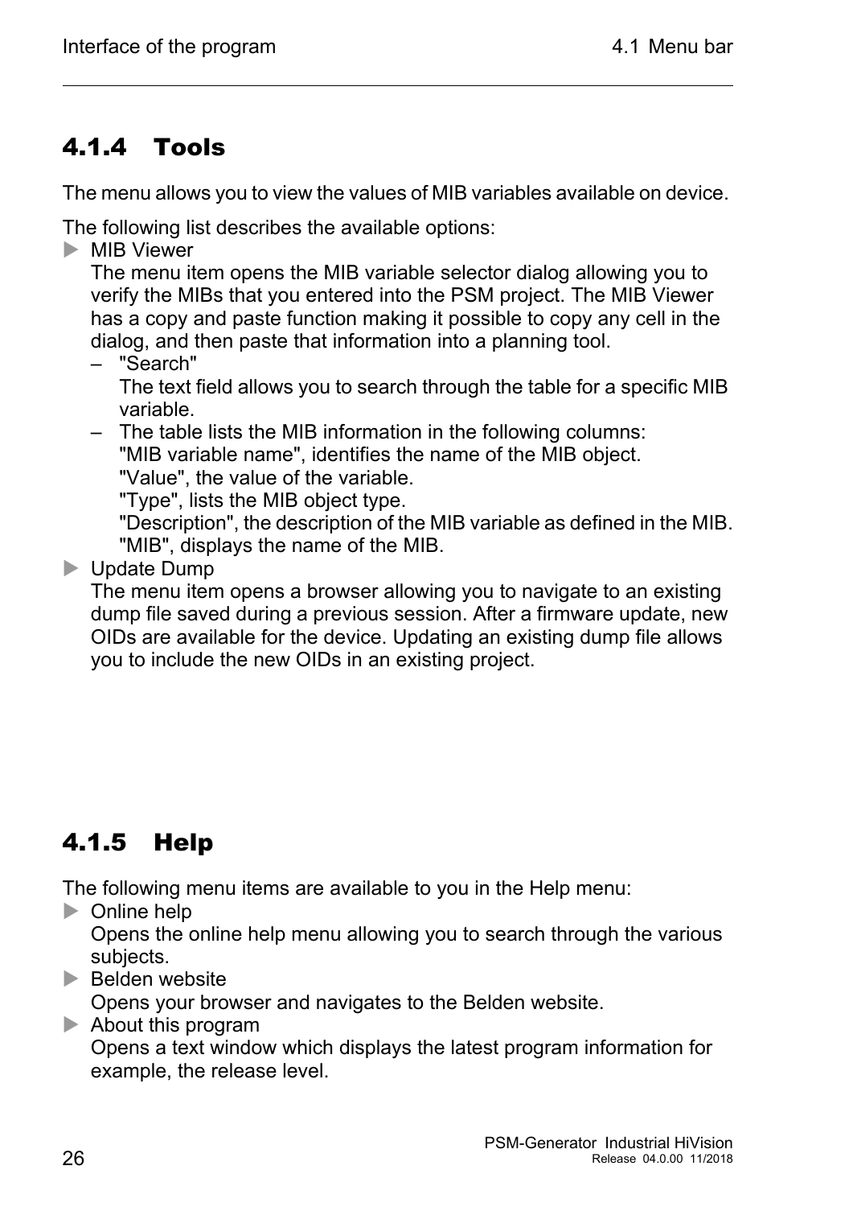### 4.1.4 Tools

The menu allows you to view the values of MIB variables available on device.

The following list describes the available options:

- MIB Viewer
  The menu item opens the MIB variable selector dialog allowing you to verify the MIBs that you entered into the PSM project. The MIB Viewer has a copy and paste function making it possible to copy any cell in the dialog, and then paste that information into a planning tool.
  - "Search"
    The text field allows you to search through the table for a specific MIB variable.
  - The table lists the MIB information in the following columns:
    "MIB variable name", identifies the name of the MIB object.
    "Value", the value of the variable.
    "Type", lists the MIB object type.
    "Description", the description of the MIB variable as defined in the MIB.
    "MIB", displays the name of the MIB.
- Update Dump
  The menu item opens a browser allowing you to navigate to an existing dump file saved during a previous session. After a firmware update, new OIDs are available for the device. Updating an existing dump file allows you to include the new OIDs in an existing project.

### 4.1.5 Help

The following menu items are available to you in the Help menu:

- Online help
  Opens the online help menu allowing you to search through the various subjects.
- Belden website
  Opens your browser and navigates to the Belden website.
- About this program
  Opens a text window which displays the latest program information for example, the release level.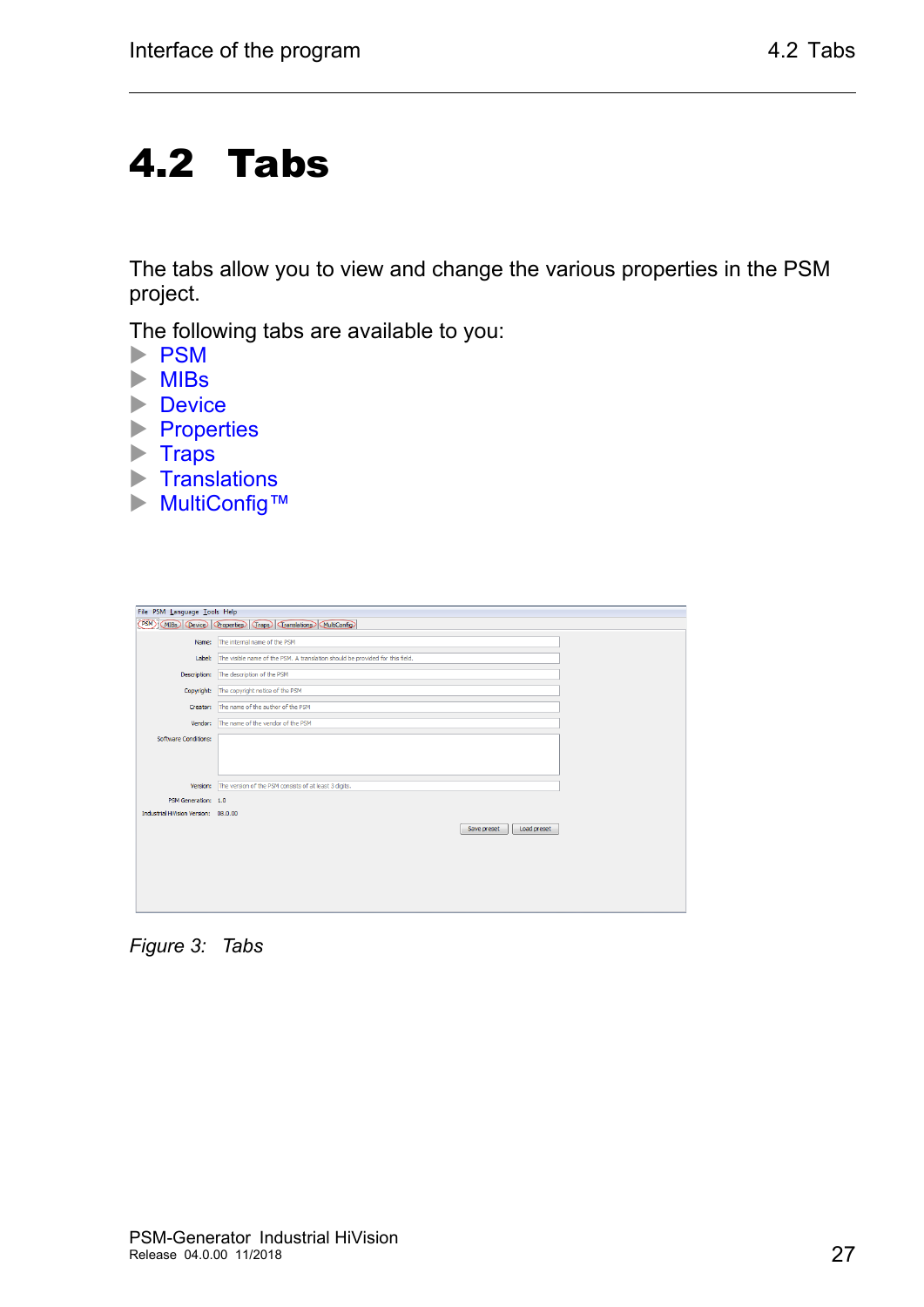## 4.2 Tabs

The tabs allow you to view and change the various properties in the PSM project.

The following tabs are available to you:

- PSM
- MIBs
- Device
- Properties
- Traps
- Translations
- MultiConfig™

*Figure 3: Tabs*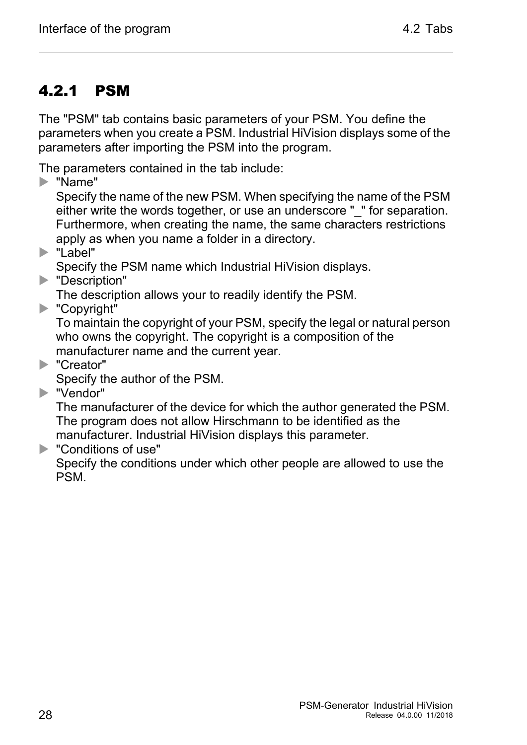### 4.2.1 PSM

The "PSM" tab contains basic parameters of your PSM. You define the parameters when you create a PSM. Industrial HiVision displays some of the parameters after importing the PSM into the program.

The parameters contained in the tab include:

- "Name"
  Specify the name of the new PSM. When specifying the name of the PSM either write the words together, or use an underscore "_" for separation. Furthermore, when creating the name, the same characters restrictions apply as when you name a folder in a directory.
- "Label"
  Specify the PSM name which Industrial HiVision displays.
- "Description"
  The description allows your to readily identify the PSM.
- "Copyright"
  To maintain the copyright of your PSM, specify the legal or natural person who owns the copyright. The copyright is a composition of the manufacturer name and the current year.
- "Creator"
  Specify the author of the PSM.
- "Vendor"
  The manufacturer of the device for which the author generated the PSM. The program does not allow Hirschmann to be identified as the manufacturer. Industrial HiVision displays this parameter.
- "Conditions of use"
  Specify the conditions under which other people are allowed to use the PSM.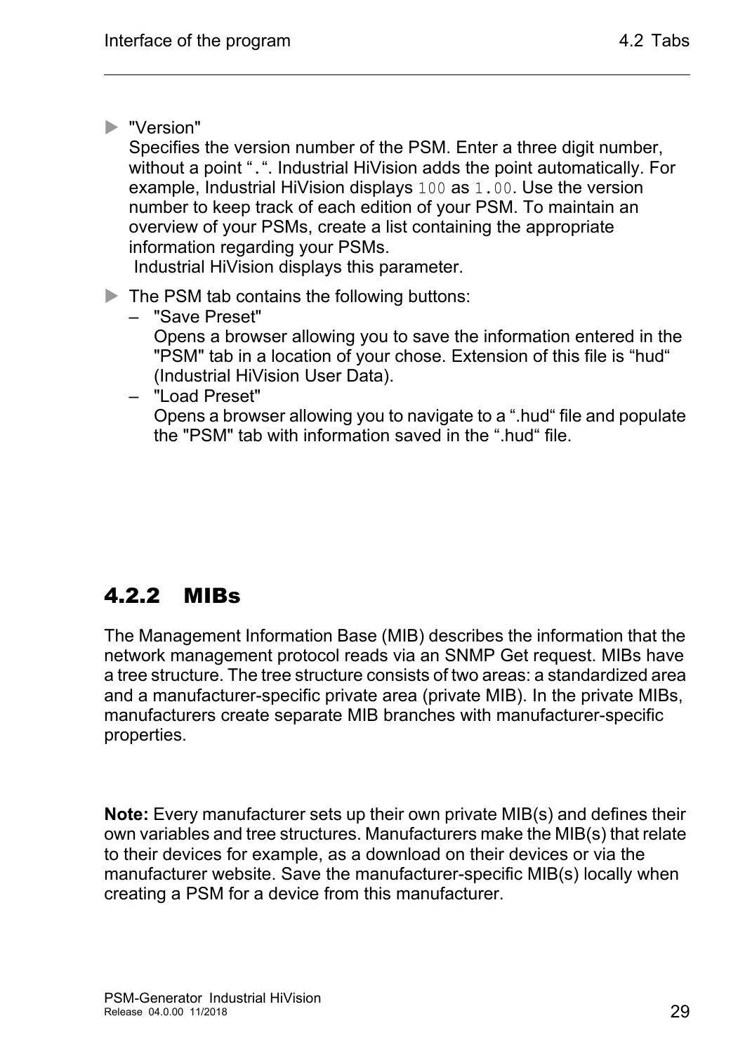- "Version"
  Specifies the version number of the PSM. Enter a three digit number, without a point "`.`". Industrial HiVision adds the point automatically. For example, Industrial HiVision displays `100` as `1.00`. Use the version number to keep track of each edition of your PSM. To maintain an overview of your PSMs, create a list containing the appropriate information regarding your PSMs.
  Industrial HiVision displays this parameter.
- The PSM tab contains the following buttons:
  - "Save Preset"
    Opens a browser allowing you to save the information entered in the "PSM" tab in a location of your chose. Extension of this file is "hud" (Industrial HiVision User Data).
  - "Load Preset"
    Opens a browser allowing you to navigate to a ".hud" file and populate the "PSM" tab with information saved in the ".hud" file.

### 4.2.2 MIBs

The Management Information Base (MIB) describes the information that the network management protocol reads via an SNMP Get request. MIBs have a tree structure. The tree structure consists of two areas: a standardized area and a manufacturer-specific private area (private MIB). In the private MIBs, manufacturers create separate MIB branches with manufacturer-specific properties.

**Note:** Every manufacturer sets up their own private MIB(s) and defines their own variables and tree structures. Manufacturers make the MIB(s) that relate to their devices for example, as a download on their devices or via the manufacturer website. Save the manufacturer-specific MIB(s) locally when creating a PSM for a device from this manufacturer.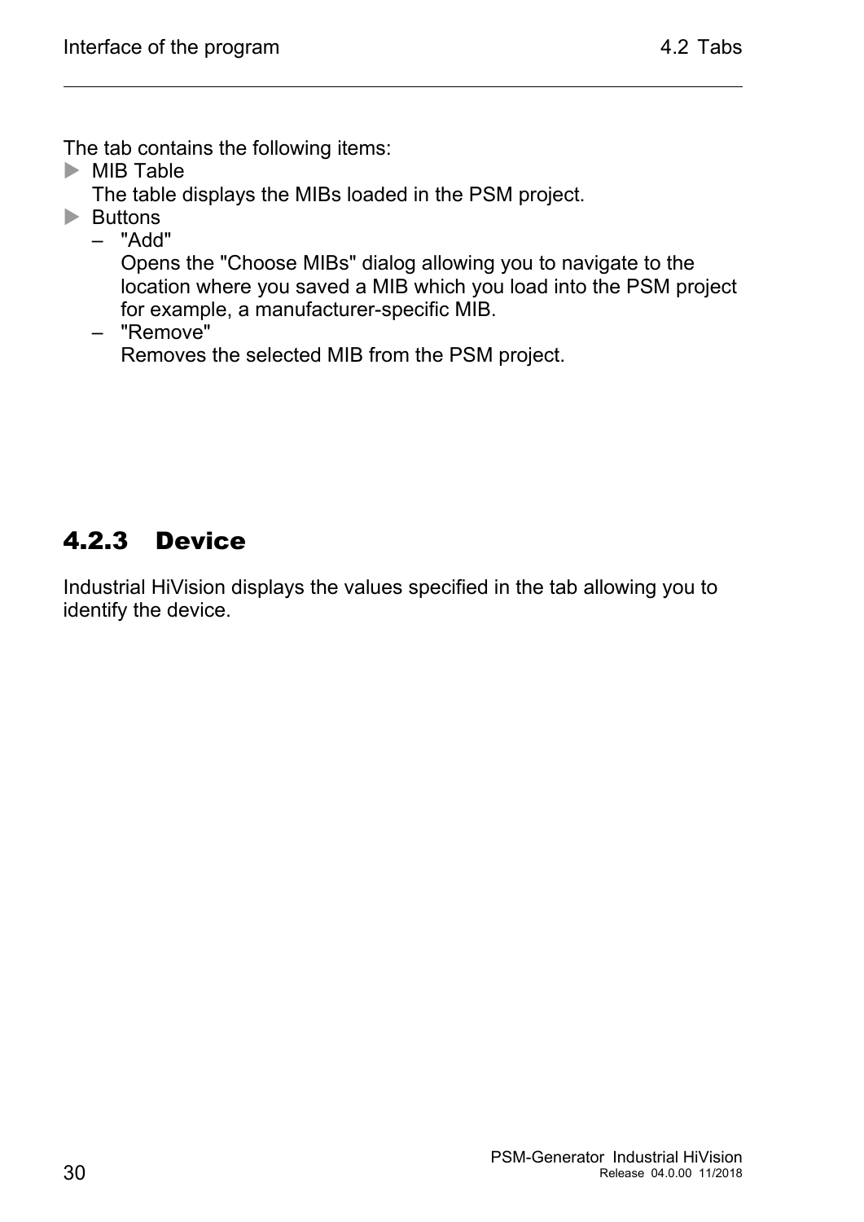The tab contains the following items:

- MIB Table
  The table displays the MIBs loaded in the PSM project.
- Buttons
  - "Add"
    Opens the "Choose MIBs" dialog allowing you to navigate to the location where you saved a MIB which you load into the PSM project for example, a manufacturer-specific MIB.
  - "Remove"
    Removes the selected MIB from the PSM project.

### 4.2.3 Device

Industrial HiVision displays the values specified in the tab allowing you to identify the device.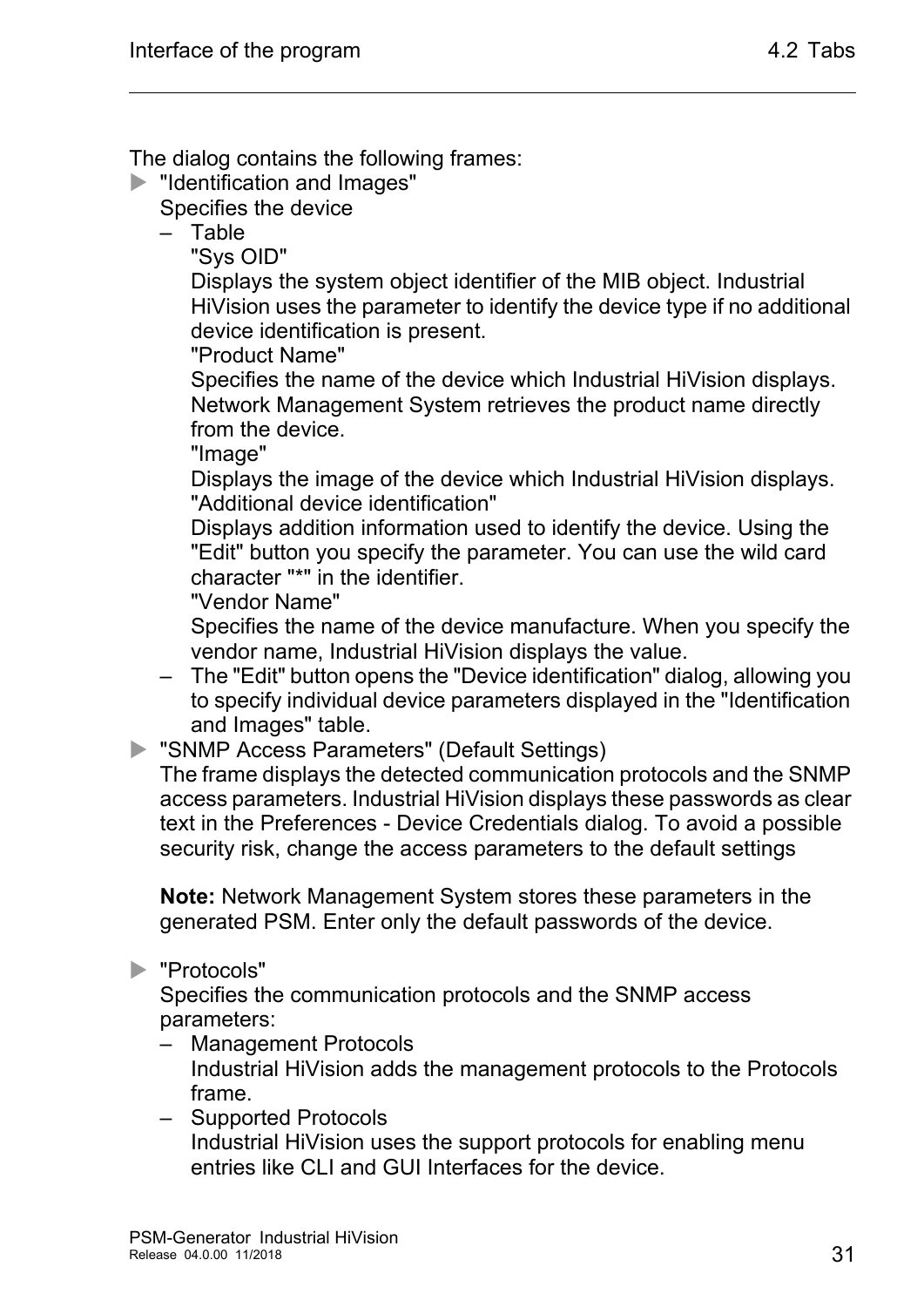The dialog contains the following frames:

- "Identification and Images"
  Specifies the device
  - Table
    "Sys OID"
    Displays the system object identifier of the MIB object. Industrial HiVision uses the parameter to identify the device type if no additional device identification is present.
    "Product Name"
    Specifies the name of the device which Industrial HiVision displays. Network Management System retrieves the product name directly from the device.
    "Image"
    Displays the image of the device which Industrial HiVision displays.
    "Additional device identification"
    Displays addition information used to identify the device. Using the "Edit" button you specify the parameter. You can use the wild card character "*" in the identifier.
    "Vendor Name"
    Specifies the name of the device manufacture. When you specify the vendor name, Industrial HiVision displays the value.
  - The "Edit" button opens the "Device identification" dialog, allowing you to specify individual device parameters displayed in the "Identification and Images" table.
- "SNMP Access Parameters" (Default Settings)
  The frame displays the detected communication protocols and the SNMP access parameters. Industrial HiVision displays these passwords as clear text in the Preferences - Device Credentials dialog. To avoid a possible security risk, change the access parameters to the default settings

  **Note:** Network Management System stores these parameters in the generated PSM. Enter only the default passwords of the device.

- "Protocols"
  Specifies the communication protocols and the SNMP access parameters:
  - Management Protocols
    Industrial HiVision adds the management protocols to the Protocols frame.
  - Supported Protocols
    Industrial HiVision uses the support protocols for enabling menu entries like CLI and GUI Interfaces for the device.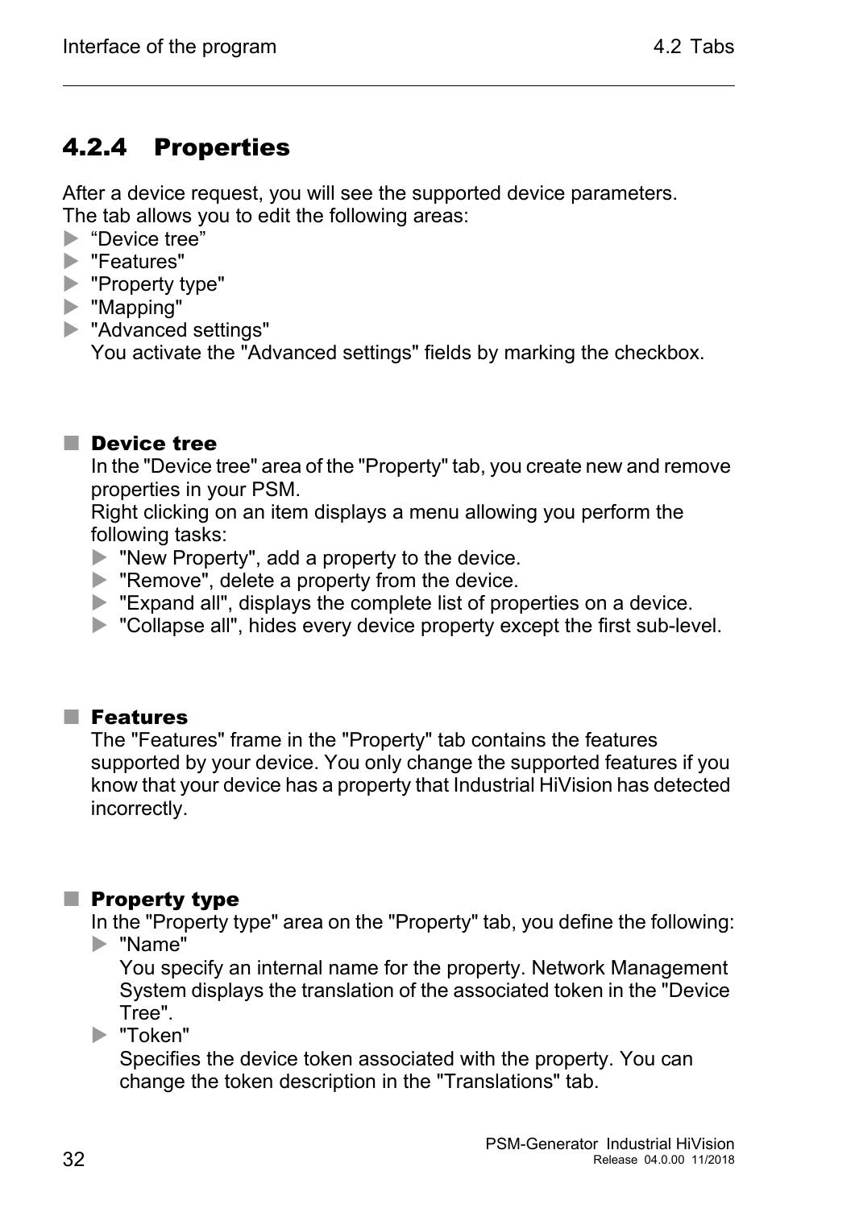## 4.2.4 Properties

After a device request, you will see the supported device parameters.
The tab allows you to edit the following areas:

- “Device tree”
- "Features"
- "Property type"
- "Mapping"
- "Advanced settings"
  You activate the "Advanced settings" fields by marking the checkbox.

### Device tree

In the "Device tree" area of the "Property" tab, you create new and remove properties in your PSM.
Right clicking on an item displays a menu allowing you perform the following tasks:

- "New Property", add a property to the device.
- "Remove", delete a property from the device.
- "Expand all", displays the complete list of properties on a device.
- "Collapse all", hides every device property except the first sub-level.

### Features

The "Features" frame in the "Property" tab contains the features supported by your device. You only change the supported features if you know that your device has a property that Industrial HiVision has detected incorrectly.

### Property type

In the "Property type" area on the "Property" tab, you define the following:

- "Name"
  You specify an internal name for the property. Network Management System displays the translation of the associated token in the "Device Tree".
- "Token"
  Specifies the device token associated with the property. You can change the token description in the "Translations" tab.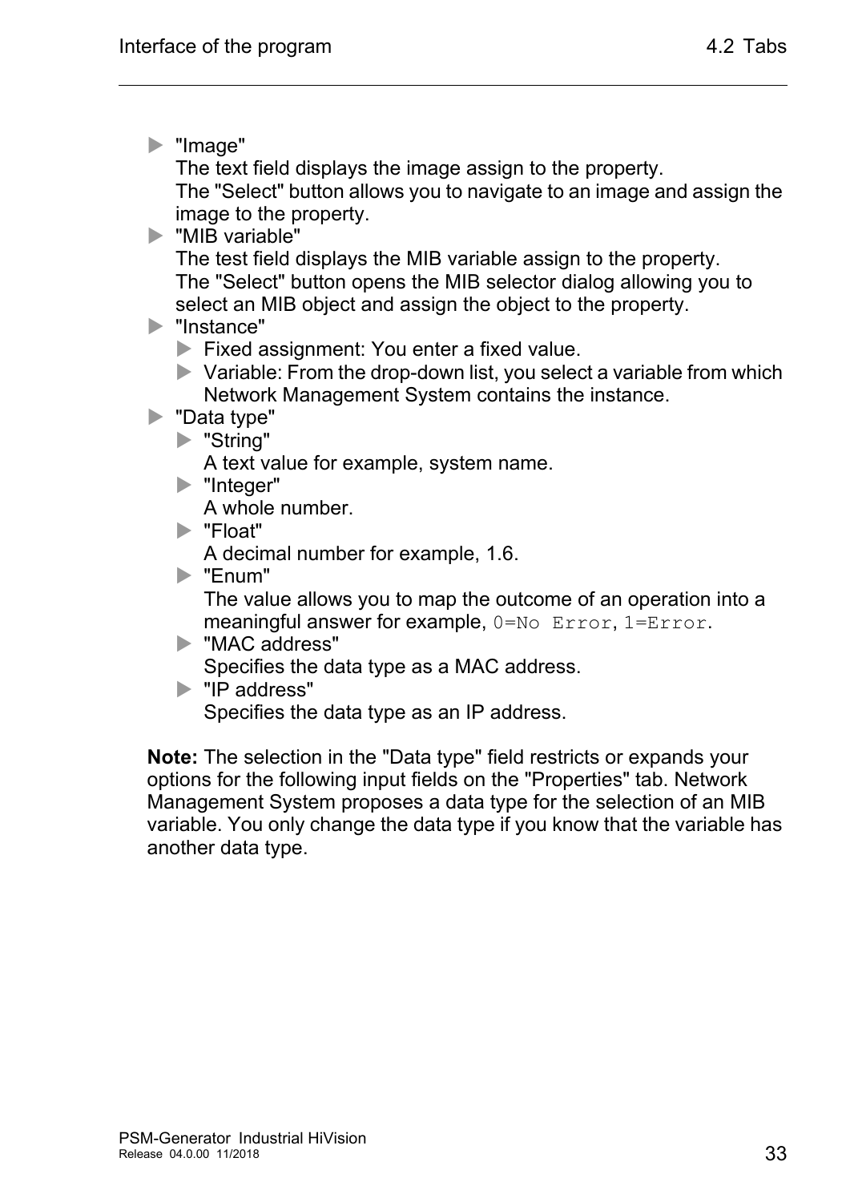- "Image"
  The text field displays the image assign to the property.
  The "Select" button allows you to navigate to an image and assign the image to the property.
- "MIB variable"
  The test field displays the MIB variable assign to the property.
  The "Select" button opens the MIB selector dialog allowing you to select an MIB object and assign the object to the property.
- "Instance"
  - Fixed assignment: You enter a fixed value.
  - Variable: From the drop-down list, you select a variable from which Network Management System contains the instance.
- "Data type"
  - "String"
    A text value for example, system name.
  - "Integer"
    A whole number.
  - "Float"
    A decimal number for example, 1.6.
  - "Enum"
    The value allows you to map the outcome of an operation into a meaningful answer for example, `0=No Error`, `1=Error`.
  - "MAC address"
    Specifies the data type as a MAC address.
  - "IP address"
    Specifies the data type as an IP address.

**Note:** The selection in the "Data type" field restricts or expands your options for the following input fields on the "Properties" tab. Network Management System proposes a data type for the selection of an MIB variable. You only change the data type if you know that the variable has another data type.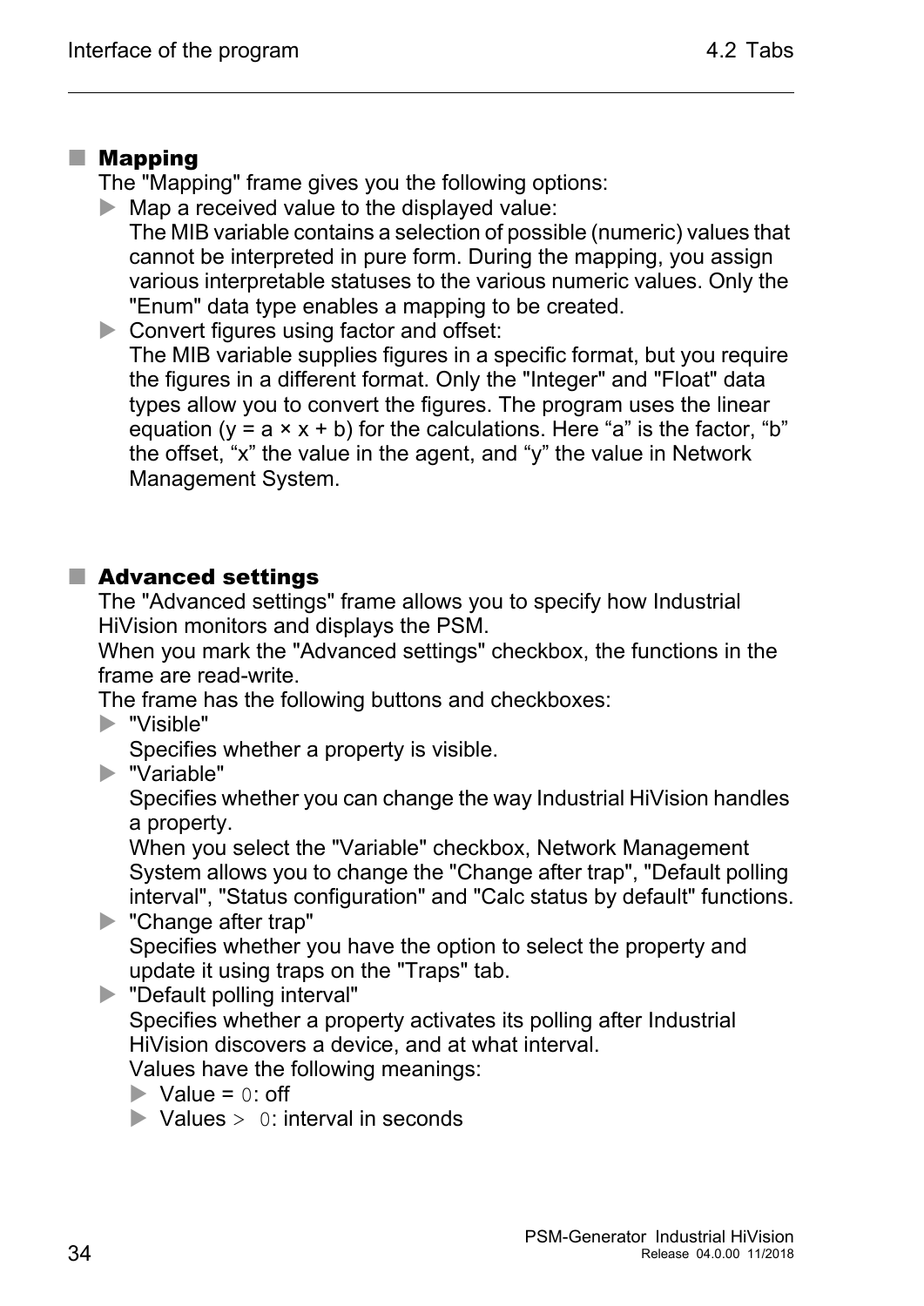## Mapping

The "Mapping" frame gives you the following options:

- Map a received value to the displayed value:
  The MIB variable contains a selection of possible (numeric) values that cannot be interpreted in pure form. During the mapping, you assign various interpretable statuses to the various numeric values. Only the "Enum" data type enables a mapping to be created.
- Convert figures using factor and offset:
  The MIB variable supplies figures in a specific format, but you require the figures in a different format. Only the "Integer" and "Float" data types allow you to convert the figures. The program uses the linear equation ($y = a \times x + b$) for the calculations. Here “a” is the factor, “b” the offset, “x” the value in the agent, and “y” the value in Network Management System.

## Advanced settings

The "Advanced settings" frame allows you to specify how Industrial HiVision monitors and displays the PSM.
When you mark the "Advanced settings" checkbox, the functions in the frame are read-write.
The frame has the following buttons and checkboxes:

- "Visible"
  Specifies whether a property is visible.
- "Variable"
  Specifies whether you can change the way Industrial HiVision handles a property.
  When you select the "Variable" checkbox, Network Management System allows you to change the "Change after trap", "Default polling interval", "Status configuration" and "Calc status by default" functions.
- "Change after trap"
  Specifies whether you have the option to select the property and update it using traps on the "Traps" tab.
- "Default polling interval"
  Specifies whether a property activates its polling after Industrial HiVision discovers a device, and at what interval.
  Values have the following meanings:
  - Value = `0`: off
  - Values > `0`: interval in seconds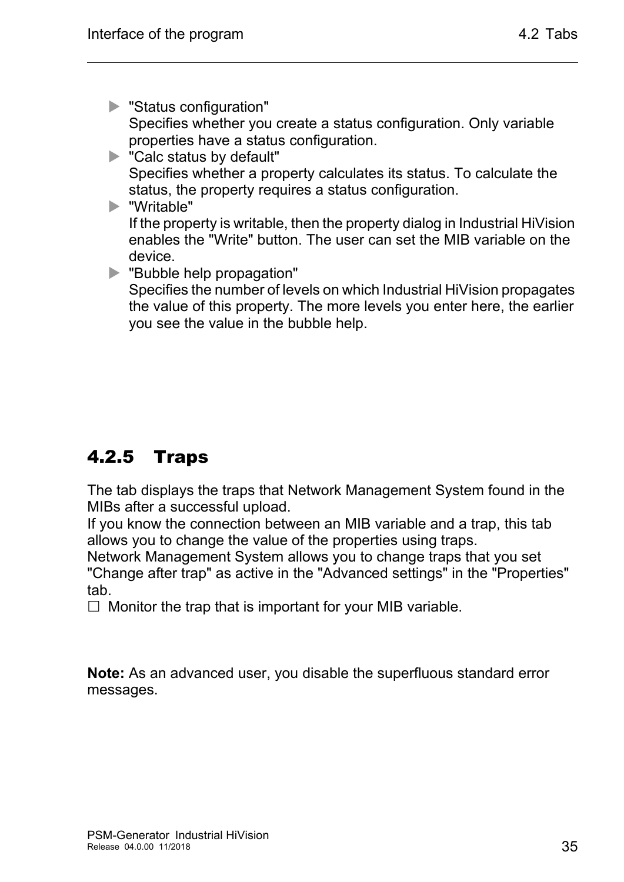- "Status configuration"
  Specifies whether you create a status configuration. Only variable properties have a status configuration.
- "Calc status by default"
  Specifies whether a property calculates its status. To calculate the status, the property requires a status configuration.
- "Writable"
  If the property is writable, then the property dialog in Industrial HiVision enables the "Write" button. The user can set the MIB variable on the device.
- "Bubble help propagation"
  Specifies the number of levels on which Industrial HiVision propagates the value of this property. The more levels you enter here, the earlier you see the value in the bubble help.

## 4.2.5 Traps

The tab displays the traps that Network Management System found in the MIBs after a successful upload.
If you know the connection between an MIB variable and a trap, this tab allows you to change the value of the properties using traps.
Network Management System allows you to change traps that you set "Change after trap" as active in the "Advanced settings" in the "Properties" tab.

☐ Monitor the trap that is important for your MIB variable.

**Note:** As an advanced user, you disable the superfluous standard error messages.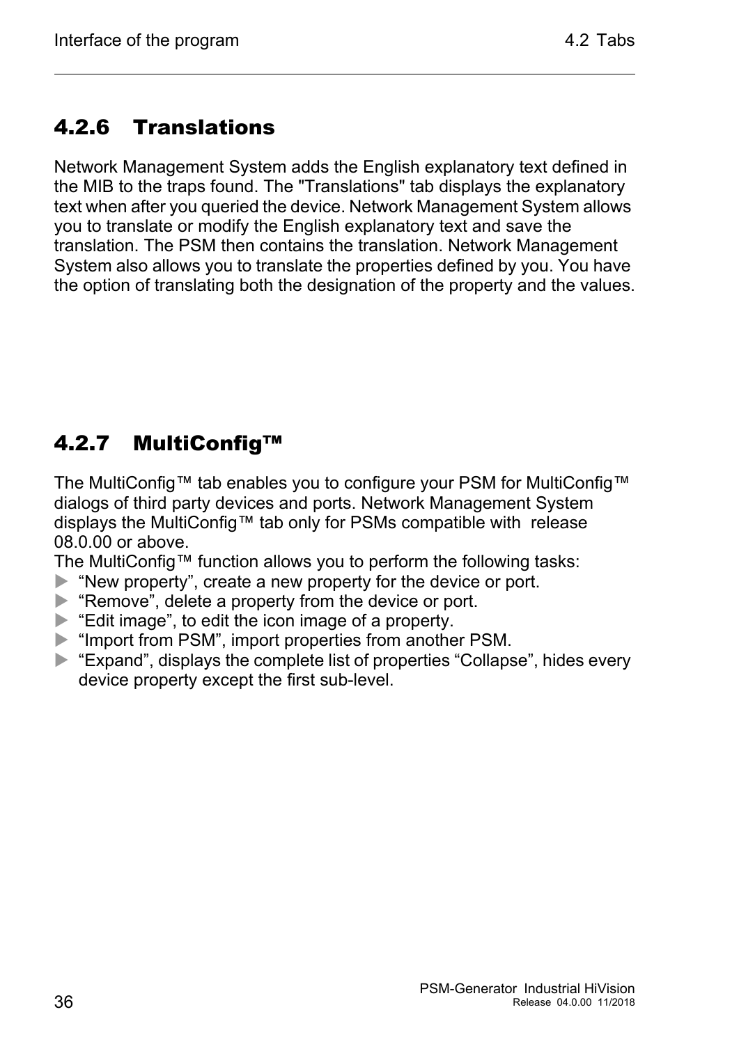### 4.2.6 Translations

Network Management System adds the English explanatory text defined in the MIB to the traps found. The "Translations" tab displays the explanatory text when after you queried the device. Network Management System allows you to translate or modify the English explanatory text and save the translation. The PSM then contains the translation. Network Management System also allows you to translate the properties defined by you. You have the option of translating both the designation of the property and the values.

### 4.2.7 MultiConfig™

The MultiConfig™ tab enables you to configure your PSM for MultiConfig™ dialogs of third party devices and ports. Network Management System displays the MultiConfig™ tab only for PSMs compatible with release 08.0.00 or above.

The MultiConfig™ function allows you to perform the following tasks:

- “New property”, create a new property for the device or port.
- “Remove”, delete a property from the device or port.
- “Edit image”, to edit the icon image of a property.
- “Import from PSM”, import properties from another PSM.
- “Expand”, displays the complete list of properties “Collapse”, hides every device property except the first sub-level.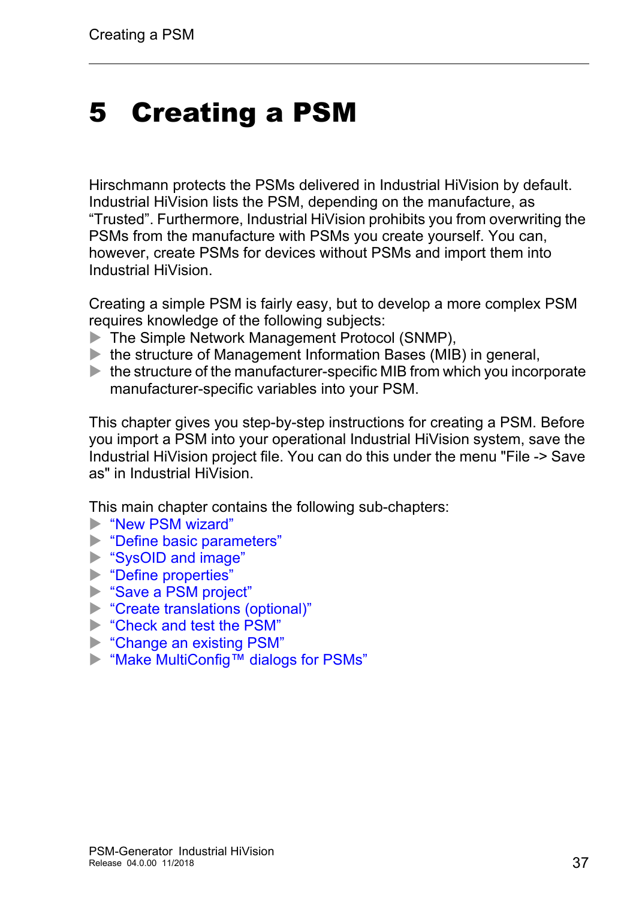# 5 Creating a PSM

Hirschmann protects the PSMs delivered in Industrial HiVision by default. Industrial HiVision lists the PSM, depending on the manufacture, as “Trusted”. Furthermore, Industrial HiVision prohibits you from overwriting the PSMs from the manufacture with PSMs you create yourself. You can, however, create PSMs for devices without PSMs and import them into Industrial HiVision.

Creating a simple PSM is fairly easy, but to develop a more complex PSM requires knowledge of the following subjects:

- The Simple Network Management Protocol (SNMP),
- the structure of Management Information Bases (MIB) in general,
- the structure of the manufacturer-specific MIB from which you incorporate manufacturer-specific variables into your PSM.

This chapter gives you step-by-step instructions for creating a PSM. Before you import a PSM into your operational Industrial HiVision system, save the Industrial HiVision project file. You can do this under the menu "File -> Save as" in Industrial HiVision.

This main chapter contains the following sub-chapters:

- “New PSM wizard”
- “Define basic parameters”
- “SysOID and image”
- “Define properties”
- “Save a PSM project”
- “Create translations (optional)”
- “Check and test the PSM”
- “Change an existing PSM”
- “Make MultiConfig™ dialogs for PSMs”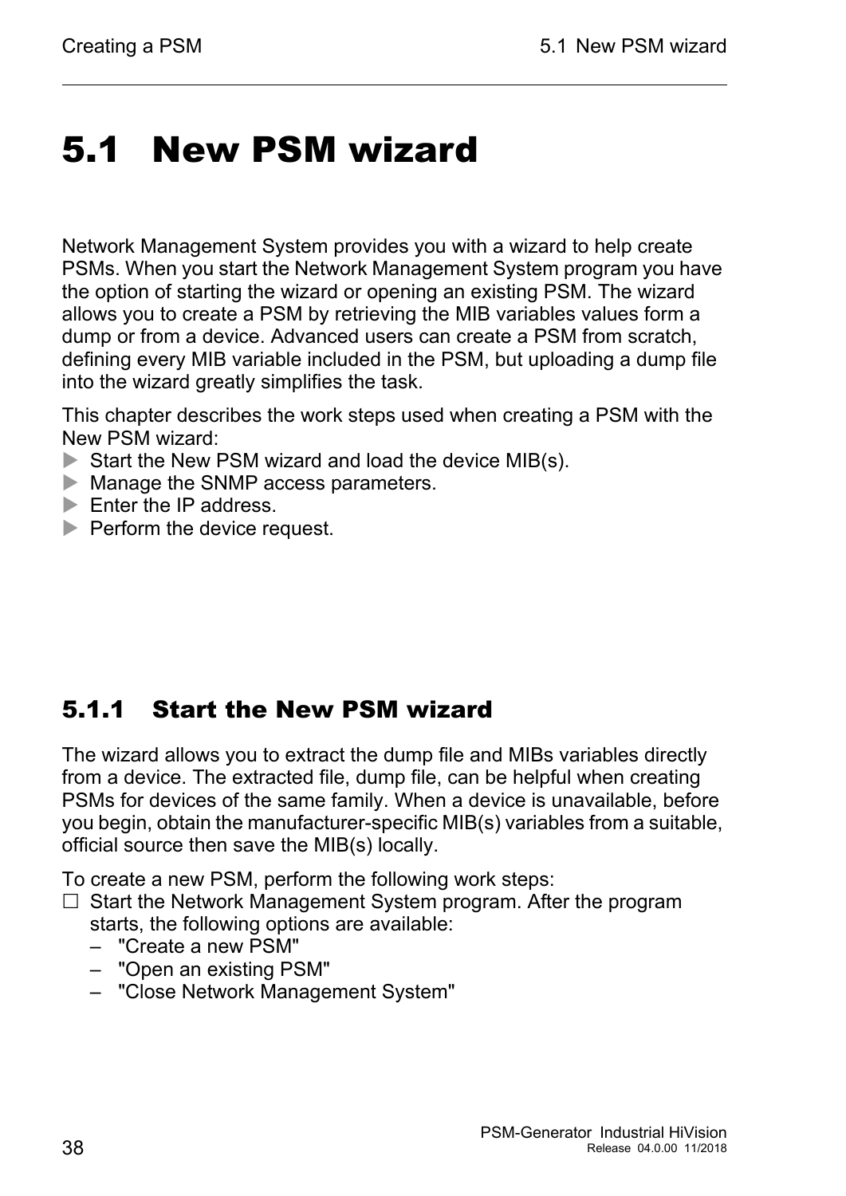# 5.1 New PSM wizard

Network Management System provides you with a wizard to help create PSMs. When you start the Network Management System program you have the option of starting the wizard or opening an existing PSM. The wizard allows you to create a PSM by retrieving the MIB variables values form a dump or from a device. Advanced users can create a PSM from scratch, defining every MIB variable included in the PSM, but uploading a dump file into the wizard greatly simplifies the task.

This chapter describes the work steps used when creating a PSM with the New PSM wizard:

- ▶ Start the New PSM wizard and load the device MIB(s).
- ▶ Manage the SNMP access parameters.
- ▶ Enter the IP address.
- ▶ Perform the device request.

## 5.1.1 Start the New PSM wizard

The wizard allows you to extract the dump file and MIBs variables directly from a device. The extracted file, dump file, can be helpful when creating PSMs for devices of the same family. When a device is unavailable, before you begin, obtain the manufacturer-specific MIB(s) variables from a suitable, official source then save the MIB(s) locally.

To create a new PSM, perform the following work steps:

- ☐ Start the Network Management System program. After the program starts, the following options are available:
  - "Create a new PSM"
  - "Open an existing PSM"
  - "Close Network Management System"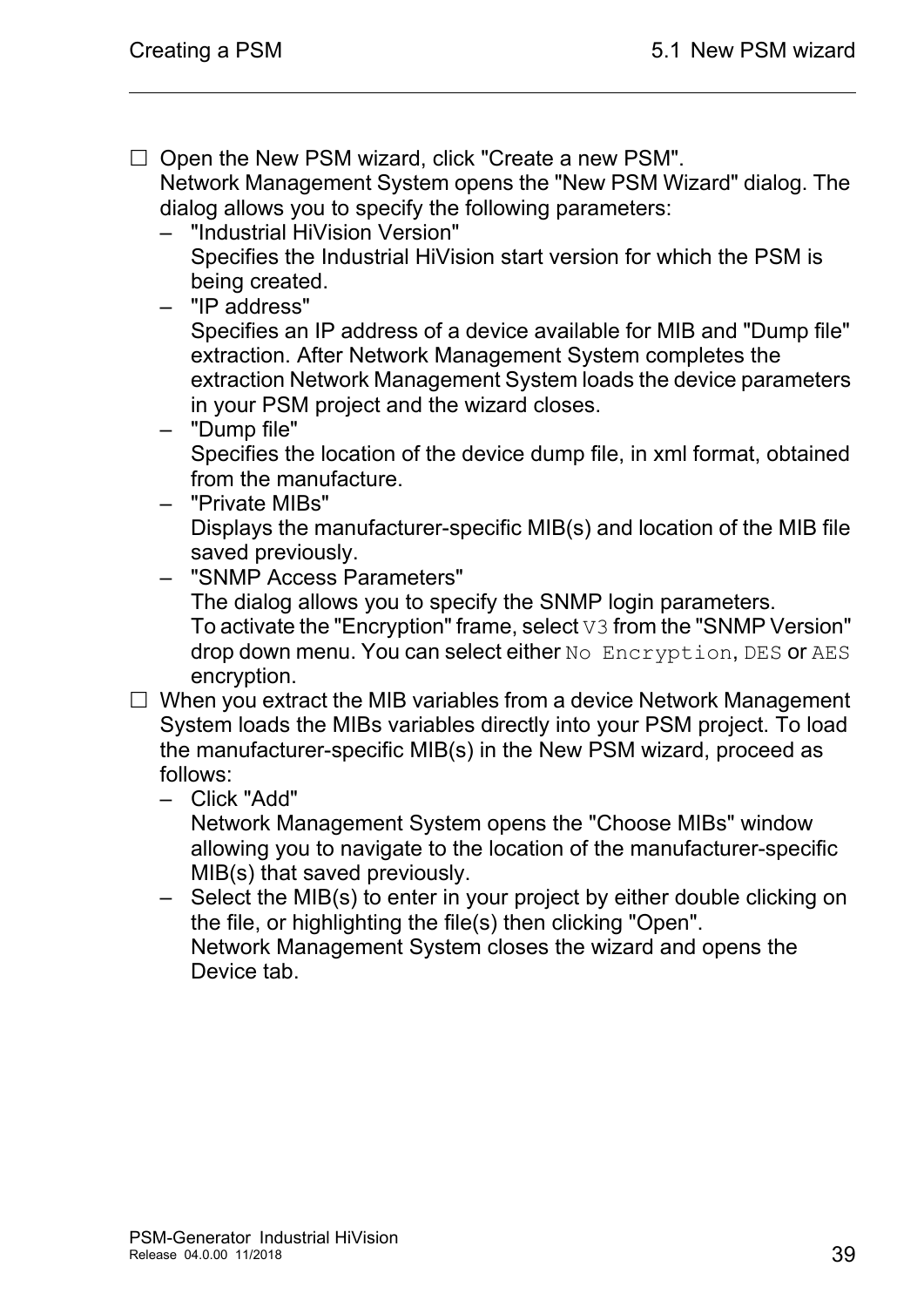- ☐ Open the New PSM wizard, click "Create a new PSM".
  Network Management System opens the "New PSM Wizard" dialog. The dialog allows you to specify the following parameters:
  - "Industrial HiVision Version"
    Specifies the Industrial HiVision start version for which the PSM is being created.
  - "IP address"
    Specifies an IP address of a device available for MIB and "Dump file" extraction. After Network Management System completes the extraction Network Management System loads the device parameters in your PSM project and the wizard closes.
  - "Dump file"
    Specifies the location of the device dump file, in xml format, obtained from the manufacture.
  - "Private MIBs"
    Displays the manufacturer-specific MIB(s) and location of the MIB file saved previously.
  - "SNMP Access Parameters"
    The dialog allows you to specify the SNMP login parameters.
    To activate the "Encryption" frame, select `V3` from the "SNMP Version" drop down menu. You can select either `No Encryption`, `DES` or `AES` encryption.
- ☐ When you extract the MIB variables from a device Network Management System loads the MIBs variables directly into your PSM project. To load the manufacturer-specific MIB(s) in the New PSM wizard, proceed as follows:
  - Click "Add"
    Network Management System opens the "Choose MIBs" window allowing you to navigate to the location of the manufacturer-specific MIB(s) that saved previously.
  - Select the MIB(s) to enter in your project by either double clicking on the file, or highlighting the file(s) then clicking "Open".
    Network Management System closes the wizard and opens the Device tab.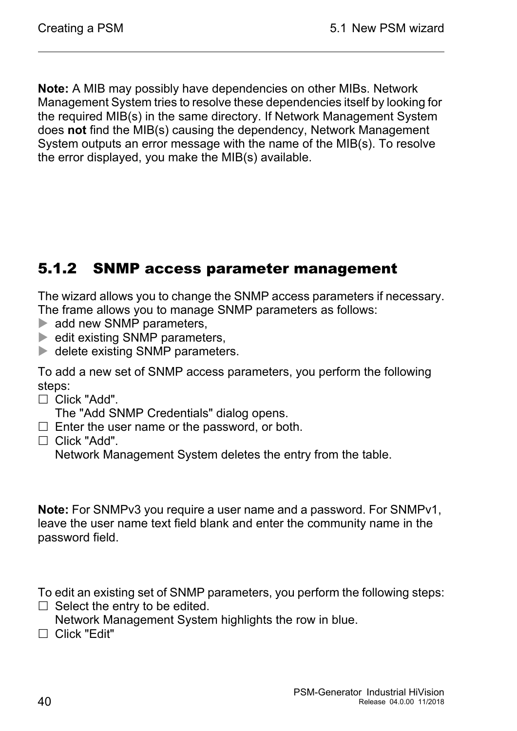**Note:** A MIB may possibly have dependencies on other MIBs. Network Management System tries to resolve these dependencies itself by looking for the required MIB(s) in the same directory. If Network Management System does **not** find the MIB(s) causing the dependency, Network Management System outputs an error message with the name of the MIB(s). To resolve the error displayed, you make the MIB(s) available.

### 5.1.2 SNMP access parameter management

The wizard allows you to change the SNMP access parameters if necessary. The frame allows you to manage SNMP parameters as follows:

- add new SNMP parameters,
- edit existing SNMP parameters,
- delete existing SNMP parameters.

To add a new set of SNMP access parameters, you perform the following steps:

- ☐ Click "Add".
  The "Add SNMP Credentials" dialog opens.
- ☐ Enter the user name or the password, or both.
- ☐ Click "Add".
  Network Management System deletes the entry from the table.

**Note:** For SNMPv3 you require a user name and a password. For SNMPv1, leave the user name text field blank and enter the community name in the password field.

To edit an existing set of SNMP parameters, you perform the following steps:

- ☐ Select the entry to be edited.
  Network Management System highlights the row in blue.
- ☐ Click "Edit"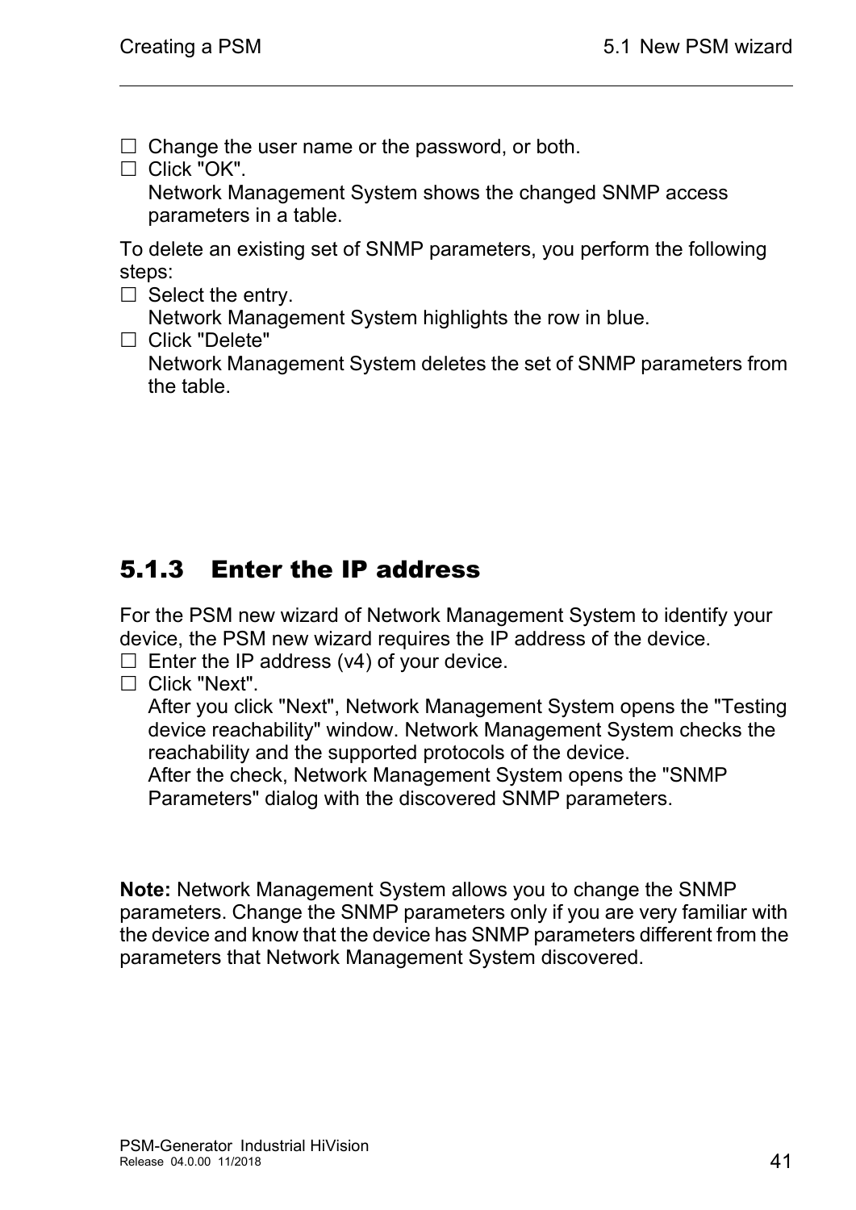☐ Change the user name or the password, or both.

☐ Click "OK".
Network Management System shows the changed SNMP access parameters in a table.

To delete an existing set of SNMP parameters, you perform the following steps:

☐ Select the entry.
Network Management System highlights the row in blue.

☐ Click "Delete"
Network Management System deletes the set of SNMP parameters from the table.

### 5.1.3 Enter the IP address

For the PSM new wizard of Network Management System to identify your device, the PSM new wizard requires the IP address of the device.

☐ Enter the IP address (v4) of your device.

☐ Click "Next".
After you click "Next", Network Management System opens the "Testing device reachability" window. Network Management System checks the reachability and the supported protocols of the device.
After the check, Network Management System opens the "SNMP Parameters" dialog with the discovered SNMP parameters.

**Note:** Network Management System allows you to change the SNMP parameters. Change the SNMP parameters only if you are very familiar with the device and know that the device has SNMP parameters different from the parameters that Network Management System discovered.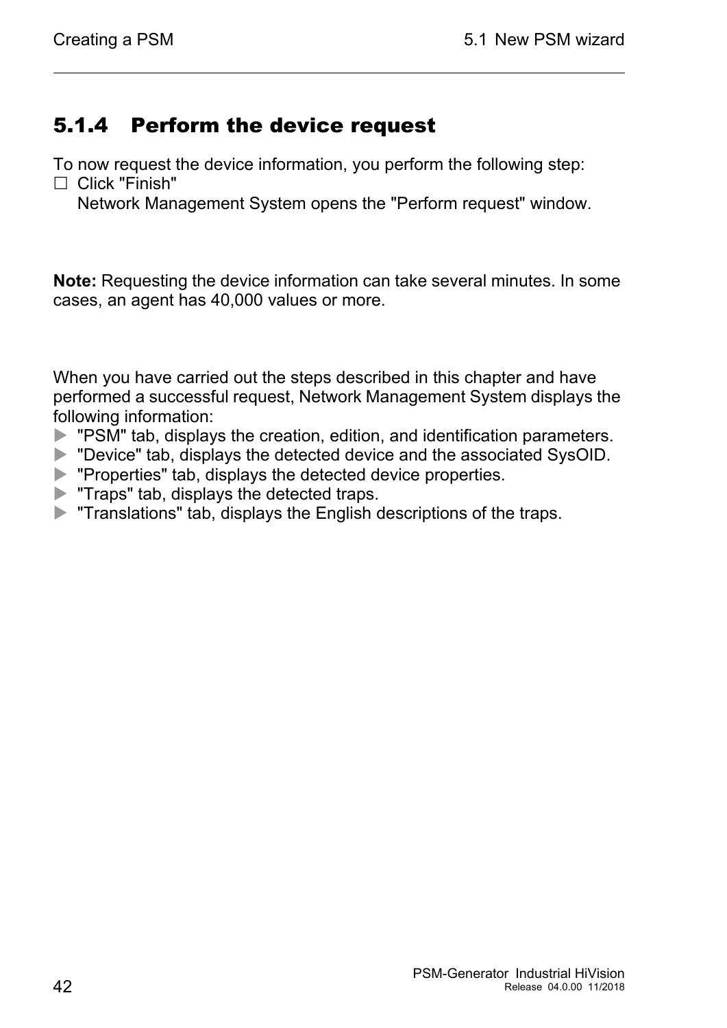### 5.1.4 Perform the device request

To now request the device information, you perform the following step:

☐ Click "Finish"
  Network Management System opens the "Perform request" window.

**Note:** Requesting the device information can take several minutes. In some cases, an agent has 40,000 values or more.

When you have carried out the steps described in this chapter and have performed a successful request, Network Management System displays the following information:

- "PSM" tab, displays the creation, edition, and identification parameters.
- "Device" tab, displays the detected device and the associated SysOID.
- "Properties" tab, displays the detected device properties.
- "Traps" tab, displays the detected traps.
- "Translations" tab, displays the English descriptions of the traps.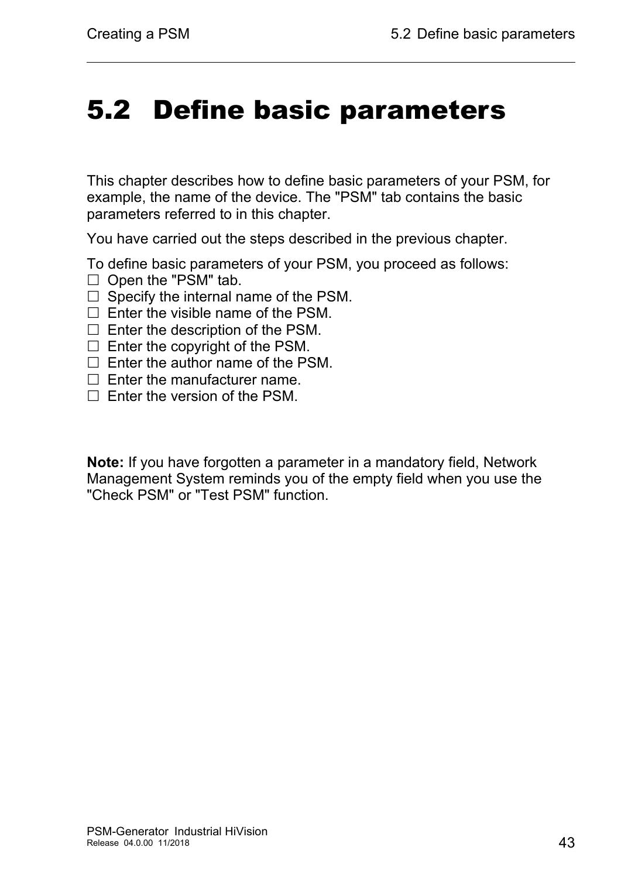# 5.2 Define basic parameters

This chapter describes how to define basic parameters of your PSM, for example, the name of the device. The "PSM" tab contains the basic parameters referred to in this chapter.

You have carried out the steps described in the previous chapter.

To define basic parameters of your PSM, you proceed as follows:

☐ Open the "PSM" tab.
☐ Specify the internal name of the PSM.
☐ Enter the visible name of the PSM.
☐ Enter the description of the PSM.
☐ Enter the copyright of the PSM.
☐ Enter the author name of the PSM.
☐ Enter the manufacturer name.
☐ Enter the version of the PSM.

**Note:** If you have forgotten a parameter in a mandatory field, Network Management System reminds you of the empty field when you use the "Check PSM" or "Test PSM" function.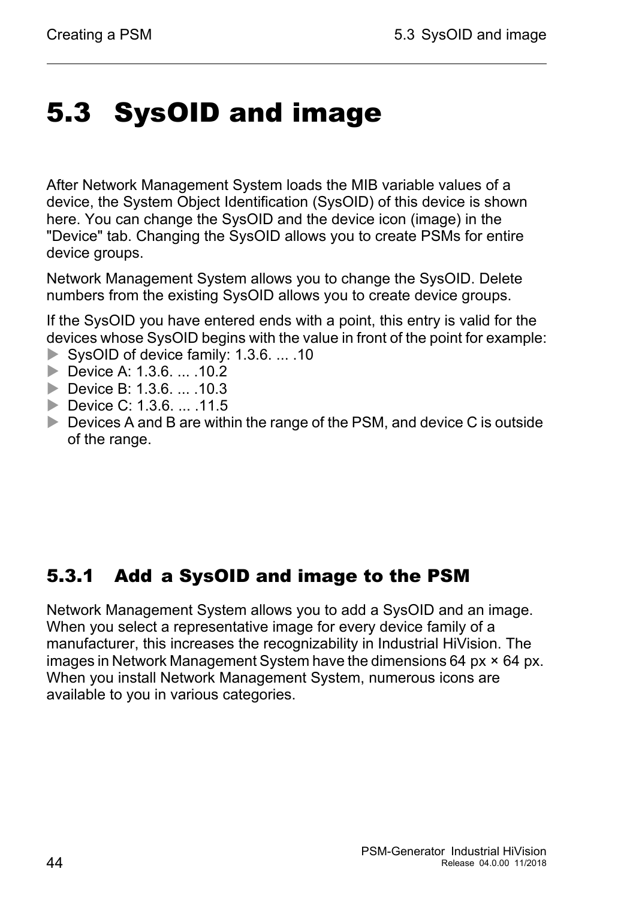# 5.3 SysOID and image

After Network Management System loads the MIB variable values of a device, the System Object Identification (SysOID) of this device is shown here. You can change the SysOID and the device icon (image) in the "Device" tab. Changing the SysOID allows you to create PSMs for entire device groups.

Network Management System allows you to change the SysOID. Delete numbers from the existing SysOID allows you to create device groups.

If the SysOID you have entered ends with a point, this entry is valid for the devices whose SysOID begins with the value in front of the point for example:

- SysOID of device family: 1.3.6. ... .10
- Device A: 1.3.6. ... .10.2
- Device B: 1.3.6. ... .10.3
- Device C: 1.3.6. ... .11.5
- Devices A and B are within the range of the PSM, and device C is outside of the range.

## 5.3.1 Add a SysOID and image to the PSM

Network Management System allows you to add a SysOID and an image. When you select a representative image for every device family of a manufacturer, this increases the recognizability in Industrial HiVision. The images in Network Management System have the dimensions 64 px × 64 px. When you install Network Management System, numerous icons are available to you in various categories.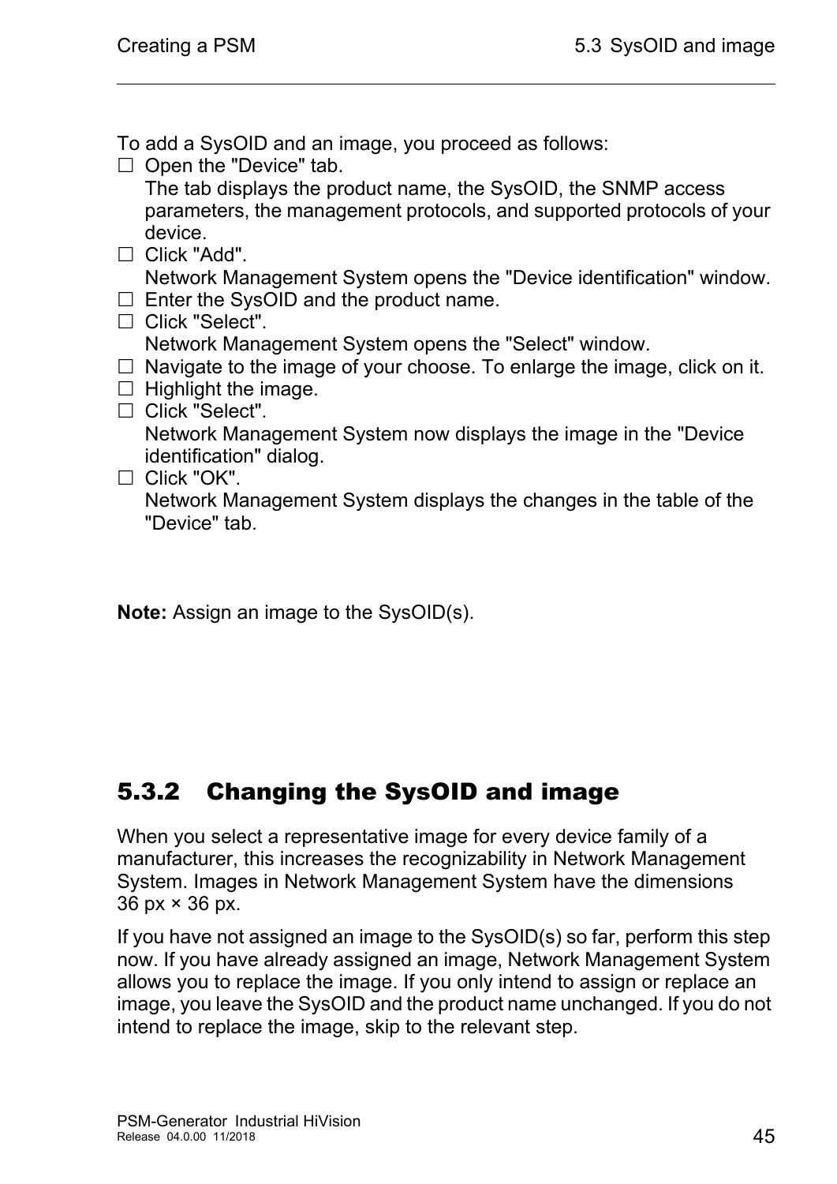To add a SysOID and an image, you proceed as follows:

- ☐ Open the "Device" tab.
  The tab displays the product name, the SysOID, the SNMP access parameters, the management protocols, and supported protocols of your device.
- ☐ Click "Add".
  Network Management System opens the "Device identification" window.
- ☐ Enter the SysOID and the product name.
- ☐ Click "Select".
  Network Management System opens the "Select" window.
- ☐ Navigate to the image of your choose. To enlarge the image, click on it.
- ☐ Highlight the image.
- ☐ Click "Select".
  Network Management System now displays the image in the "Device identification" dialog.
- ☐ Click "OK".
  Network Management System displays the changes in the table of the "Device" tab.

**Note:** Assign an image to the SysOID(s).

### 5.3.2 Changing the SysOID and image

When you select a representative image for every device family of a manufacturer, this increases the recognizability in Network Management System. Images in Network Management System have the dimensions 36 px × 36 px.

If you have not assigned an image to the SysOID(s) so far, perform this step now. If you have already assigned an image, Network Management System allows you to replace the image. If you only intend to assign or replace an image, you leave the SysOID and the product name unchanged. If you do not intend to replace the image, skip to the relevant step.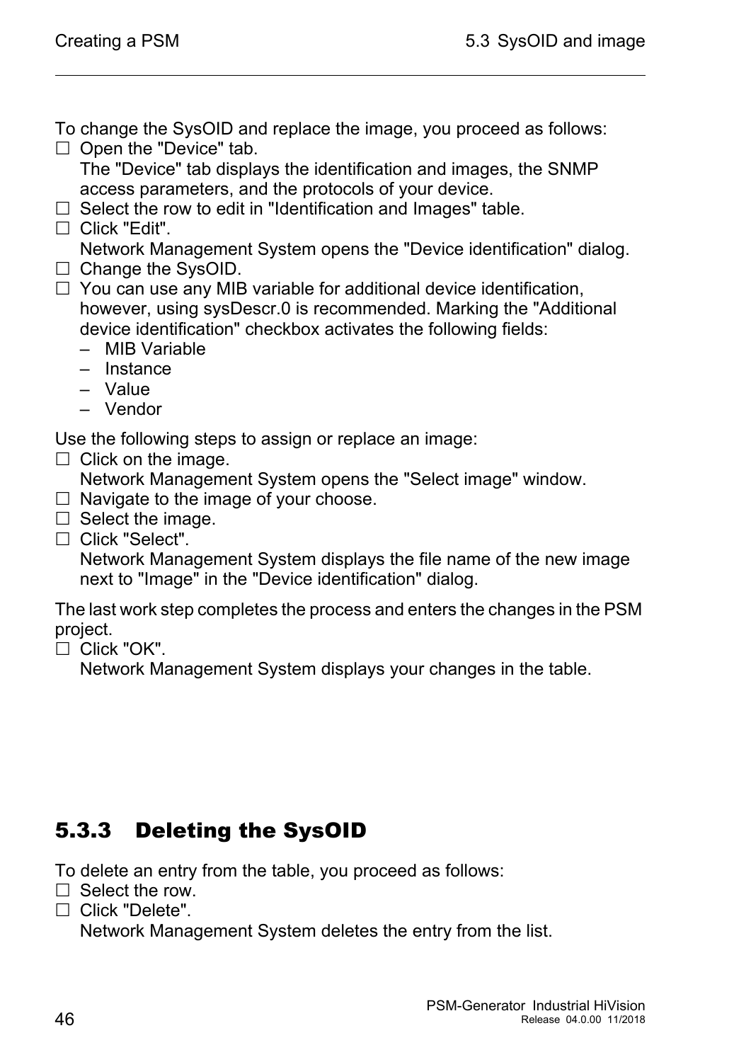To change the SysOID and replace the image, you proceed as follows:

- ☐ Open the "Device" tab.
  The "Device" tab displays the identification and images, the SNMP access parameters, and the protocols of your device.
- ☐ Select the row to edit in "Identification and Images" table.
- ☐ Click "Edit".
  Network Management System opens the "Device identification" dialog.
- ☐ Change the SysOID.
- ☐ You can use any MIB variable for additional device identification, however, using sysDescr.0 is recommended. Marking the "Additional device identification" checkbox activates the following fields:
  - MIB Variable
  - Instance
  - Value
  - Vendor

Use the following steps to assign or replace an image:

- ☐ Click on the image.
  Network Management System opens the "Select image" window.
- ☐ Navigate to the image of your choose.
- ☐ Select the image.
- ☐ Click "Select".
  Network Management System displays the file name of the new image next to "Image" in the "Device identification" dialog.

The last work step completes the process and enters the changes in the PSM project.

- ☐ Click "OK".
  Network Management System displays your changes in the table.

### 5.3.3 Deleting the SysOID

To delete an entry from the table, you proceed as follows:

- ☐ Select the row.
- ☐ Click "Delete".
  Network Management System deletes the entry from the list.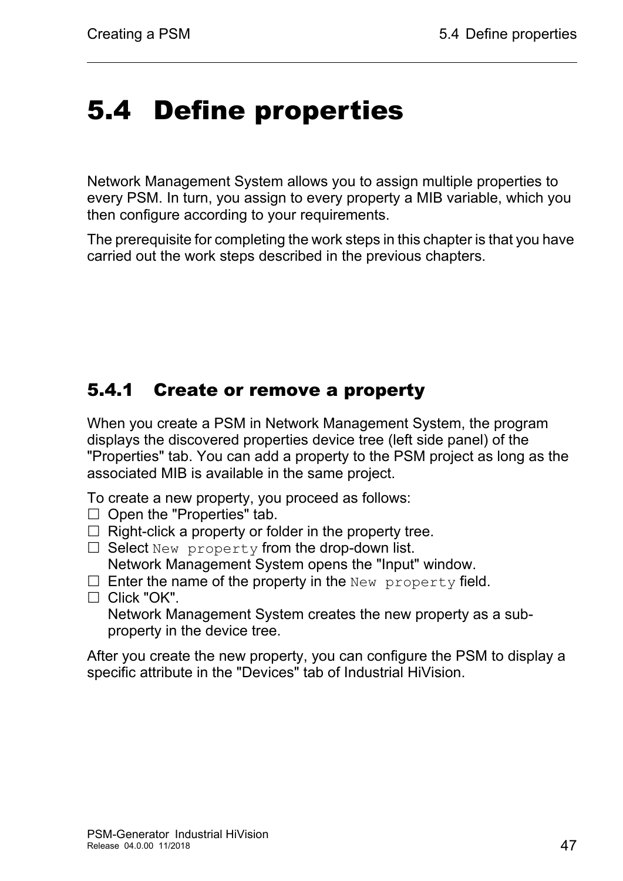# 5.4 Define properties

Network Management System allows you to assign multiple properties to every PSM. In turn, you assign to every property a MIB variable, which you then configure according to your requirements.

The prerequisite for completing the work steps in this chapter is that you have carried out the work steps described in the previous chapters.

## 5.4.1 Create or remove a property

When you create a PSM in Network Management System, the program displays the discovered properties device tree (left side panel) of the "Properties" tab. You can add a property to the PSM project as long as the associated MIB is available in the same project.

To create a new property, you proceed as follows:

- ☐ Open the "Properties" tab.
- ☐ Right-click a property or folder in the property tree.
- ☐ Select `New property` from the drop-down list.
  Network Management System opens the "Input" window.
- ☐ Enter the name of the property in the `New property` field.
- ☐ Click "OK".
  Network Management System creates the new property as a sub-property in the device tree.

After you create the new property, you can configure the PSM to display a specific attribute in the "Devices" tab of Industrial HiVision.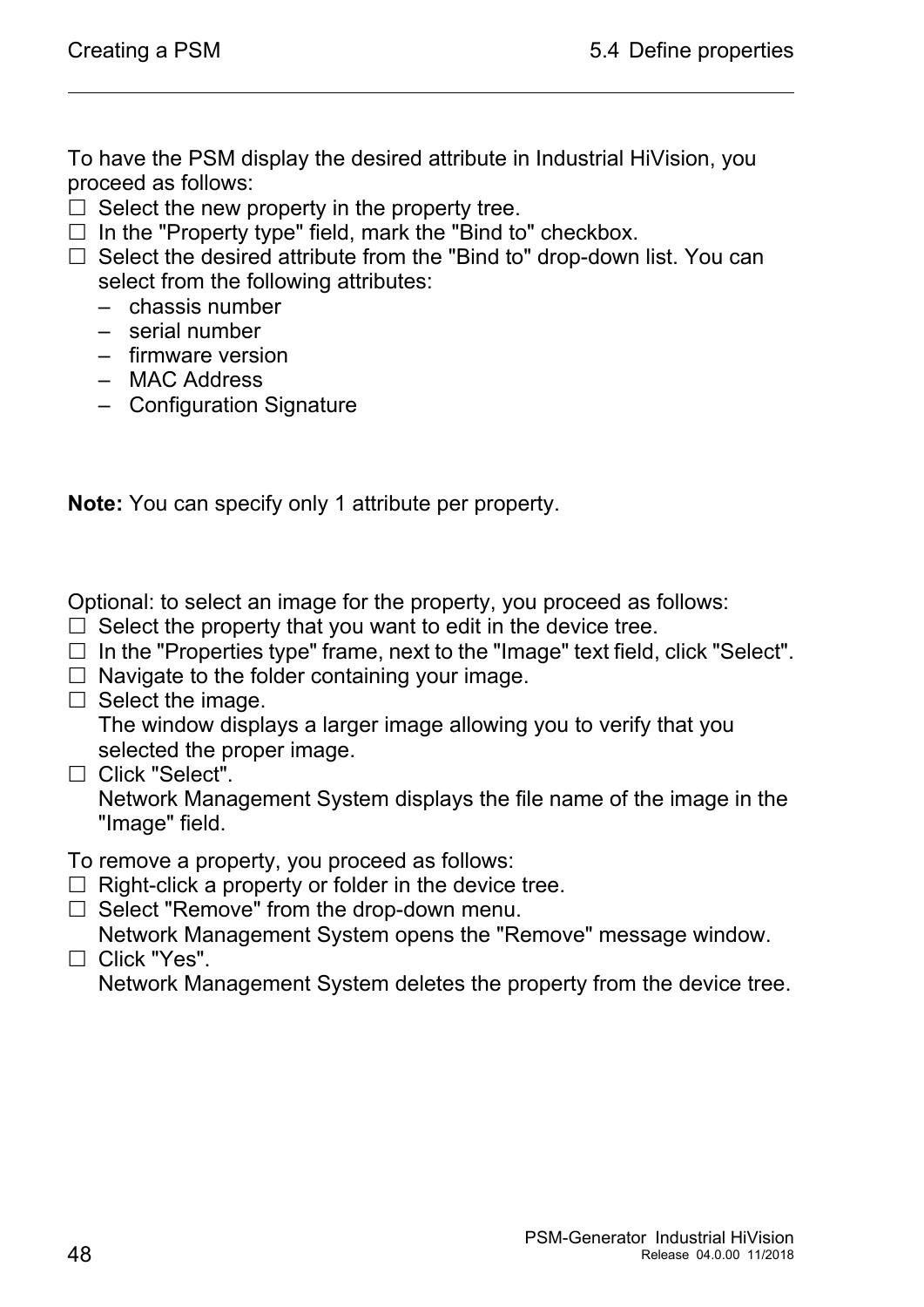To have the PSM display the desired attribute in Industrial HiVision, you proceed as follows:

- ☐ Select the new property in the property tree.
- ☐ In the "Property type" field, mark the "Bind to" checkbox.
- ☐ Select the desired attribute from the "Bind to" drop-down list. You can select from the following attributes:
  - chassis number
  - serial number
  - firmware version
  - MAC Address
  - Configuration Signature

**Note:** You can specify only 1 attribute per property.

Optional: to select an image for the property, you proceed as follows:

- ☐ Select the property that you want to edit in the device tree.
- ☐ In the "Properties type" frame, next to the "Image" text field, click "Select".
- ☐ Navigate to the folder containing your image.
- ☐ Select the image.
  The window displays a larger image allowing you to verify that you selected the proper image.
- ☐ Click "Select".
  Network Management System displays the file name of the image in the "Image" field.

To remove a property, you proceed as follows:

- ☐ Right-click a property or folder in the device tree.
- ☐ Select "Remove" from the drop-down menu.
  Network Management System opens the "Remove" message window.
- ☐ Click "Yes".
  Network Management System deletes the property from the device tree.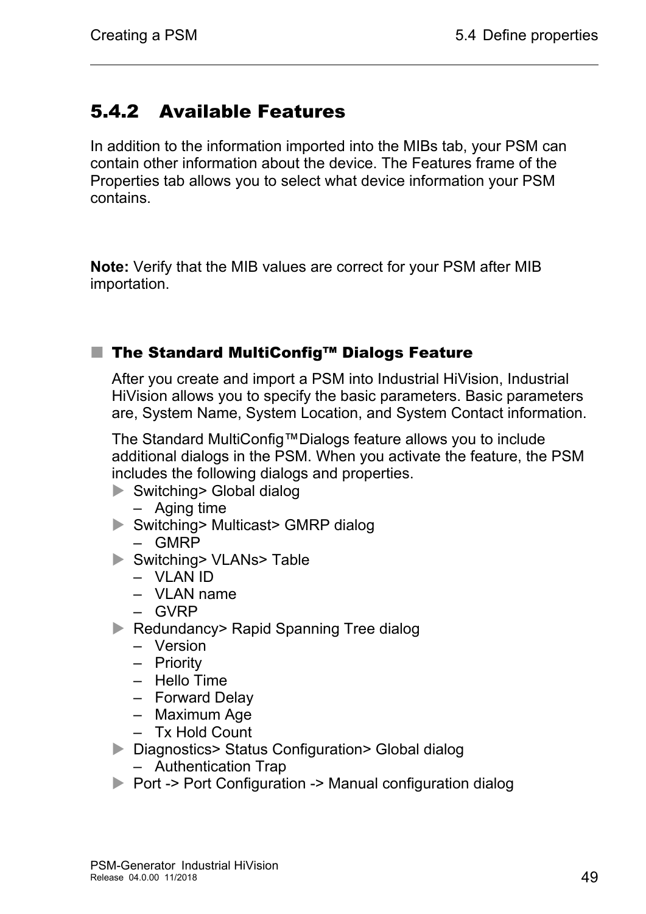## 5.4.2 Available Features

In addition to the information imported into the MIBs tab, your PSM can contain other information about the device. The Features frame of the Properties tab allows you to select what device information your PSM contains.

**Note:** Verify that the MIB values are correct for your PSM after MIB importation.

### The Standard MultiConfig™ Dialogs Feature

After you create and import a PSM into Industrial HiVision, Industrial HiVision allows you to specify the basic parameters. Basic parameters are, System Name, System Location, and System Contact information.

The Standard MultiConfig™Dialogs feature allows you to include additional dialogs in the PSM. When you activate the feature, the PSM includes the following dialogs and properties.

- Switching> Global dialog
  - Aging time
- Switching> Multicast> GMRP dialog
  - GMRP
- Switching> VLANs> Table
  - VLAN ID
  - VLAN name
  - GVRP
- Redundancy> Rapid Spanning Tree dialog
  - Version
  - Priority
  - Hello Time
  - Forward Delay
  - Maximum Age
  - Tx Hold Count
- Diagnostics> Status Configuration> Global dialog
  - Authentication Trap
- Port -> Port Configuration -> Manual configuration dialog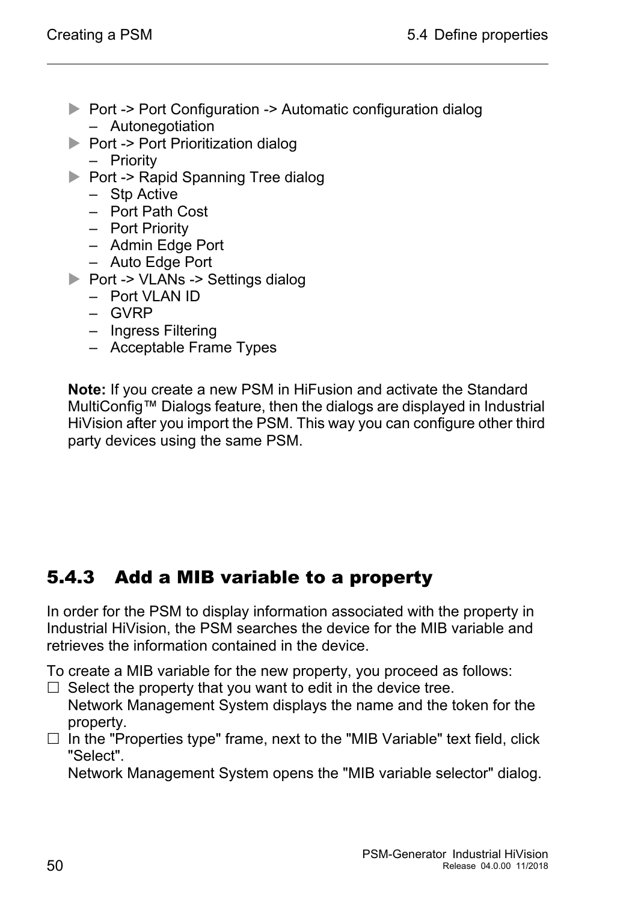- Port -> Port Configuration -> Automatic configuration dialog
  - Autonegotiation
- Port -> Port Prioritization dialog
  - Priority
- Port -> Rapid Spanning Tree dialog
  - Stp Active
  - Port Path Cost
  - Port Priority
  - Admin Edge Port
  - Auto Edge Port
- Port -> VLANs -> Settings dialog
  - Port VLAN ID
  - GVRP
  - Ingress Filtering
  - Acceptable Frame Types

**Note:** If you create a new PSM in HiFusion and activate the Standard MultiConfig™ Dialogs feature, then the dialogs are displayed in Industrial HiVision after you import the PSM. This way you can configure other third party devices using the same PSM.

### 5.4.3 Add a MIB variable to a property

In order for the PSM to display information associated with the property in Industrial HiVision, the PSM searches the device for the MIB variable and retrieves the information contained in the device.

To create a MIB variable for the new property, you proceed as follows:

- ☐ Select the property that you want to edit in the device tree.
  Network Management System displays the name and the token for the property.
- ☐ In the "Properties type" frame, next to the "MIB Variable" text field, click "Select".
  Network Management System opens the "MIB variable selector" dialog.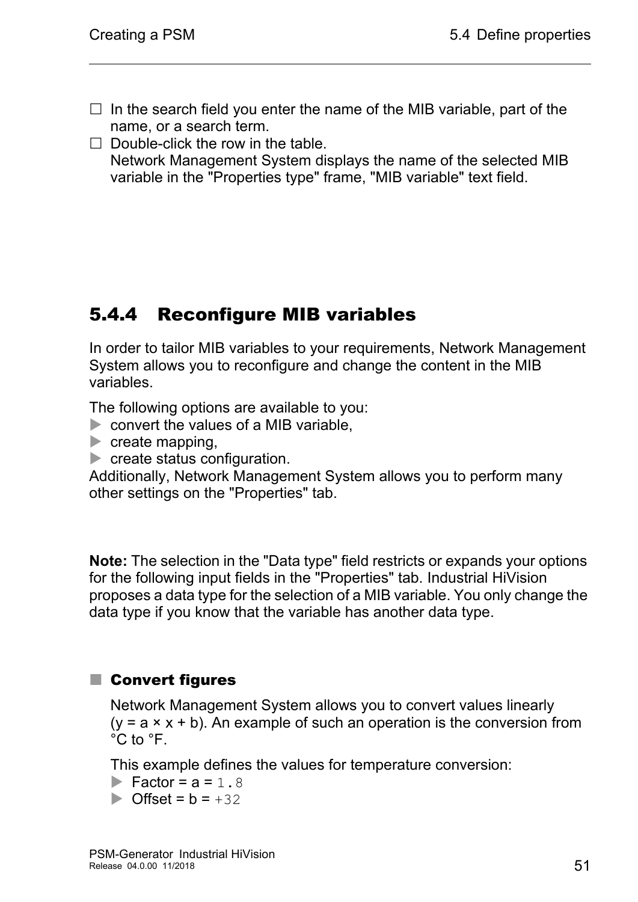- ☐ In the search field you enter the name of the MIB variable, part of the name, or a search term.
- ☐ Double-click the row in the table.
  Network Management System displays the name of the selected MIB variable in the "Properties type" frame, "MIB variable" text field.

### 5.4.4 Reconfigure MIB variables

In order to tailor MIB variables to your requirements, Network Management System allows you to reconfigure and change the content in the MIB variables.

The following options are available to you:

- convert the values of a MIB variable,
- create mapping,
- create status configuration.

Additionally, Network Management System allows you to perform many other settings on the "Properties" tab.

**Note:** The selection in the "Data type" field restricts or expands your options for the following input fields in the "Properties" tab. Industrial HiVision proposes a data type for the selection of a MIB variable. You only change the data type if you know that the variable has another data type.

#### Convert figures

Network Management System allows you to convert values linearly ($y = a \times x + b$). An example of such an operation is the conversion from °C to °F.

This example defines the values for temperature conversion:

- Factor = a = `1.8`
- Offset = b = `+32`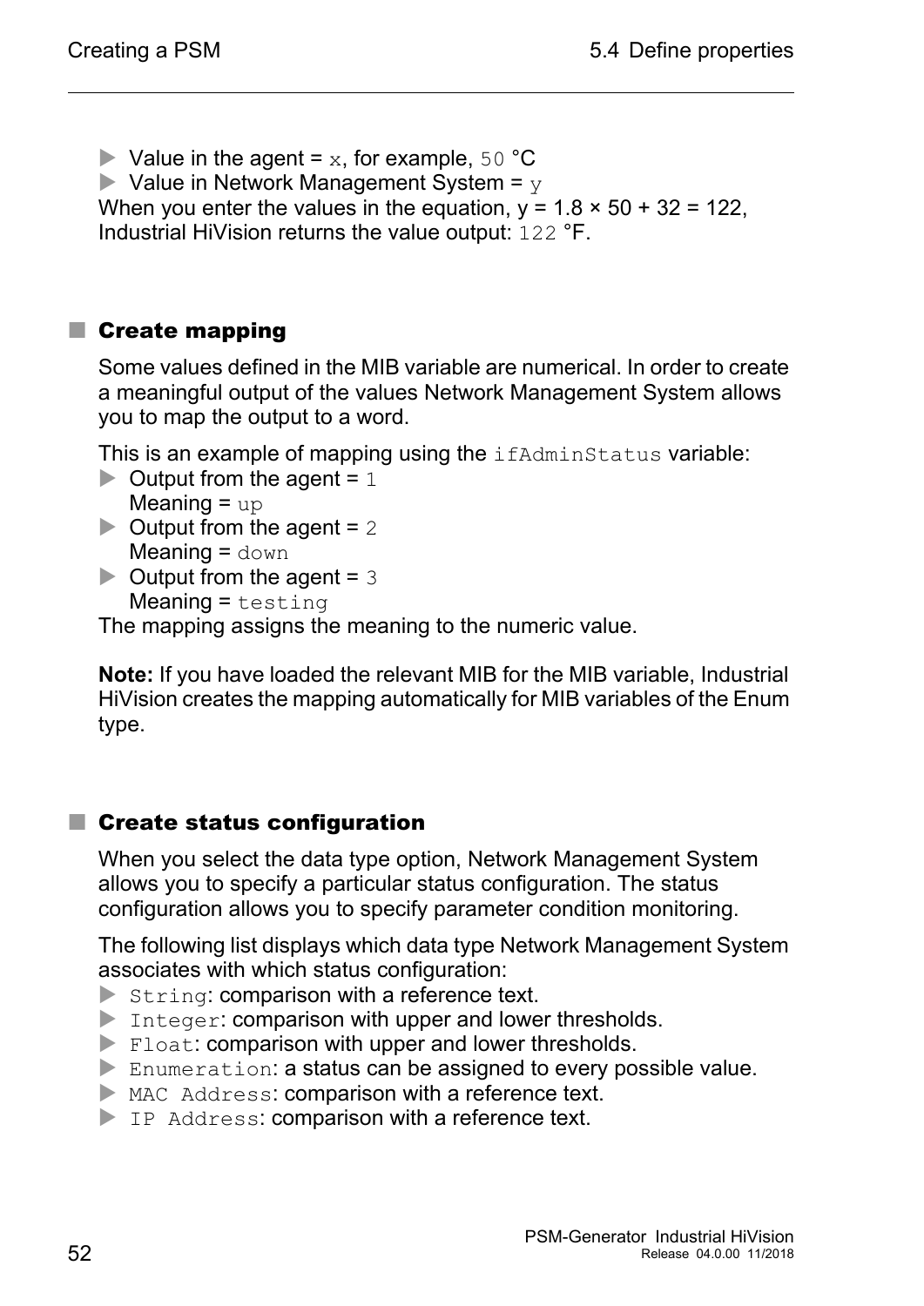- Value in the agent = `x`, for example, `50` °C
- Value in Network Management System = `y`

When you enter the values in the equation, $y = 1.8 \times 50 + 32 = 122$, Industrial HiVision returns the value output: `122` °F.

## Create mapping

Some values defined in the MIB variable are numerical. In order to create a meaningful output of the values Network Management System allows you to map the output to a word.

This is an example of mapping using the `ifAdminStatus` variable:

- Output from the agent = `1`
  Meaning = `up`
- Output from the agent = `2`
  Meaning = `down`
- Output from the agent = `3`
  Meaning = `testing`

The mapping assigns the meaning to the numeric value.

**Note:** If you have loaded the relevant MIB for the MIB variable, Industrial HiVision creates the mapping automatically for MIB variables of the Enum type.

## Create status configuration

When you select the data type option, Network Management System allows you to specify a particular status configuration. The status configuration allows you to specify parameter condition monitoring.

The following list displays which data type Network Management System associates with which status configuration:

- `String`: comparison with a reference text.
- `Integer`: comparison with upper and lower thresholds.
- `Float`: comparison with upper and lower thresholds.
- `Enumeration`: a status can be assigned to every possible value.
- `MAC Address`: comparison with a reference text.
- `IP Address`: comparison with a reference text.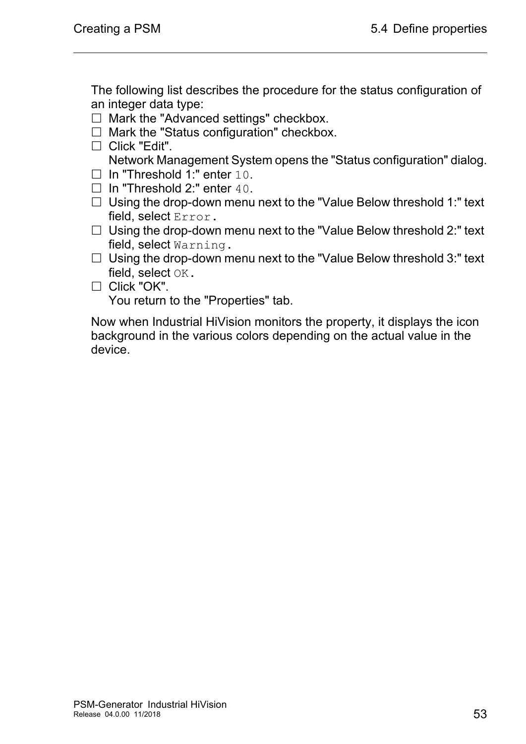The following list describes the procedure for the status configuration of an integer data type:

- ☐ Mark the "Advanced settings" checkbox.
- ☐ Mark the "Status configuration" checkbox.
- ☐ Click "Edit".
  Network Management System opens the "Status configuration" dialog.
- ☐ In "Threshold 1:" enter `10`.
- ☐ In "Threshold 2:" enter `40`.
- ☐ Using the drop-down menu next to the "Value Below threshold 1:" text field, select `Error`.
- ☐ Using the drop-down menu next to the "Value Below threshold 2:" text field, select `Warning`.
- ☐ Using the drop-down menu next to the "Value Below threshold 3:" text field, select `OK`.
- ☐ Click "OK".
  You return to the "Properties" tab.

Now when Industrial HiVision monitors the property, it displays the icon background in the various colors depending on the actual value in the device.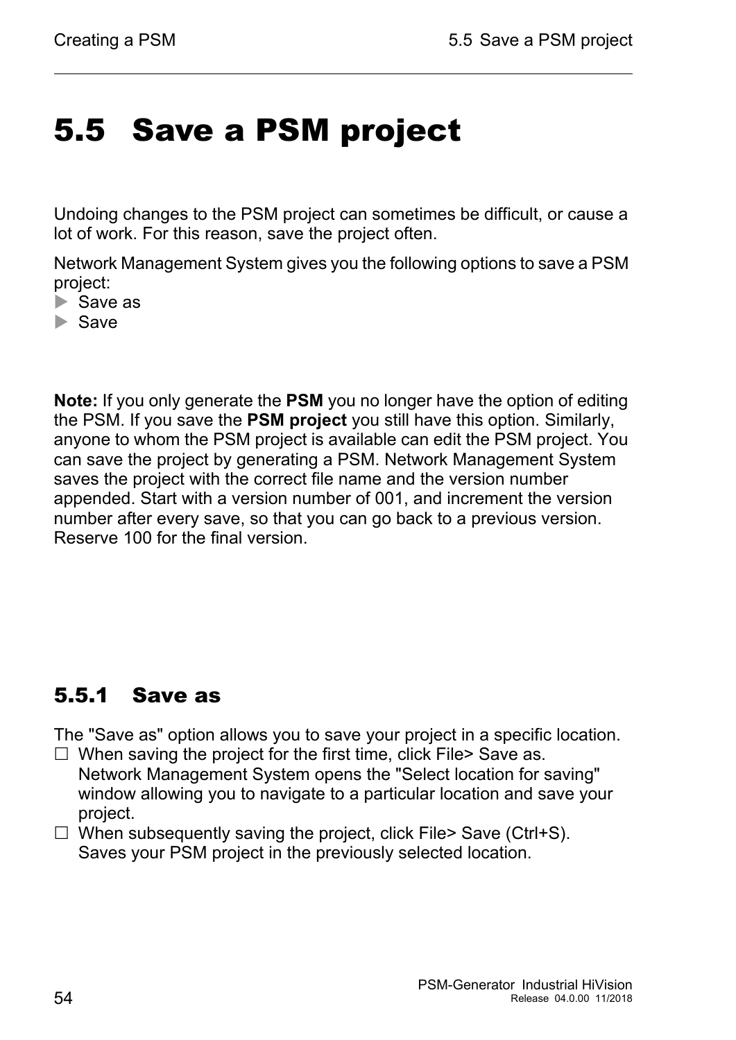# 5.5 Save a PSM project

Undoing changes to the PSM project can sometimes be difficult, or cause a lot of work. For this reason, save the project often.

Network Management System gives you the following options to save a PSM project:

- Save as
- Save

**Note:** If you only generate the **PSM** you no longer have the option of editing the PSM. If you save the **PSM project** you still have this option. Similarly, anyone to whom the PSM project is available can edit the PSM project. You can save the project by generating a PSM. Network Management System saves the project with the correct file name and the version number appended. Start with a version number of 001, and increment the version number after every save, so that you can go back to a previous version. Reserve 100 for the final version.

## 5.5.1 Save as

The "Save as" option allows you to save your project in a specific location.

- ☐ When saving the project for the first time, click File> Save as.
  Network Management System opens the "Select location for saving" window allowing you to navigate to a particular location and save your project.
- ☐ When subsequently saving the project, click File> Save (Ctrl+S).
  Saves your PSM project in the previously selected location.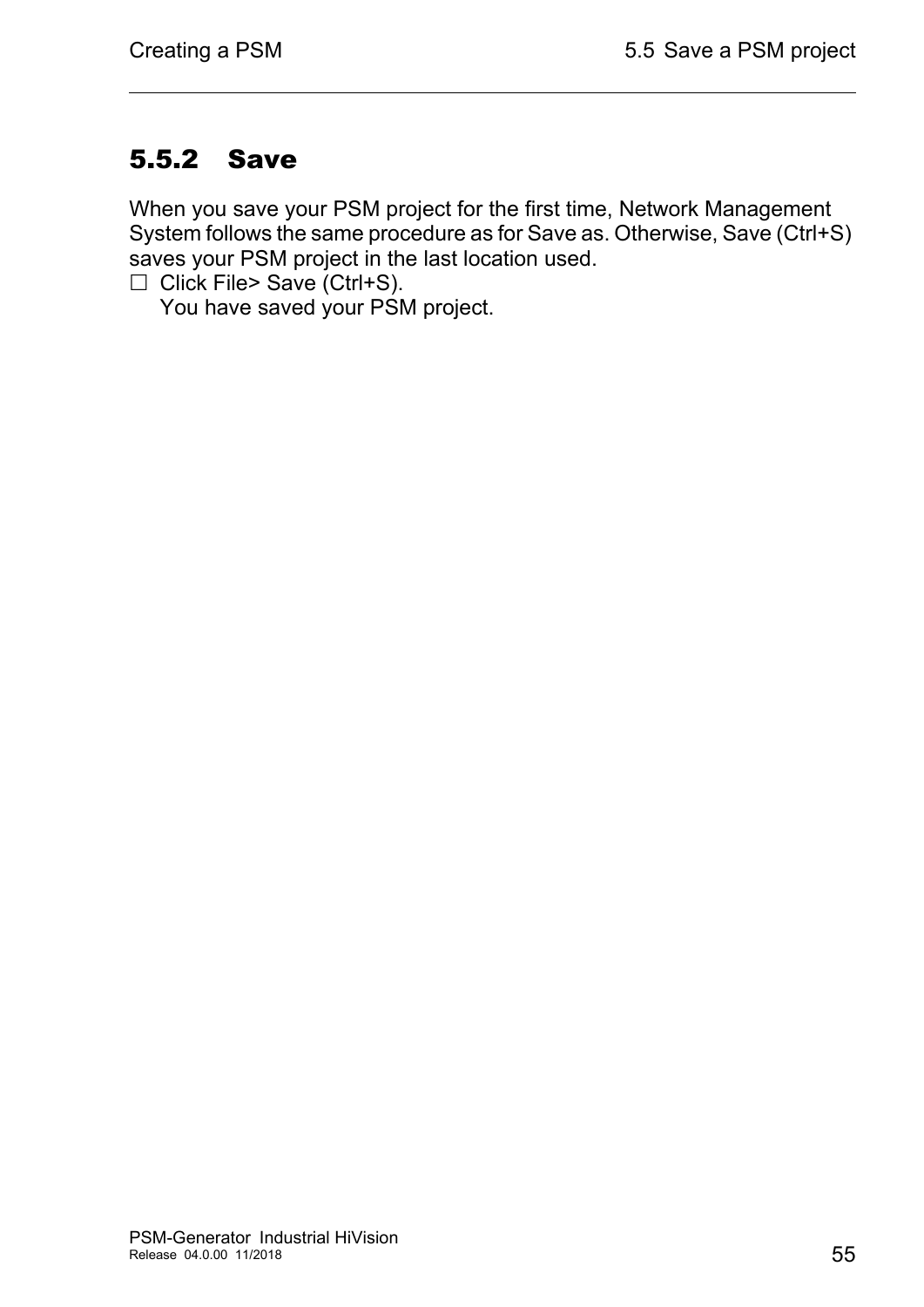### 5.5.2 Save

When you save your PSM project for the first time, Network Management System follows the same procedure as for Save as. Otherwise, Save (Ctrl+S) saves your PSM project in the last location used.

☐ Click File> Save (Ctrl+S).
  You have saved your PSM project.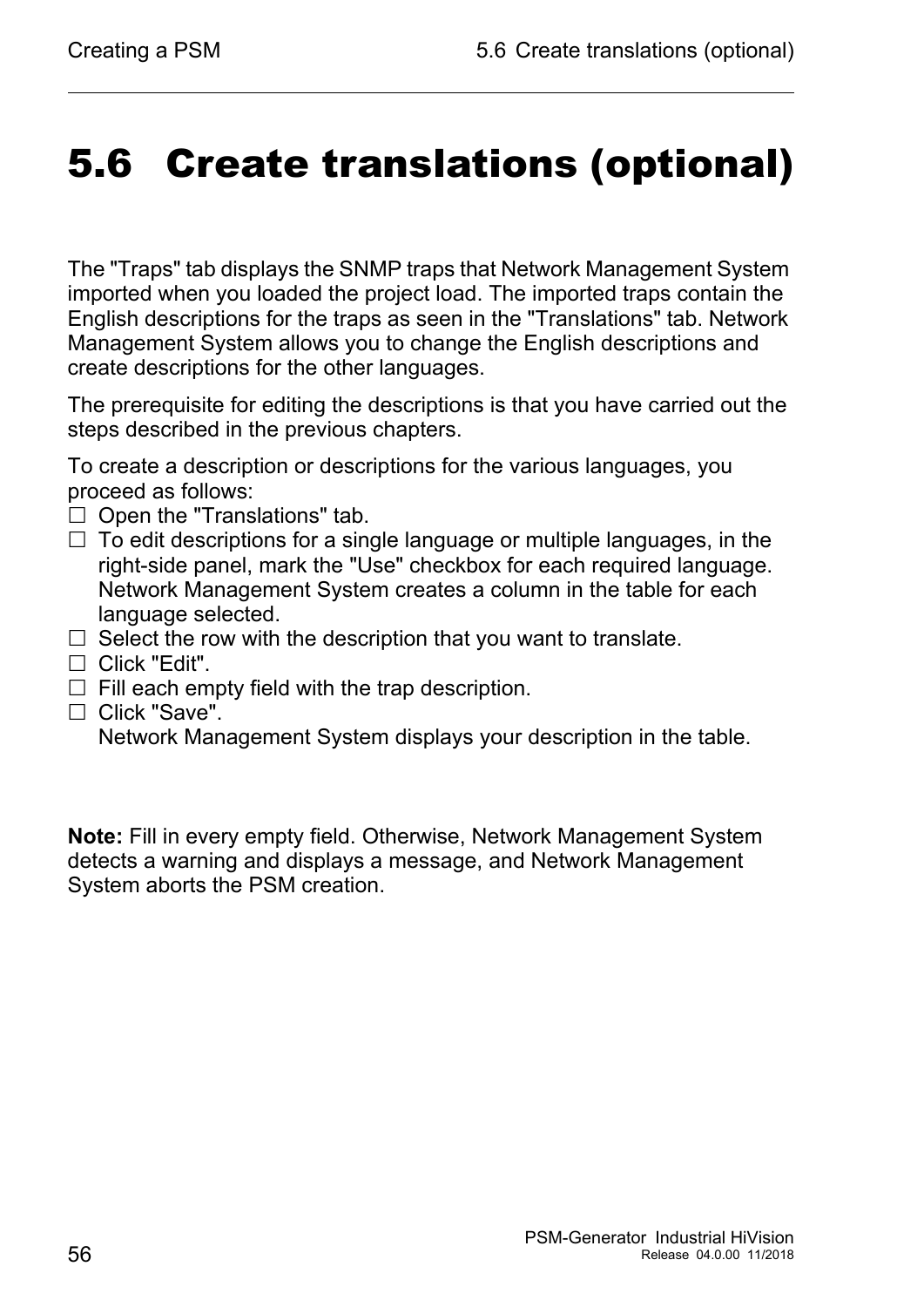# 5.6 Create translations (optional)

The "Traps" tab displays the SNMP traps that Network Management System imported when you loaded the project load. The imported traps contain the English descriptions for the traps as seen in the "Translations" tab. Network Management System allows you to change the English descriptions and create descriptions for the other languages.

The prerequisite for editing the descriptions is that you have carried out the steps described in the previous chapters.

To create a description or descriptions for the various languages, you proceed as follows:

- ☐ Open the "Translations" tab.
- ☐ To edit descriptions for a single language or multiple languages, in the right-side panel, mark the "Use" checkbox for each required language. Network Management System creates a column in the table for each language selected.
- ☐ Select the row with the description that you want to translate.
- ☐ Click "Edit".
- ☐ Fill each empty field with the trap description.
- ☐ Click "Save".
  Network Management System displays your description in the table.

**Note:** Fill in every empty field. Otherwise, Network Management System detects a warning and displays a message, and Network Management System aborts the PSM creation.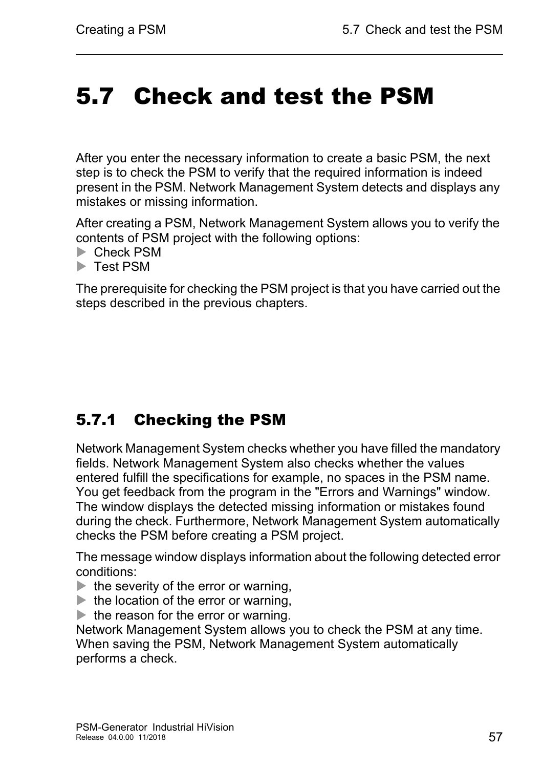# 5.7 Check and test the PSM

After you enter the necessary information to create a basic PSM, the next step is to check the PSM to verify that the required information is indeed present in the PSM. Network Management System detects and displays any mistakes or missing information.

After creating a PSM, Network Management System allows you to verify the contents of PSM project with the following options:

- Check PSM
- Test PSM

The prerequisite for checking the PSM project is that you have carried out the steps described in the previous chapters.

## 5.7.1 Checking the PSM

Network Management System checks whether you have filled the mandatory fields. Network Management System also checks whether the values entered fulfill the specifications for example, no spaces in the PSM name. You get feedback from the program in the "Errors and Warnings" window. The window displays the detected missing information or mistakes found during the check. Furthermore, Network Management System automatically checks the PSM before creating a PSM project.

The message window displays information about the following detected error conditions:

- the severity of the error or warning,
- the location of the error or warning,
- the reason for the error or warning.

Network Management System allows you to check the PSM at any time. When saving the PSM, Network Management System automatically performs a check.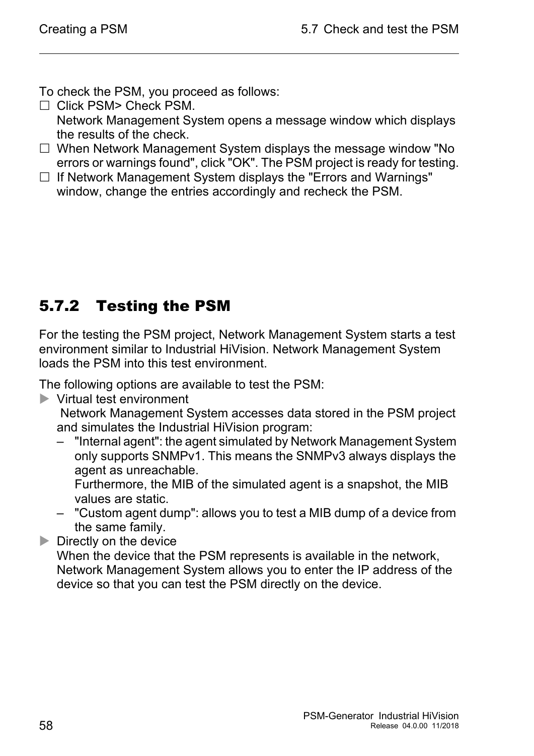To check the PSM, you proceed as follows:

- ☐ Click PSM> Check PSM.
  Network Management System opens a message window which displays the results of the check.
- ☐ When Network Management System displays the message window "No errors or warnings found", click "OK". The PSM project is ready for testing.
- ☐ If Network Management System displays the "Errors and Warnings" window, change the entries accordingly and recheck the PSM.

## 5.7.2 Testing the PSM

For the testing the PSM project, Network Management System starts a test environment similar to Industrial HiVision. Network Management System loads the PSM into this test environment.

The following options are available to test the PSM:

- ▶ Virtual test environment
  Network Management System accesses data stored in the PSM project and simulates the Industrial HiVision program:
  - "Internal agent": the agent simulated by Network Management System only supports SNMPv1. This means the SNMPv3 always displays the agent as unreachable.
    Furthermore, the MIB of the simulated agent is a snapshot, the MIB values are static.
  - "Custom agent dump": allows you to test a MIB dump of a device from the same family.
- ▶ Directly on the device
  When the device that the PSM represents is available in the network, Network Management System allows you to enter the IP address of the device so that you can test the PSM directly on the device.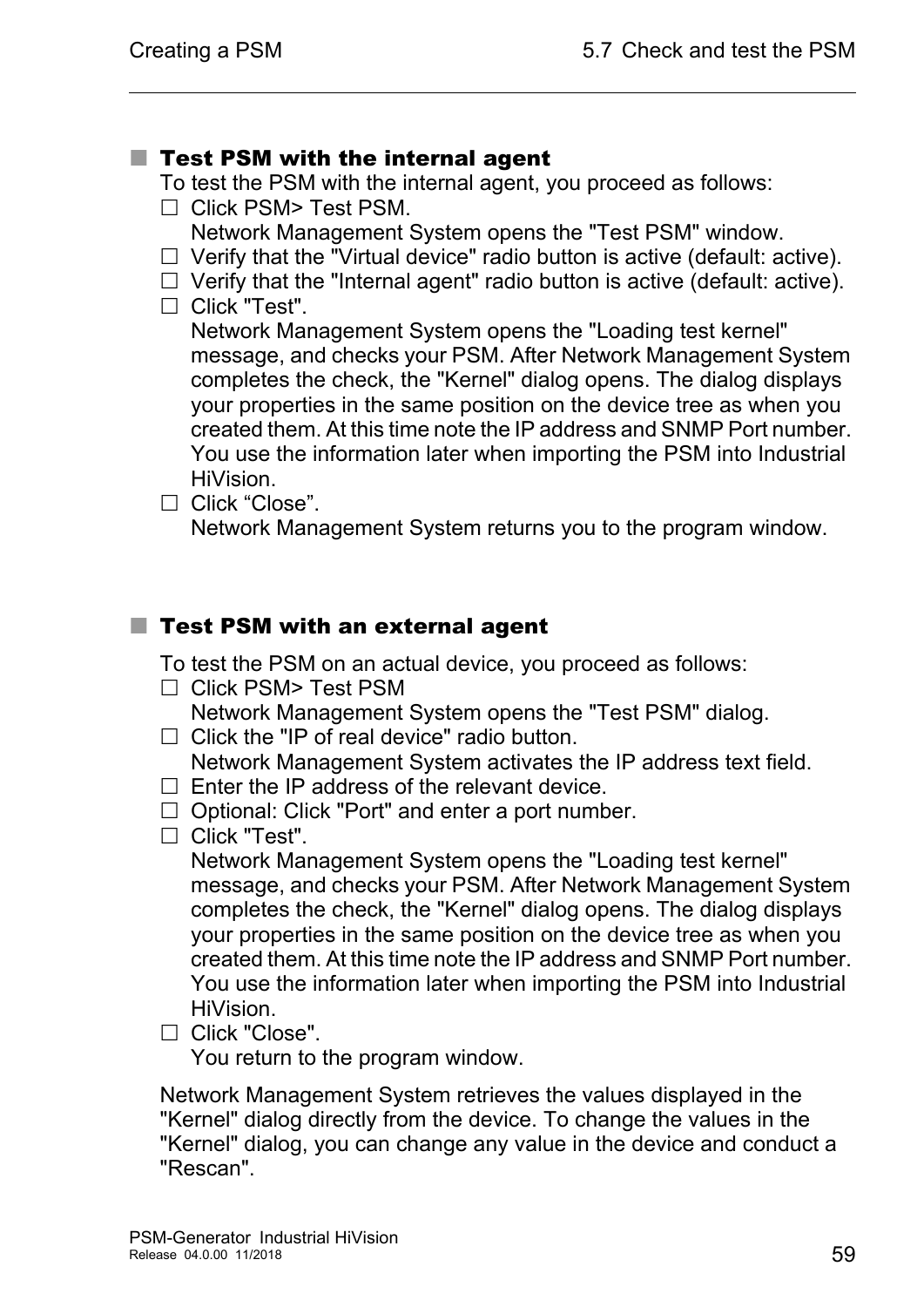## ■ Test PSM with the internal agent

To test the PSM with the internal agent, you proceed as follows:

- ☐ Click PSM> Test PSM.
  Network Management System opens the "Test PSM" window.
- ☐ Verify that the "Virtual device" radio button is active (default: active).
- ☐ Verify that the "Internal agent" radio button is active (default: active).
- ☐ Click "Test".
  Network Management System opens the "Loading test kernel" message, and checks your PSM. After Network Management System completes the check, the "Kernel" dialog opens. The dialog displays your properties in the same position on the device tree as when you created them. At this time note the IP address and SNMP Port number. You use the information later when importing the PSM into Industrial HiVision.
- ☐ Click “Close”.
  Network Management System returns you to the program window.

## ■ Test PSM with an external agent

To test the PSM on an actual device, you proceed as follows:

- ☐ Click PSM> Test PSM
  Network Management System opens the "Test PSM" dialog.
- ☐ Click the "IP of real device" radio button.
  Network Management System activates the IP address text field.
- ☐ Enter the IP address of the relevant device.
- ☐ Optional: Click "Port" and enter a port number.
- ☐ Click "Test".
  Network Management System opens the "Loading test kernel" message, and checks your PSM. After Network Management System completes the check, the "Kernel" dialog opens. The dialog displays your properties in the same position on the device tree as when you created them. At this time note the IP address and SNMP Port number. You use the information later when importing the PSM into Industrial HiVision.
- ☐ Click "Close".
  You return to the program window.

Network Management System retrieves the values displayed in the "Kernel" dialog directly from the device. To change the values in the "Kernel" dialog, you can change any value in the device and conduct a "Rescan".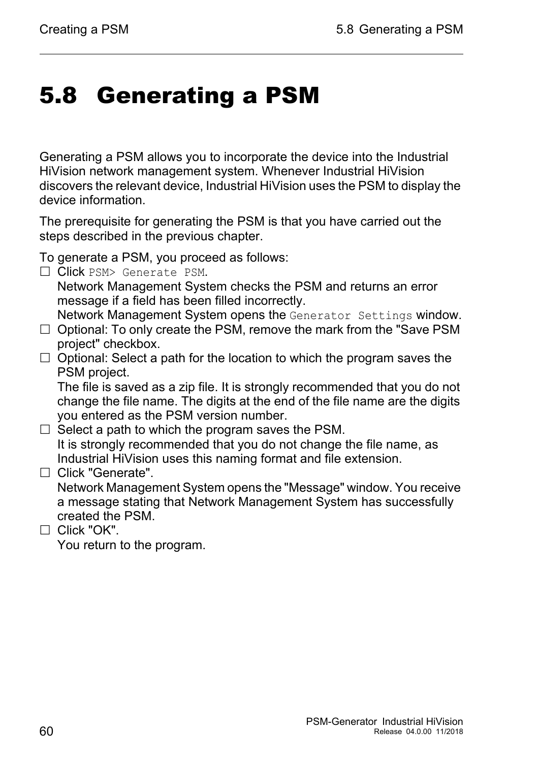# 5.8 Generating a PSM

Generating a PSM allows you to incorporate the device into the Industrial HiVision network management system. Whenever Industrial HiVision discovers the relevant device, Industrial HiVision uses the PSM to display the device information.

The prerequisite for generating the PSM is that you have carried out the steps described in the previous chapter.

To generate a PSM, you proceed as follows:

- ☐ Click `PSM> Generate PSM`.
  Network Management System checks the PSM and returns an error message if a field has been filled incorrectly.
  Network Management System opens the `Generator Settings` window.
- ☐ Optional: To only create the PSM, remove the mark from the "Save PSM project" checkbox.
- ☐ Optional: Select a path for the location to which the program saves the PSM project.
  The file is saved as a zip file. It is strongly recommended that you do not change the file name. The digits at the end of the file name are the digits you entered as the PSM version number.
- ☐ Select a path to which the program saves the PSM.
  It is strongly recommended that you do not change the file name, as Industrial HiVision uses this naming format and file extension.
- ☐ Click "Generate".
  Network Management System opens the "Message" window. You receive a message stating that Network Management System has successfully created the PSM.
- ☐ Click "OK".
  You return to the program.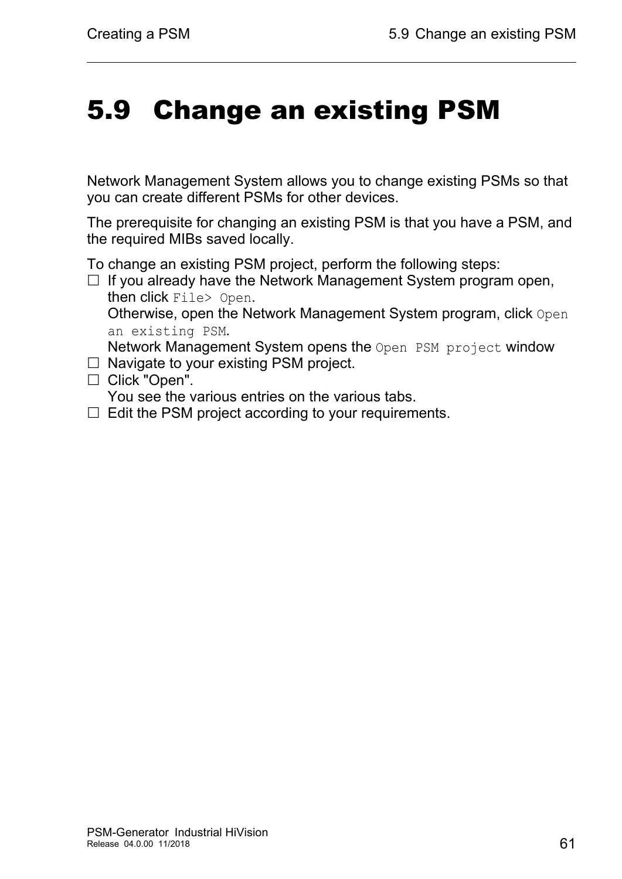# 5.9 Change an existing PSM

Network Management System allows you to change existing PSMs so that you can create different PSMs for other devices.

The prerequisite for changing an existing PSM is that you have a PSM, and the required MIBs saved locally.

To change an existing PSM project, perform the following steps:

- ☐ If you already have the Network Management System program open, then click `File> Open`.  
  Otherwise, open the Network Management System program, click `Open an existing PSM`.  
  Network Management System opens the `Open PSM project` window
- ☐ Navigate to your existing PSM project.
- ☐ Click "Open".  
  You see the various entries on the various tabs.
- ☐ Edit the PSM project according to your requirements.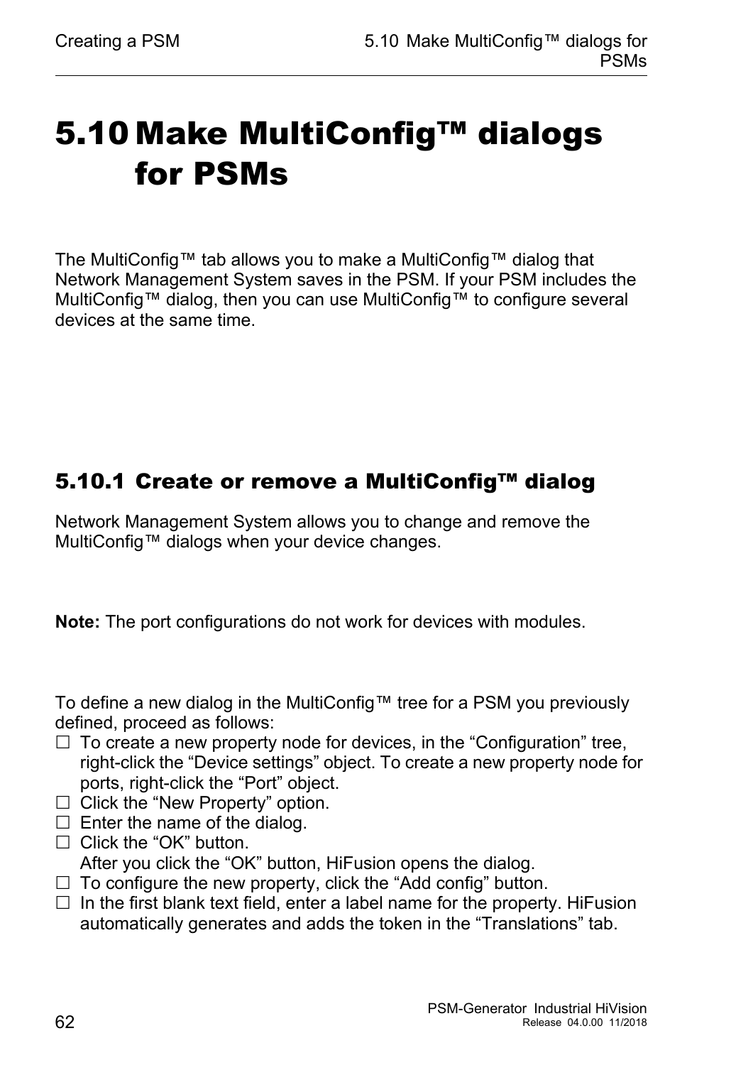# 5.10 Make MultiConfig™ dialogs for PSMs

The MultiConfig™ tab allows you to make a MultiConfig™ dialog that Network Management System saves in the PSM. If your PSM includes the MultiConfig™ dialog, then you can use MultiConfig™ to configure several devices at the same time.

## 5.10.1 Create or remove a MultiConfig™ dialog

Network Management System allows you to change and remove the MultiConfig™ dialogs when your device changes.

**Note:** The port configurations do not work for devices with modules.

To define a new dialog in the MultiConfig™ tree for a PSM you previously defined, proceed as follows:

- ☐ To create a new property node for devices, in the “Configuration” tree, right-click the “Device settings” object. To create a new property node for ports, right-click the “Port” object.
- ☐ Click the “New Property” option.
- ☐ Enter the name of the dialog.
- ☐ Click the “OK” button.
  After you click the “OK” button, HiFusion opens the dialog.
- ☐ To configure the new property, click the “Add config” button.
- ☐ In the first blank text field, enter a label name for the property. HiFusion automatically generates and adds the token in the “Translations” tab.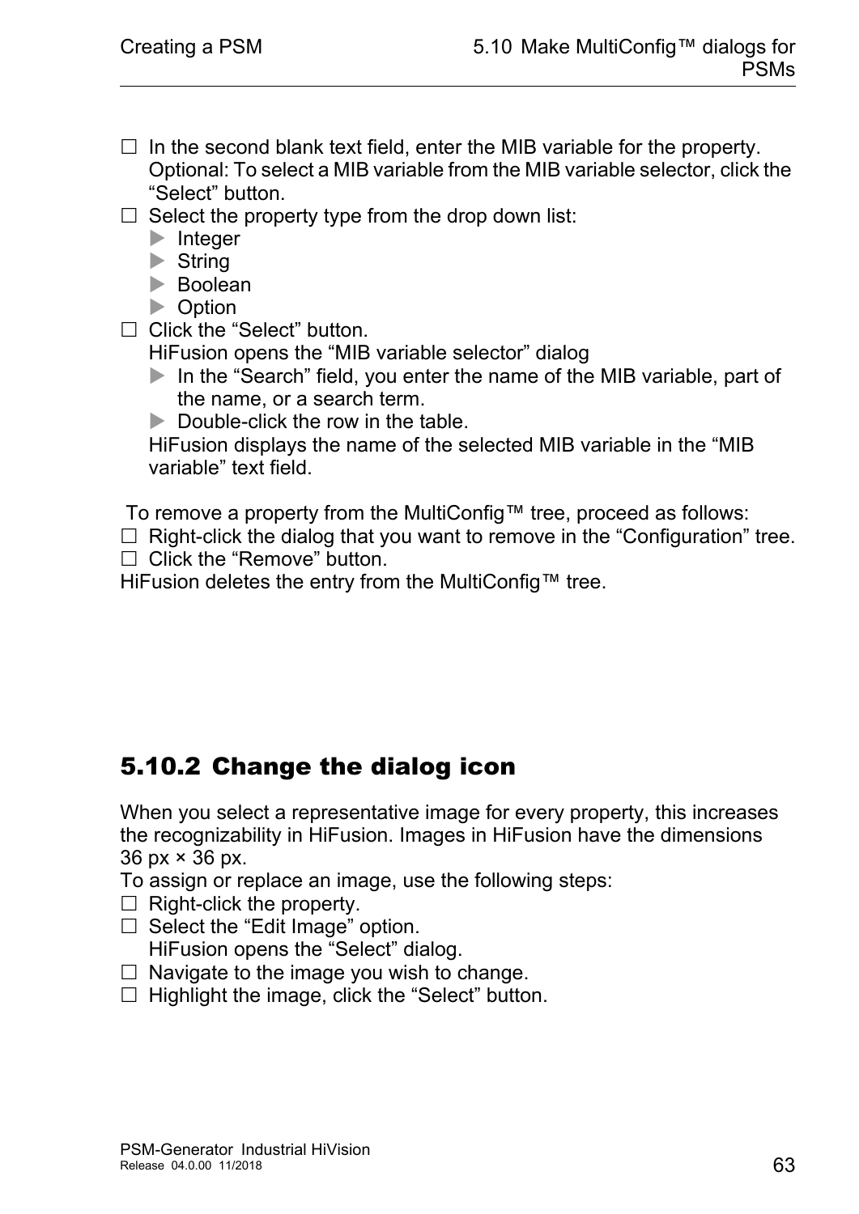☐ In the second blank text field, enter the MIB variable for the property. Optional: To select a MIB variable from the MIB variable selector, click the “Select” button.

☐ Select the property type from the drop down list:
- Integer
- String
- Boolean
- Option

☐ Click the “Select” button.
HiFusion opens the “MIB variable selector” dialog
- In the “Search” field, you enter the name of the MIB variable, part of the name, or a search term.
- Double-click the row in the table.

HiFusion displays the name of the selected MIB variable in the “MIB variable” text field.

To remove a property from the MultiConfig™ tree, proceed as follows:

☐ Right-click the dialog that you want to remove in the “Configuration” tree.
☐ Click the “Remove” button.

HiFusion deletes the entry from the MultiConfig™ tree.

## 5.10.2 Change the dialog icon

When you select a representative image for every property, this increases the recognizability in HiFusion. Images in HiFusion have the dimensions 36 px × 36 px.

To assign or replace an image, use the following steps:

☐ Right-click the property.
☐ Select the “Edit Image” option.
HiFusion opens the “Select” dialog.
☐ Navigate to the image you wish to change.
☐ Highlight the image, click the “Select” button.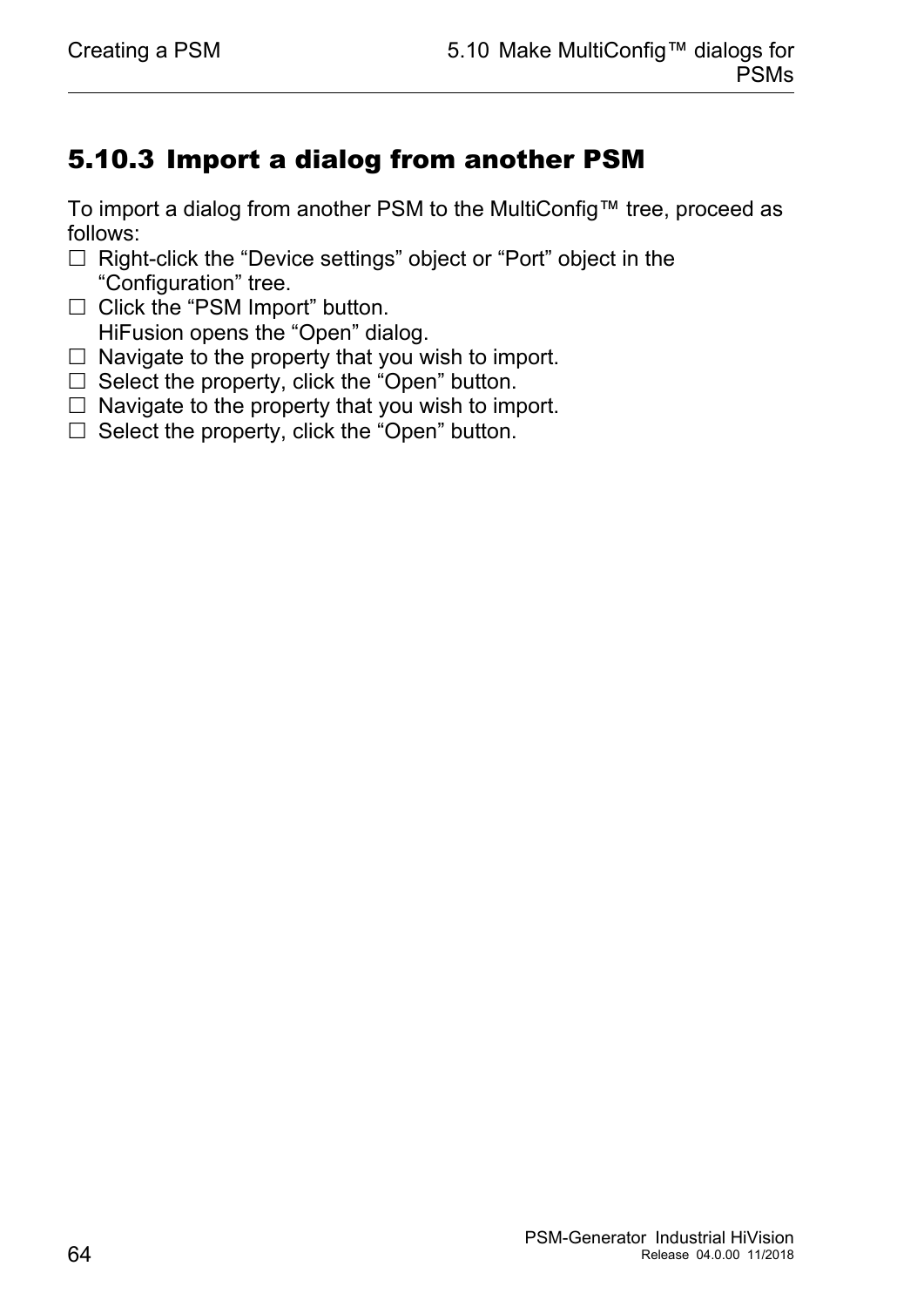## 5.10.3 Import a dialog from another PSM

To import a dialog from another PSM to the MultiConfig™ tree, proceed as follows:

- ☐ Right-click the “Device settings” object or “Port” object in the “Configuration” tree.
- ☐ Click the “PSM Import” button.
  HiFusion opens the “Open” dialog.
- ☐ Navigate to the property that you wish to import.
- ☐ Select the property, click the “Open” button.
- ☐ Navigate to the property that you wish to import.
- ☐ Select the property, click the “Open” button.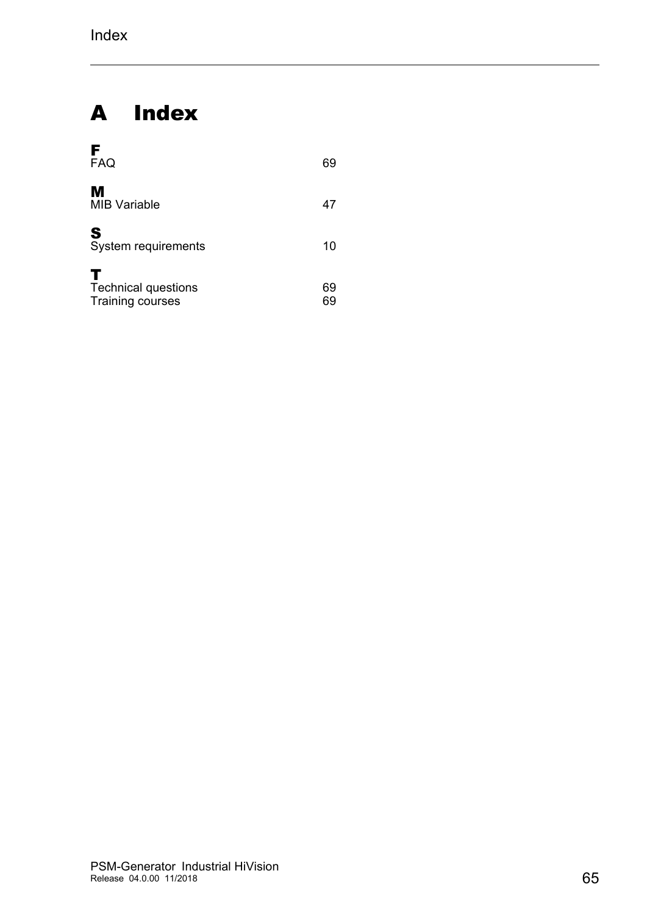# A Index

**F**

FAQ 69

**M**

MIB Variable 47

**S**

System requirements 10

**T**

Technical questions 69
Training courses 69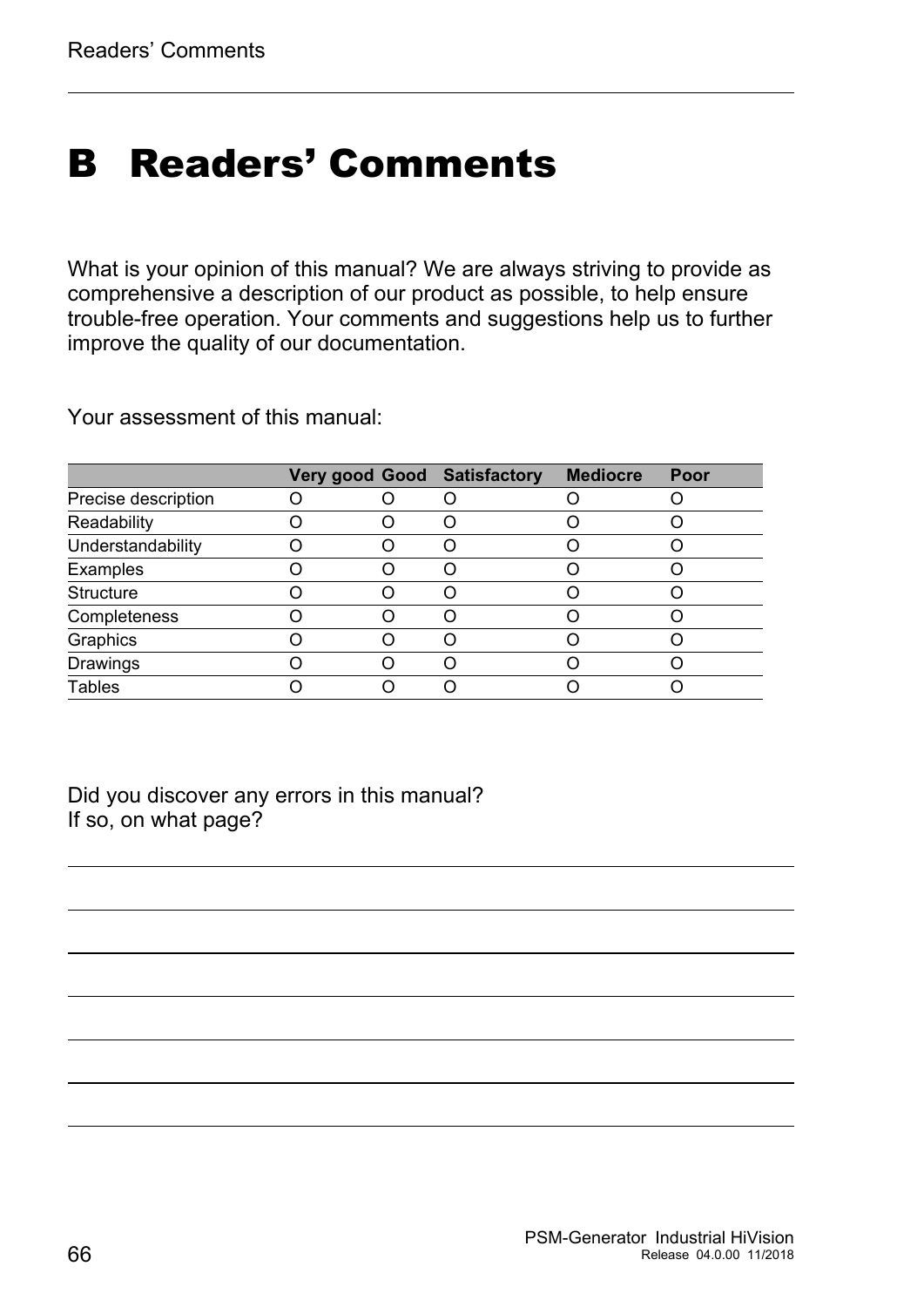# B Readers' Comments

What is your opinion of this manual? We are always striving to provide as comprehensive a description of our product as possible, to help ensure trouble-free operation. Your comments and suggestions help us to further improve the quality of our documentation.

Your assessment of this manual:

| | Very good | Good | Satisfactory | Mediocre | Poor |
|---|---|---|---|---|---|
| Precise description | O | O | O | O | O |
| Readability | O | O | O | O | O |
| Understandability | O | O | O | O | O |
| Examples | O | O | O | O | O |
| Structure | O | O | O | O | O |
| Completeness | O | O | O | O | O |
| Graphics | O | O | O | O | O |
| Drawings | O | O | O | O | O |
| Tables | O | O | O | O | O |

Did you discover any errors in this manual?
If so, on what page?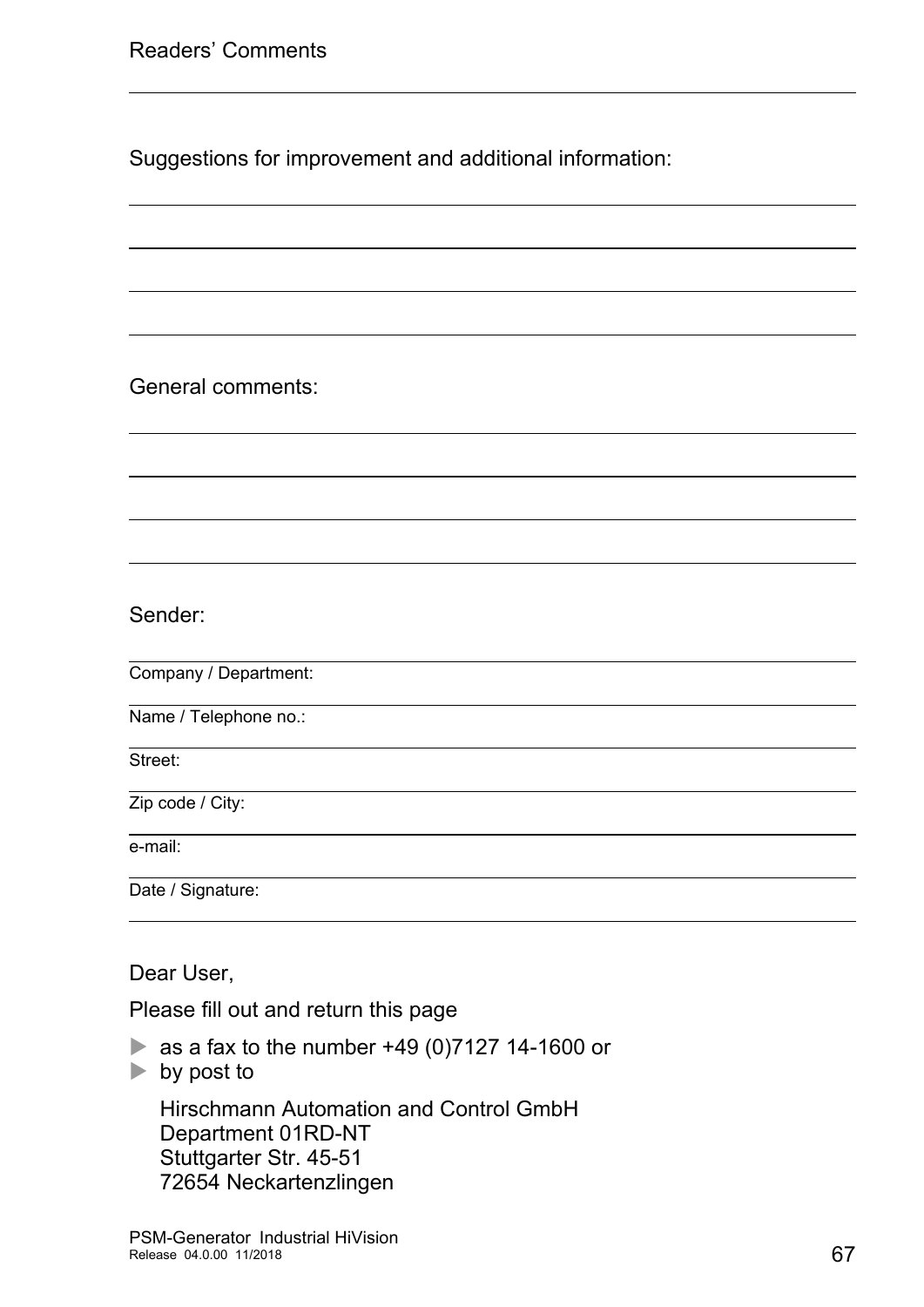# Readers' Comments

Suggestions for improvement and additional information:

General comments:

Sender:

Company / Department:

Name / Telephone no.:

Street:

Zip code / City:

e-mail:

Date / Signature:

Dear User,

Please fill out and return this page

- as a fax to the number +49 (0)7127 14-1600 or
- by post to

  Hirschmann Automation and Control GmbH
  Department 01RD-NT
  Stuttgarter Str. 45-51
  72654 Neckartenzlingen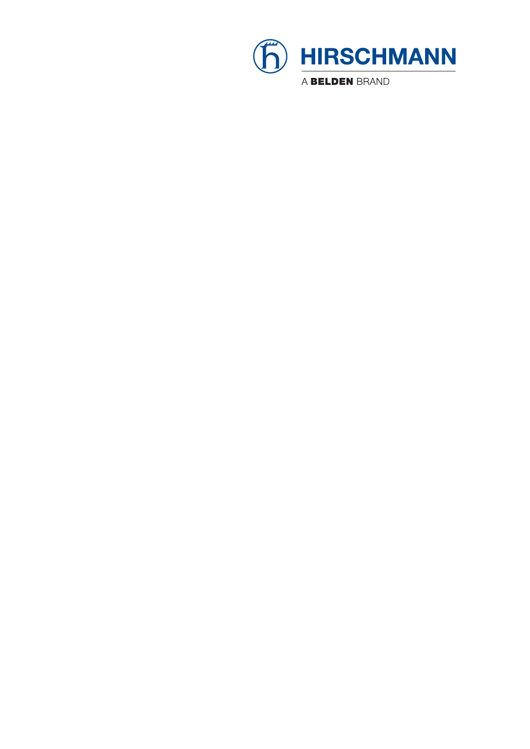HIRSCHMANN

A BELDEN BRAND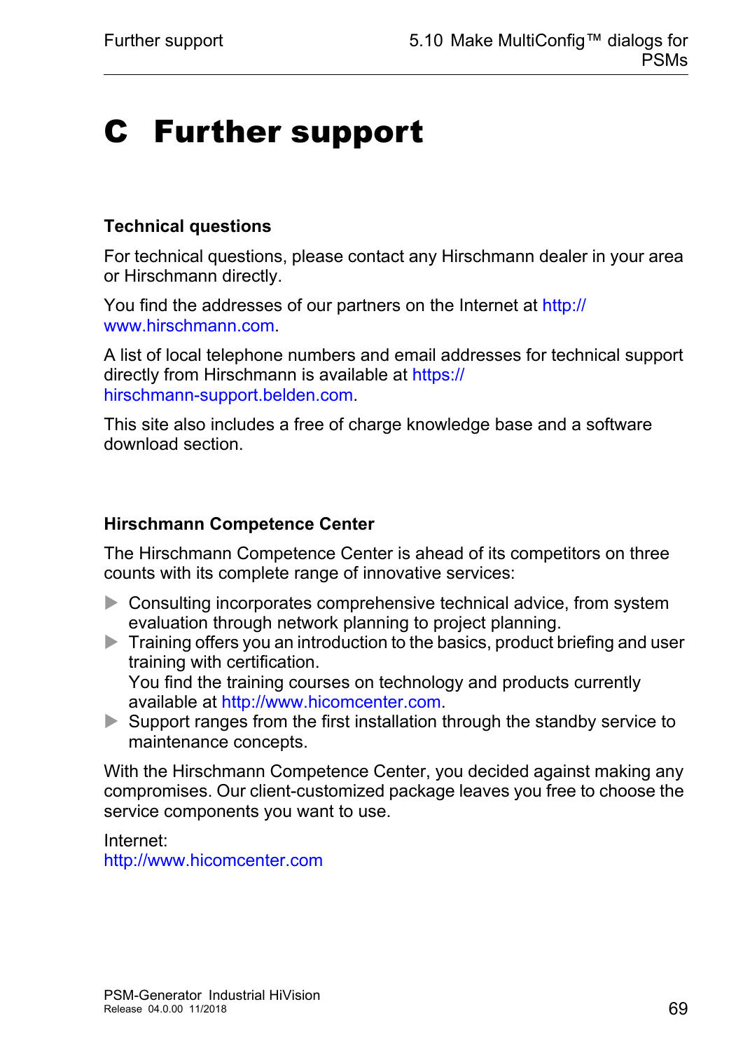# C Further support

### Technical questions

For technical questions, please contact any Hirschmann dealer in your area or Hirschmann directly.

You find the addresses of our partners on the Internet at http://www.hirschmann.com.

A list of local telephone numbers and email addresses for technical support directly from Hirschmann is available at https://hirschmann-support.belden.com.

This site also includes a free of charge knowledge base and a software download section.

### Hirschmann Competence Center

The Hirschmann Competence Center is ahead of its competitors on three counts with its complete range of innovative services:

- Consulting incorporates comprehensive technical advice, from system evaluation through network planning to project planning.
- Training offers you an introduction to the basics, product briefing and user training with certification.
  You find the training courses on technology and products currently available at http://www.hicomcenter.com.
- Support ranges from the first installation through the standby service to maintenance concepts.

With the Hirschmann Competence Center, you decided against making any compromises. Our client-customized package leaves you free to choose the service components you want to use.

Internet:
http://www.hicomcenter.com